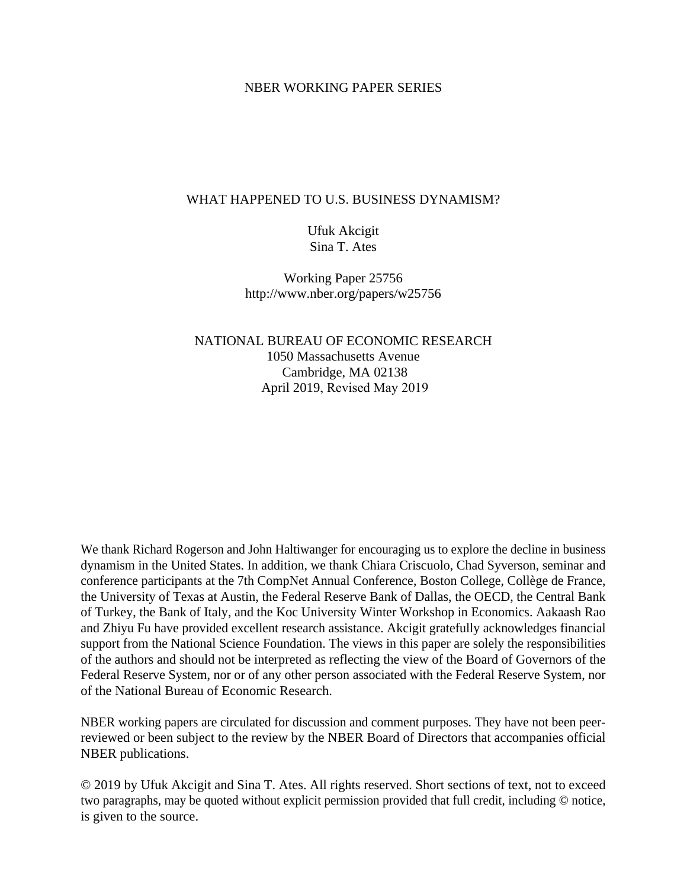NBER WORKING PAPER SERIES

# WHAT HAPPENED TO U.S. BUSINESS DYNAMISM?

Ufuk Akcigit
Sina T. Ates

Working Paper 25756
http://www.nber.org/papers/w25756

NATIONAL BUREAU OF ECONOMIC RESEARCH
1050 Massachusetts Avenue
Cambridge, MA 02138
April 2019, Revised May 2019

We thank Richard Rogerson and John Haltiwanger for encouraging us to explore the decline in business dynamism in the United States. In addition, we thank Chiara Criscuolo, Chad Syverson, seminar and conference participants at the 7th CompNet Annual Conference, Boston College, Collège de France, the University of Texas at Austin, the Federal Reserve Bank of Dallas, the OECD, the Central Bank of Turkey, the Bank of Italy, and the Koc University Winter Workshop in Economics. Aakaash Rao and Zhiyu Fu have provided excellent research assistance. Akcigit gratefully acknowledges financial support from the National Science Foundation. The views in this paper are solely the responsibilities of the authors and should not be interpreted as reflecting the view of the Board of Governors of the Federal Reserve System, nor or of any other person associated with the Federal Reserve System, nor of the National Bureau of Economic Research.

NBER working papers are circulated for discussion and comment purposes. They have not been peer-reviewed or been subject to the review by the NBER Board of Directors that accompanies official NBER publications.

© 2019 by Ufuk Akcigit and Sina T. Ates. All rights reserved. Short sections of text, not to exceed two paragraphs, may be quoted without explicit permission provided that full credit, including © notice, is given to the source.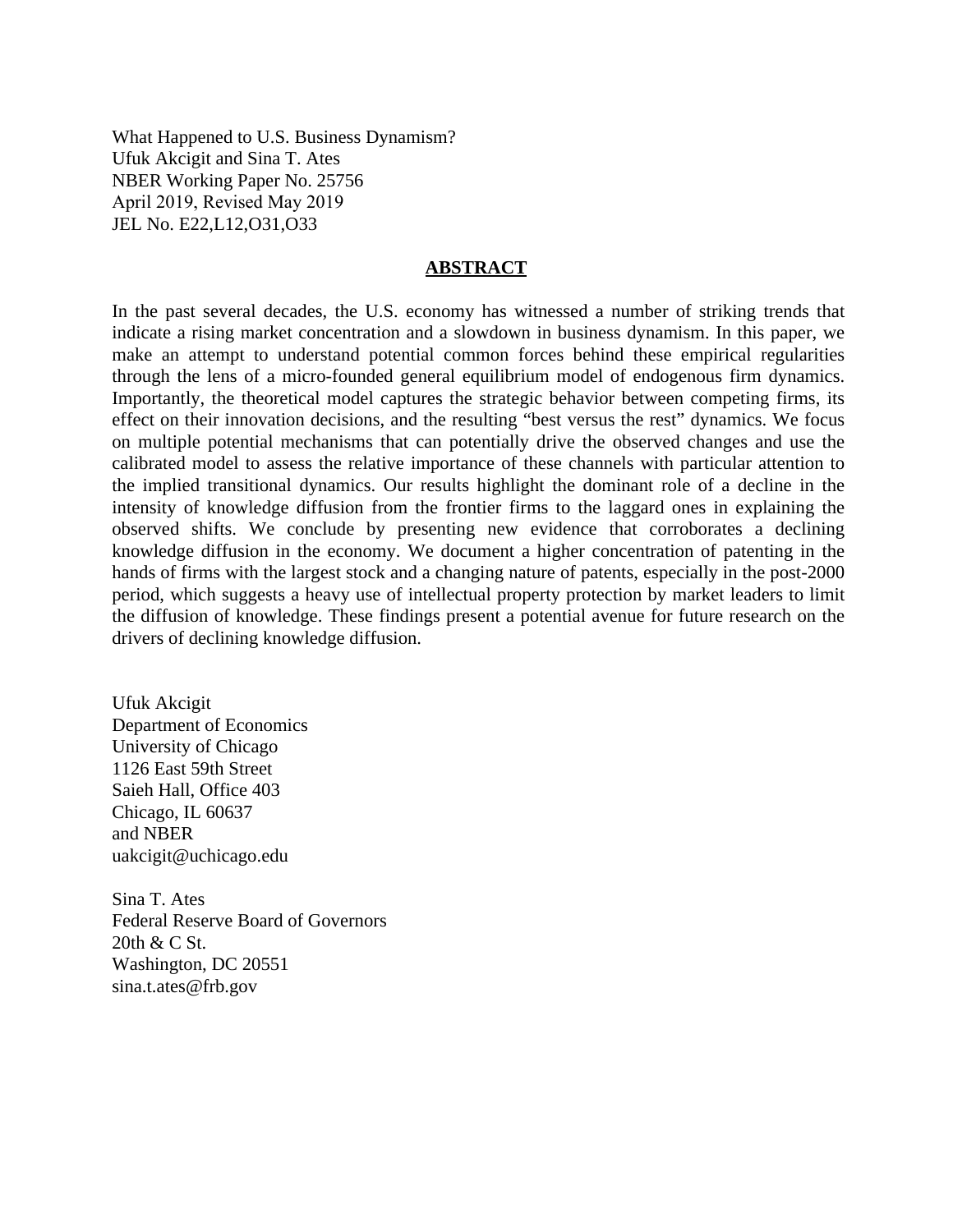What Happened to U.S. Business Dynamism?
Ufuk Akcigit and Sina T. Ates
NBER Working Paper No. 25756
April 2019, Revised May 2019
JEL No. E22,L12,O31,O33

## ABSTRACT

In the past several decades, the U.S. economy has witnessed a number of striking trends that indicate a rising market concentration and a slowdown in business dynamism. In this paper, we make an attempt to understand potential common forces behind these empirical regularities through the lens of a micro-founded general equilibrium model of endogenous firm dynamics. Importantly, the theoretical model captures the strategic behavior between competing firms, its effect on their innovation decisions, and the resulting "best versus the rest" dynamics. We focus on multiple potential mechanisms that can potentially drive the observed changes and use the calibrated model to assess the relative importance of these channels with particular attention to the implied transitional dynamics. Our results highlight the dominant role of a decline in the intensity of knowledge diffusion from the frontier firms to the laggard ones in explaining the observed shifts. We conclude by presenting new evidence that corroborates a declining knowledge diffusion in the economy. We document a higher concentration of patenting in the hands of firms with the largest stock and a changing nature of patents, especially in the post-2000 period, which suggests a heavy use of intellectual property protection by market leaders to limit the diffusion of knowledge. These findings present a potential avenue for future research on the drivers of declining knowledge diffusion.

Ufuk Akcigit
Department of Economics
University of Chicago
1126 East 59th Street
Saieh Hall, Office 403
Chicago, IL 60637
and NBER
uakcigit@uchicago.edu

Sina T. Ates
Federal Reserve Board of Governors
20th & C St.
Washington, DC 20551
sina.t.ates@frb.gov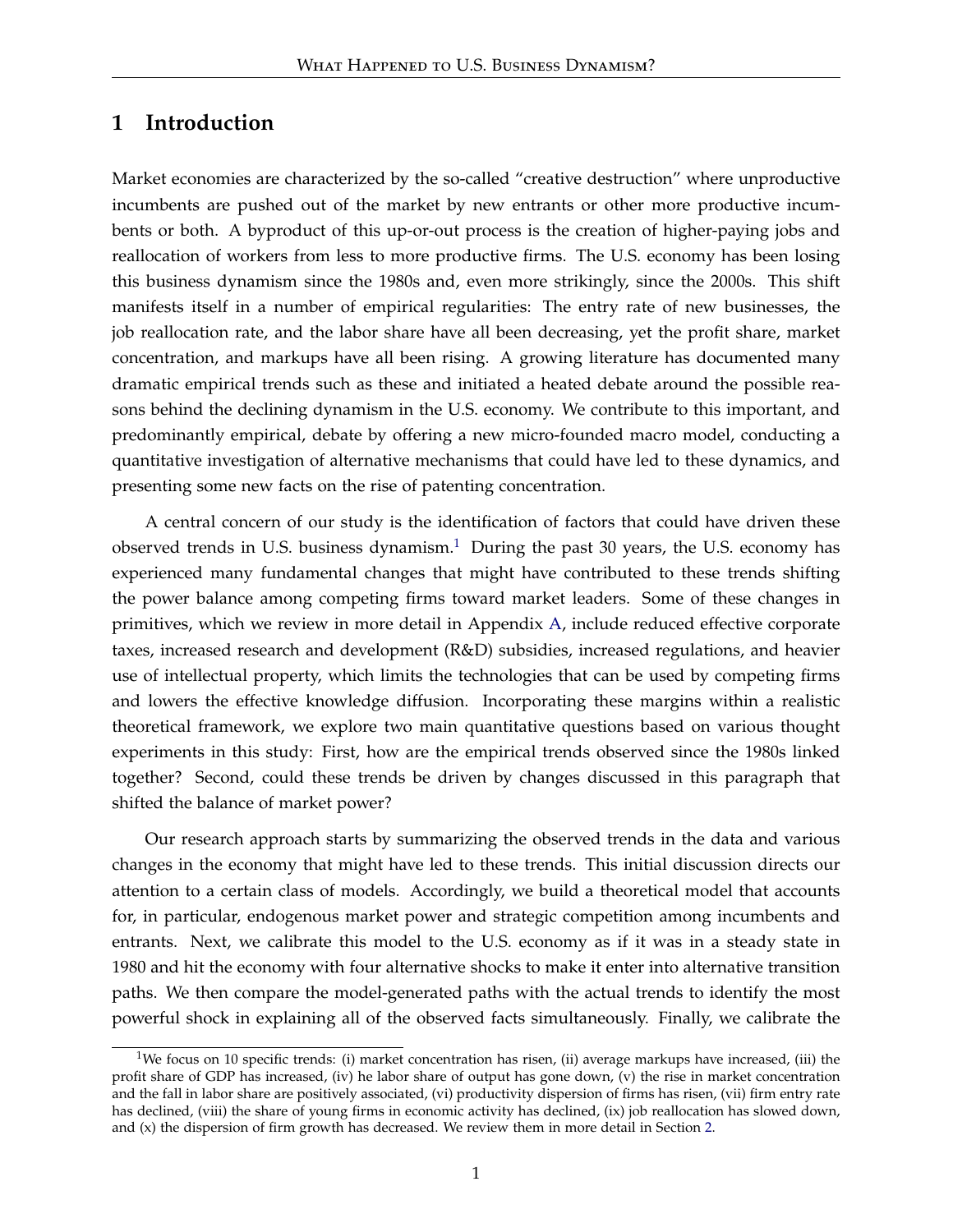# 1 Introduction

Market economies are characterized by the so-called "creative destruction" where unproductive incumbents are pushed out of the market by new entrants or other more productive incumbents or both. A byproduct of this up-or-out process is the creation of higher-paying jobs and reallocation of workers from less to more productive firms. The U.S. economy has been losing this business dynamism since the 1980s and, even more strikingly, since the 2000s. This shift manifests itself in a number of empirical regularities: The entry rate of new businesses, the job reallocation rate, and the labor share have all been decreasing, yet the profit share, market concentration, and markups have all been rising. A growing literature has documented many dramatic empirical trends such as these and initiated a heated debate around the possible reasons behind the declining dynamism in the U.S. economy. We contribute to this important, and predominantly empirical, debate by offering a new micro-founded macro model, conducting a quantitative investigation of alternative mechanisms that could have led to these dynamics, and presenting some new facts on the rise of patenting concentration.

A central concern of our study is the identification of factors that could have driven these observed trends in U.S. business dynamism.[1] During the past 30 years, the U.S. economy has experienced many fundamental changes that might have contributed to these trends shifting the power balance among competing firms toward market leaders. Some of these changes in primitives, which we review in more detail in Appendix A, include reduced effective corporate taxes, increased research and development (R&D) subsidies, increased regulations, and heavier use of intellectual property, which limits the technologies that can be used by competing firms and lowers the effective knowledge diffusion. Incorporating these margins within a realistic theoretical framework, we explore two main quantitative questions based on various thought experiments in this study: First, how are the empirical trends observed since the 1980s linked together? Second, could these trends be driven by changes discussed in this paragraph that shifted the balance of market power?

Our research approach starts by summarizing the observed trends in the data and various changes in the economy that might have led to these trends. This initial discussion directs our attention to a certain class of models. Accordingly, we build a theoretical model that accounts for, in particular, endogenous market power and strategic competition among incumbents and entrants. Next, we calibrate this model to the U.S. economy as if it was in a steady state in 1980 and hit the economy with four alternative shocks to make it enter into alternative transition paths. We then compare the model-generated paths with the actual trends to identify the most powerful shock in explaining all of the observed facts simultaneously. Finally, we calibrate the

[1] We focus on 10 specific trends: (i) market concentration has risen, (ii) average markups have increased, (iii) the profit share of GDP has increased, (iv) he labor share of output has gone down, (v) the rise in market concentration and the fall in labor share are positively associated, (vi) productivity dispersion of firms has risen, (vii) firm entry rate has declined, (viii) the share of young firms in economic activity has declined, (ix) job reallocation has slowed down, and (x) the dispersion of firm growth has decreased. We review them in more detail in Section 2.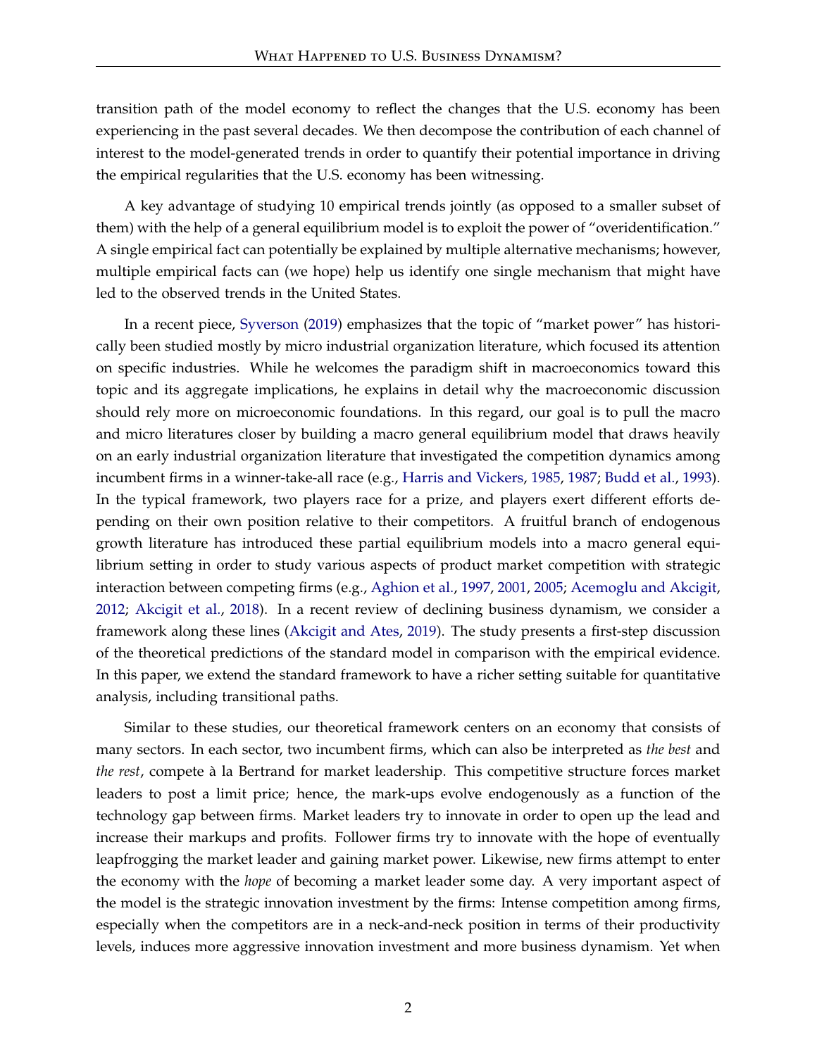transition path of the model economy to reflect the changes that the U.S. economy has been experiencing in the past several decades. We then decompose the contribution of each channel of interest to the model-generated trends in order to quantify their potential importance in driving the empirical regularities that the U.S. economy has been witnessing.

A key advantage of studying 10 empirical trends jointly (as opposed to a smaller subset of them) with the help of a general equilibrium model is to exploit the power of "overidentification." A single empirical fact can potentially be explained by multiple alternative mechanisms; however, multiple empirical facts can (we hope) help us identify one single mechanism that might have led to the observed trends in the United States.

In a recent piece, Syverson (2019) emphasizes that the topic of "market power" has historically been studied mostly by micro industrial organization literature, which focused its attention on specific industries. While he welcomes the paradigm shift in macroeconomics toward this topic and its aggregate implications, he explains in detail why the macroeconomic discussion should rely more on microeconomic foundations. In this regard, our goal is to pull the macro and micro literatures closer by building a macro general equilibrium model that draws heavily on an early industrial organization literature that investigated the competition dynamics among incumbent firms in a winner-take-all race (e.g., Harris and Vickers, 1985, 1987; Budd et al., 1993). In the typical framework, two players race for a prize, and players exert different efforts depending on their own position relative to their competitors. A fruitful branch of endogenous growth literature has introduced these partial equilibrium models into a macro general equilibrium setting in order to study various aspects of product market competition with strategic interaction between competing firms (e.g., Aghion et al., 1997, 2001, 2005; Acemoglu and Akcigit, 2012; Akcigit et al., 2018). In a recent review of declining business dynamism, we consider a framework along these lines (Akcigit and Ates, 2019). The study presents a first-step discussion of the theoretical predictions of the standard model in comparison with the empirical evidence. In this paper, we extend the standard framework to have a richer setting suitable for quantitative analysis, including transitional paths.

Similar to these studies, our theoretical framework centers on an economy that consists of many sectors. In each sector, two incumbent firms, which can also be interpreted as *the best* and *the rest*, compete à la Bertrand for market leadership. This competitive structure forces market leaders to post a limit price; hence, the mark-ups evolve endogenously as a function of the technology gap between firms. Market leaders try to innovate in order to open up the lead and increase their markups and profits. Follower firms try to innovate with the hope of eventually leapfrogging the market leader and gaining market power. Likewise, new firms attempt to enter the economy with the *hope* of becoming a market leader some day. A very important aspect of the model is the strategic innovation investment by the firms: Intense competition among firms, especially when the competitors are in a neck-and-neck position in terms of their productivity levels, induces more aggressive innovation investment and more business dynamism. Yet when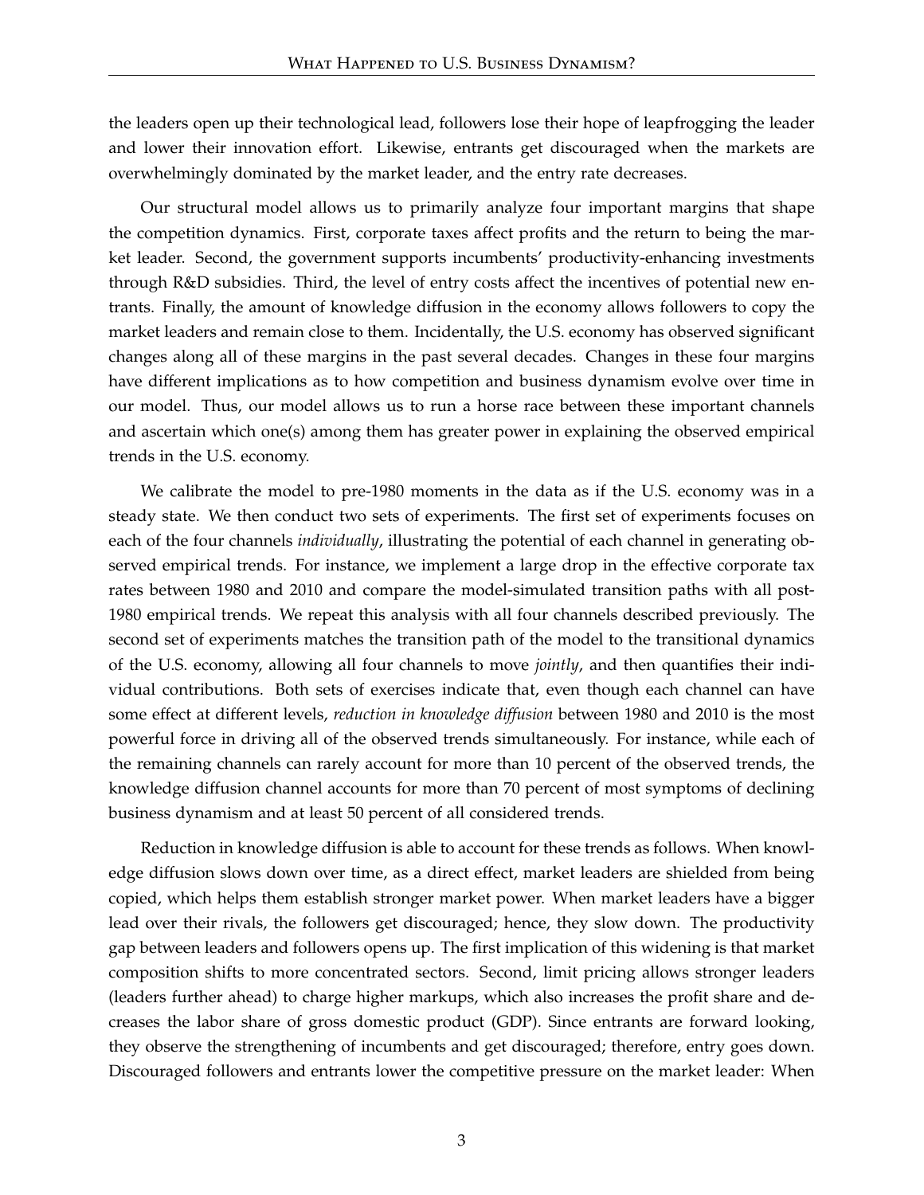the leaders open up their technological lead, followers lose their hope of leapfrogging the leader and lower their innovation effort. Likewise, entrants get discouraged when the markets are overwhelmingly dominated by the market leader, and the entry rate decreases.

Our structural model allows us to primarily analyze four important margins that shape the competition dynamics. First, corporate taxes affect profits and the return to being the market leader. Second, the government supports incumbents' productivity-enhancing investments through R&D subsidies. Third, the level of entry costs affect the incentives of potential new entrants. Finally, the amount of knowledge diffusion in the economy allows followers to copy the market leaders and remain close to them. Incidentally, the U.S. economy has observed significant changes along all of these margins in the past several decades. Changes in these four margins have different implications as to how competition and business dynamism evolve over time in our model. Thus, our model allows us to run a horse race between these important channels and ascertain which one(s) among them has greater power in explaining the observed empirical trends in the U.S. economy.

We calibrate the model to pre-1980 moments in the data as if the U.S. economy was in a steady state. We then conduct two sets of experiments. The first set of experiments focuses on each of the four channels *individually*, illustrating the potential of each channel in generating observed empirical trends. For instance, we implement a large drop in the effective corporate tax rates between 1980 and 2010 and compare the model-simulated transition paths with all post-1980 empirical trends. We repeat this analysis with all four channels described previously. The second set of experiments matches the transition path of the model to the transitional dynamics of the U.S. economy, allowing all four channels to move *jointly*, and then quantifies their individual contributions. Both sets of exercises indicate that, even though each channel can have some effect at different levels, *reduction in knowledge diffusion* between 1980 and 2010 is the most powerful force in driving all of the observed trends simultaneously. For instance, while each of the remaining channels can rarely account for more than 10 percent of the observed trends, the knowledge diffusion channel accounts for more than 70 percent of most symptoms of declining business dynamism and at least 50 percent of all considered trends.

Reduction in knowledge diffusion is able to account for these trends as follows. When knowledge diffusion slows down over time, as a direct effect, market leaders are shielded from being copied, which helps them establish stronger market power. When market leaders have a bigger lead over their rivals, the followers get discouraged; hence, they slow down. The productivity gap between leaders and followers opens up. The first implication of this widening is that market composition shifts to more concentrated sectors. Second, limit pricing allows stronger leaders (leaders further ahead) to charge higher markups, which also increases the profit share and decreases the labor share of gross domestic product (GDP). Since entrants are forward looking, they observe the strengthening of incumbents and get discouraged; therefore, entry goes down. Discouraged followers and entrants lower the competitive pressure on the market leader: When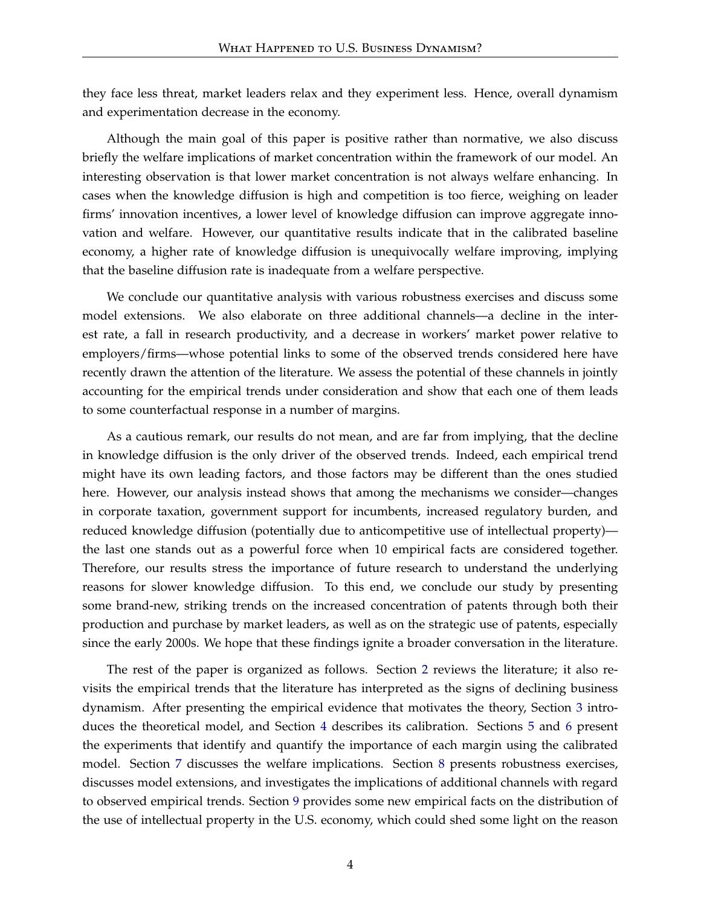they face less threat, market leaders relax and they experiment less. Hence, overall dynamism and experimentation decrease in the economy.

Although the main goal of this paper is positive rather than normative, we also discuss briefly the welfare implications of market concentration within the framework of our model. An interesting observation is that lower market concentration is not always welfare enhancing. In cases when the knowledge diffusion is high and competition is too fierce, weighing on leader firms' innovation incentives, a lower level of knowledge diffusion can improve aggregate innovation and welfare. However, our quantitative results indicate that in the calibrated baseline economy, a higher rate of knowledge diffusion is unequivocally welfare improving, implying that the baseline diffusion rate is inadequate from a welfare perspective.

We conclude our quantitative analysis with various robustness exercises and discuss some model extensions. We also elaborate on three additional channels—a decline in the interest rate, a fall in research productivity, and a decrease in workers' market power relative to employers/firms—whose potential links to some of the observed trends considered here have recently drawn the attention of the literature. We assess the potential of these channels in jointly accounting for the empirical trends under consideration and show that each one of them leads to some counterfactual response in a number of margins.

As a cautious remark, our results do not mean, and are far from implying, that the decline in knowledge diffusion is the only driver of the observed trends. Indeed, each empirical trend might have its own leading factors, and those factors may be different than the ones studied here. However, our analysis instead shows that among the mechanisms we consider—changes in corporate taxation, government support for incumbents, increased regulatory burden, and reduced knowledge diffusion (potentially due to anticompetitive use of intellectual property)—the last one stands out as a powerful force when 10 empirical facts are considered together. Therefore, our results stress the importance of future research to understand the underlying reasons for slower knowledge diffusion. To this end, we conclude our study by presenting some brand-new, striking trends on the increased concentration of patents through both their production and purchase by market leaders, as well as on the strategic use of patents, especially since the early 2000s. We hope that these findings ignite a broader conversation in the literature.

The rest of the paper is organized as follows. Section 2 reviews the literature; it also revisits the empirical trends that the literature has interpreted as the signs of declining business dynamism. After presenting the empirical evidence that motivates the theory, Section 3 introduces the theoretical model, and Section 4 describes its calibration. Sections 5 and 6 present the experiments that identify and quantify the importance of each margin using the calibrated model. Section 7 discusses the welfare implications. Section 8 presents robustness exercises, discusses model extensions, and investigates the implications of additional channels with regard to observed empirical trends. Section 9 provides some new empirical facts on the distribution of the use of intellectual property in the U.S. economy, which could shed some light on the reason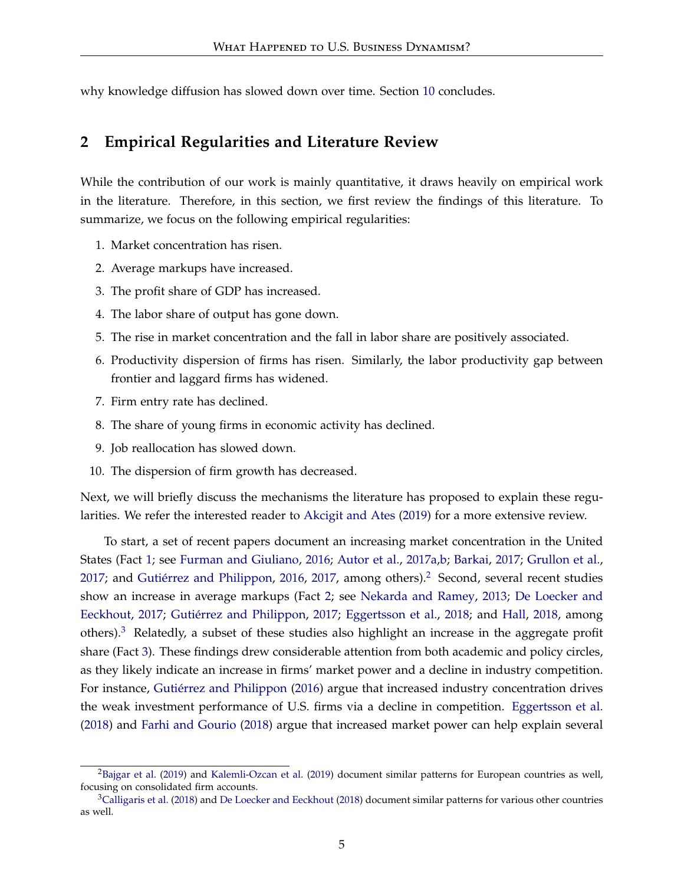why knowledge diffusion has slowed down over time. Section 10 concludes.

## 2 Empirical Regularities and Literature Review

While the contribution of our work is mainly quantitative, it draws heavily on empirical work in the literature. Therefore, in this section, we first review the findings of this literature. To summarize, we focus on the following empirical regularities:

1. Market concentration has risen.
2. Average markups have increased.
3. The profit share of GDP has increased.
4. The labor share of output has gone down.
5. The rise in market concentration and the fall in labor share are positively associated.
6. Productivity dispersion of firms has risen. Similarly, the labor productivity gap between frontier and laggard firms has widened.
7. Firm entry rate has declined.
8. The share of young firms in economic activity has declined.
9. Job reallocation has slowed down.
10. The dispersion of firm growth has decreased.

Next, we will briefly discuss the mechanisms the literature has proposed to explain these regularities. We refer the interested reader to Akcigit and Ates (2019) for a more extensive review.

To start, a set of recent papers document an increasing market concentration in the United States (Fact 1; see Furman and Giuliano, 2016; Autor et al., 2017a,b; Barkai, 2017; Grullon et al., 2017; and Gutiérrez and Philippon, 2016, 2017, among others).[2] Second, several recent studies show an increase in average markups (Fact 2; see Nekarda and Ramey, 2013; De Loecker and Eeckhout, 2017; Gutiérrez and Philippon, 2017; Eggertsson et al., 2018; and Hall, 2018, among others).[3] Relatedly, a subset of these studies also highlight an increase in the aggregate profit share (Fact 3). These findings drew considerable attention from both academic and policy circles, as they likely indicate an increase in firms' market power and a decline in industry competition. For instance, Gutiérrez and Philippon (2016) argue that increased industry concentration drives the weak investment performance of U.S. firms via a decline in competition. Eggertsson et al. (2018) and Farhi and Gourio (2018) argue that increased market power can help explain several

[2] Bajgar et al. (2019) and Kalemli-Ozcan et al. (2019) document similar patterns for European countries as well, focusing on consolidated firm accounts.

[3] Calligaris et al. (2018) and De Loecker and Eeckhout (2018) document similar patterns for various other countries as well.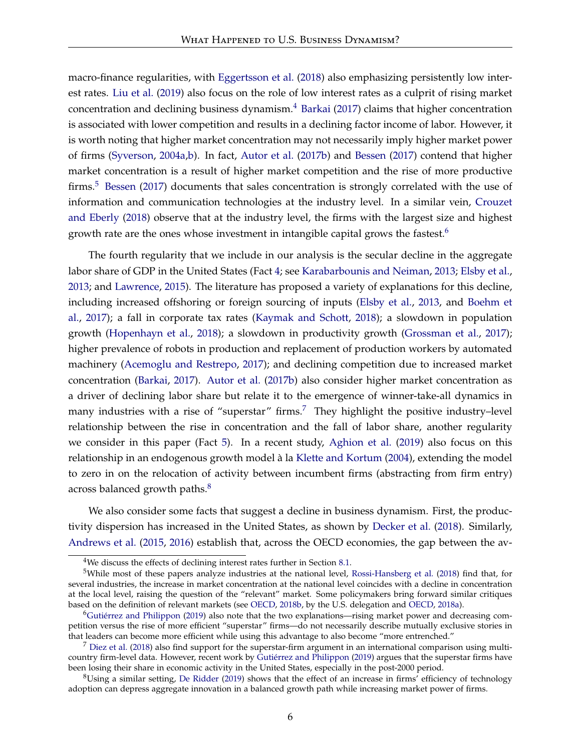macro-finance regularities, with Eggertsson et al. (2018) also emphasizing persistently low interest rates. Liu et al. (2019) also focus on the role of low interest rates as a culprit of rising market concentration and declining business dynamism.[4] Barkai (2017) claims that higher concentration is associated with lower competition and results in a declining factor income of labor. However, it is worth noting that higher market concentration may not necessarily imply higher market power of firms (Syverson, 2004a,b). In fact, Autor et al. (2017b) and Bessen (2017) contend that higher market concentration is a result of higher market competition and the rise of more productive firms.[5] Bessen (2017) documents that sales concentration is strongly correlated with the use of information and communication technologies at the industry level. In a similar vein, Crouzet and Eberly (2018) observe that at the industry level, the firms with the largest size and highest growth rate are the ones whose investment in intangible capital grows the fastest.[6]

The fourth regularity that we include in our analysis is the secular decline in the aggregate labor share of GDP in the United States (Fact 4; see Karabarbounis and Neiman, 2013; Elsby et al., 2013; and Lawrence, 2015). The literature has proposed a variety of explanations for this decline, including increased offshoring or foreign sourcing of inputs (Elsby et al., 2013, and Boehm et al., 2017); a fall in corporate tax rates (Kaymak and Schott, 2018); a slowdown in population growth (Hopenhayn et al., 2018); a slowdown in productivity growth (Grossman et al., 2017); higher prevalence of robots in production and replacement of production workers by automated machinery (Acemoglu and Restrepo, 2017); and declining competition due to increased market concentration (Barkai, 2017). Autor et al. (2017b) also consider higher market concentration as a driver of declining labor share but relate it to the emergence of winner-take-all dynamics in many industries with a rise of "superstar" firms.[7] They highlight the positive industry–level relationship between the rise in concentration and the fall of labor share, another regularity we consider in this paper (Fact 5). In a recent study, Aghion et al. (2019) also focus on this relationship in an endogenous growth model à la Klette and Kortum (2004), extending the model to zero in on the relocation of activity between incumbent firms (abstracting from firm entry) across balanced growth paths.[8]

We also consider some facts that suggest a decline in business dynamism. First, the productivity dispersion has increased in the United States, as shown by Decker et al. (2018). Similarly, Andrews et al. (2015, 2016) establish that, across the OECD economies, the gap between the av-

[4] We discuss the effects of declining interest rates further in Section 8.1.

[5] While most of these papers analyze industries at the national level, Rossi-Hansberg et al. (2018) find that, for several industries, the increase in market concentration at the national level coincides with a decline in concentration at the local level, raising the question of the "relevant" market. Some policymakers bring forward similar critiques based on the definition of relevant markets (see OECD, 2018b, by the U.S. delegation and OECD, 2018a).

[6] Gutiérrez and Philippon (2019) also note that the two explanations—rising market power and decreasing competition versus the rise of more efficient "superstar" firms—do not necessarily describe mutually exclusive stories in that leaders can become more efficient while using this advantage to also become "more entrenched."

[7] Diez et al. (2018) also find support for the superstar-firm argument in an international comparison using multi-country firm-level data. However, recent work by Gutiérrez and Philippon (2019) argues that the superstar firms have been losing their share in economic activity in the United States, especially in the post-2000 period.

[8] Using a similar setting, De Ridder (2019) shows that the effect of an increase in firms' efficiency of technology adoption can depress aggregate innovation in a balanced growth path while increasing market power of firms.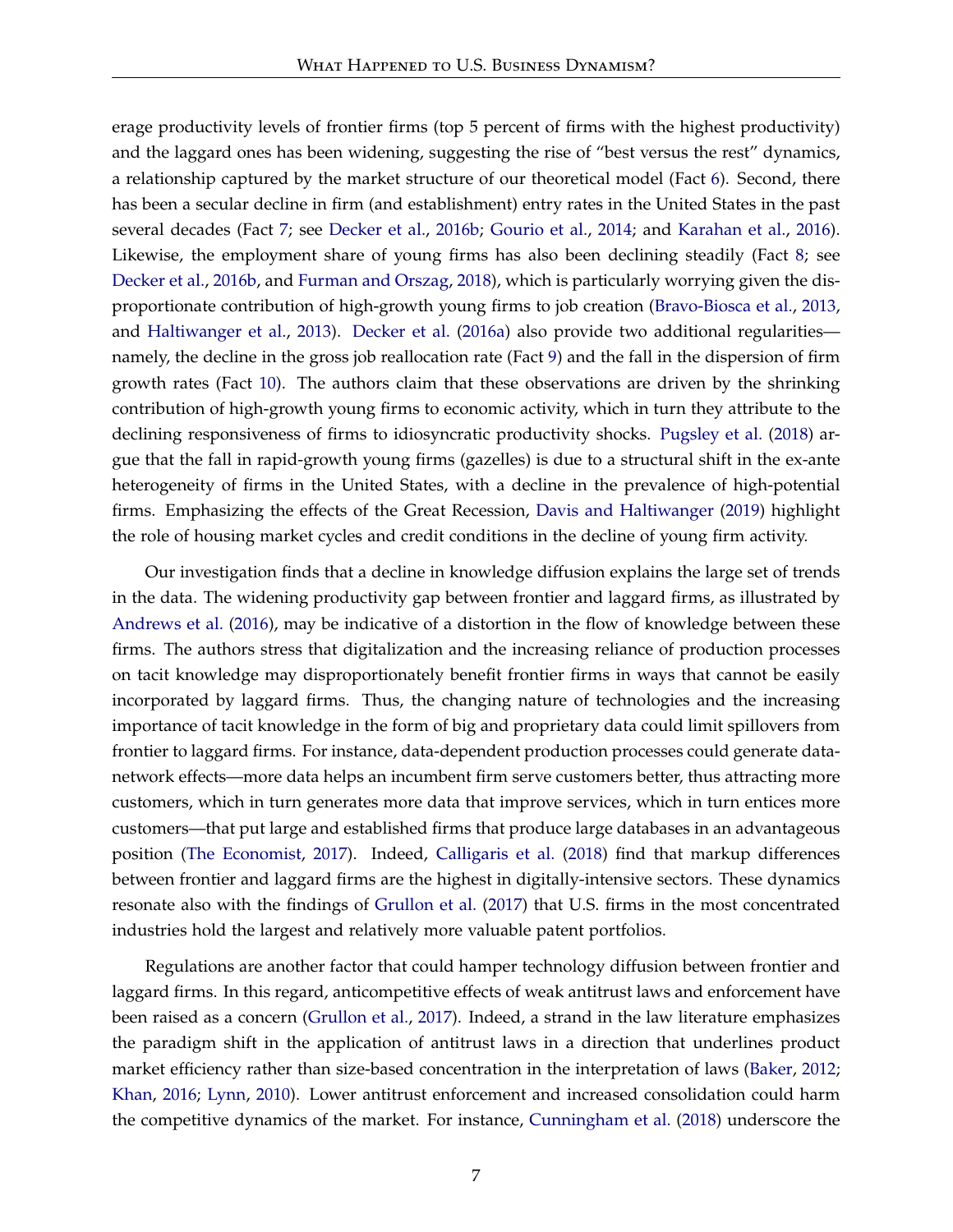erage productivity levels of frontier firms (top 5 percent of firms with the highest productivity) and the laggard ones has been widening, suggesting the rise of "best versus the rest" dynamics, a relationship captured by the market structure of our theoretical model (Fact 6). Second, there has been a secular decline in firm (and establishment) entry rates in the United States in the past several decades (Fact 7; see Decker et al., 2016b; Gourio et al., 2014; and Karahan et al., 2016). Likewise, the employment share of young firms has also been declining steadily (Fact 8; see Decker et al., 2016b, and Furman and Orszag, 2018), which is particularly worrying given the disproportionate contribution of high-growth young firms to job creation (Bravo-Biosca et al., 2013, and Haltiwanger et al., 2013). Decker et al. (2016a) also provide two additional regularities—namely, the decline in the gross job reallocation rate (Fact 9) and the fall in the dispersion of firm growth rates (Fact 10). The authors claim that these observations are driven by the shrinking contribution of high-growth young firms to economic activity, which in turn they attribute to the declining responsiveness of firms to idiosyncratic productivity shocks. Pugsley et al. (2018) argue that the fall in rapid-growth young firms (gazelles) is due to a structural shift in the ex-ante heterogeneity of firms in the United States, with a decline in the prevalence of high-potential firms. Emphasizing the effects of the Great Recession, Davis and Haltiwanger (2019) highlight the role of housing market cycles and credit conditions in the decline of young firm activity.

Our investigation finds that a decline in knowledge diffusion explains the large set of trends in the data. The widening productivity gap between frontier and laggard firms, as illustrated by Andrews et al. (2016), may be indicative of a distortion in the flow of knowledge between these firms. The authors stress that digitalization and the increasing reliance of production processes on tacit knowledge may disproportionately benefit frontier firms in ways that cannot be easily incorporated by laggard firms. Thus, the changing nature of technologies and the increasing importance of tacit knowledge in the form of big and proprietary data could limit spillovers from frontier to laggard firms. For instance, data-dependent production processes could generate data-network effects—more data helps an incumbent firm serve customers better, thus attracting more customers, which in turn generates more data that improve services, which in turn entices more customers—that put large and established firms that produce large databases in an advantageous position (The Economist, 2017). Indeed, Calligaris et al. (2018) find that markup differences between frontier and laggard firms are the highest in digitally-intensive sectors. These dynamics resonate also with the findings of Grullon et al. (2017) that U.S. firms in the most concentrated industries hold the largest and relatively more valuable patent portfolios.

Regulations are another factor that could hamper technology diffusion between frontier and laggard firms. In this regard, anticompetitive effects of weak antitrust laws and enforcement have been raised as a concern (Grullon et al., 2017). Indeed, a strand in the law literature emphasizes the paradigm shift in the application of antitrust laws in a direction that underlines product market efficiency rather than size-based concentration in the interpretation of laws (Baker, 2012; Khan, 2016; Lynn, 2010). Lower antitrust enforcement and increased consolidation could harm the competitive dynamics of the market. For instance, Cunningham et al. (2018) underscore the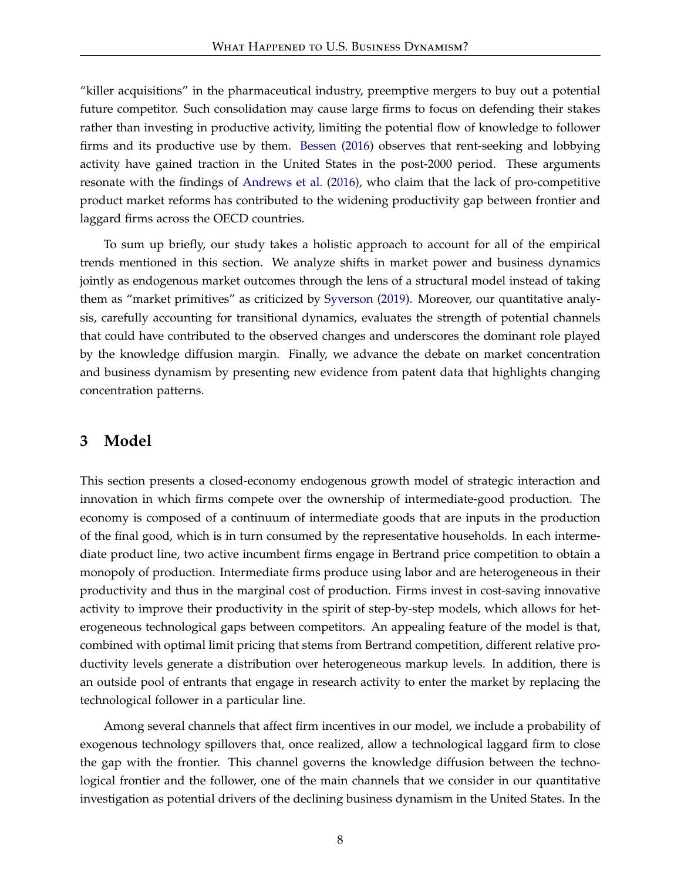"killer acquisitions" in the pharmaceutical industry, preemptive mergers to buy out a potential future competitor. Such consolidation may cause large firms to focus on defending their stakes rather than investing in productive activity, limiting the potential flow of knowledge to follower firms and its productive use by them. Bessen (2016) observes that rent-seeking and lobbying activity have gained traction in the United States in the post-2000 period. These arguments resonate with the findings of Andrews et al. (2016), who claim that the lack of pro-competitive product market reforms has contributed to the widening productivity gap between frontier and laggard firms across the OECD countries.

To sum up briefly, our study takes a holistic approach to account for all of the empirical trends mentioned in this section. We analyze shifts in market power and business dynamics jointly as endogenous market outcomes through the lens of a structural model instead of taking them as "market primitives" as criticized by Syverson (2019). Moreover, our quantitative analysis, carefully accounting for transitional dynamics, evaluates the strength of potential channels that could have contributed to the observed changes and underscores the dominant role played by the knowledge diffusion margin. Finally, we advance the debate on market concentration and business dynamism by presenting new evidence from patent data that highlights changing concentration patterns.

# 3 Model

This section presents a closed-economy endogenous growth model of strategic interaction and innovation in which firms compete over the ownership of intermediate-good production. The economy is composed of a continuum of intermediate goods that are inputs in the production of the final good, which is in turn consumed by the representative households. In each intermediate product line, two active incumbent firms engage in Bertrand price competition to obtain a monopoly of production. Intermediate firms produce using labor and are heterogeneous in their productivity and thus in the marginal cost of production. Firms invest in cost-saving innovative activity to improve their productivity in the spirit of step-by-step models, which allows for heterogeneous technological gaps between competitors. An appealing feature of the model is that, combined with optimal limit pricing that stems from Bertrand competition, different relative productivity levels generate a distribution over heterogeneous markup levels. In addition, there is an outside pool of entrants that engage in research activity to enter the market by replacing the technological follower in a particular line.

Among several channels that affect firm incentives in our model, we include a probability of exogenous technology spillovers that, once realized, allow a technological laggard firm to close the gap with the frontier. This channel governs the knowledge diffusion between the technological frontier and the follower, one of the main channels that we consider in our quantitative investigation as potential drivers of the declining business dynamism in the United States. In the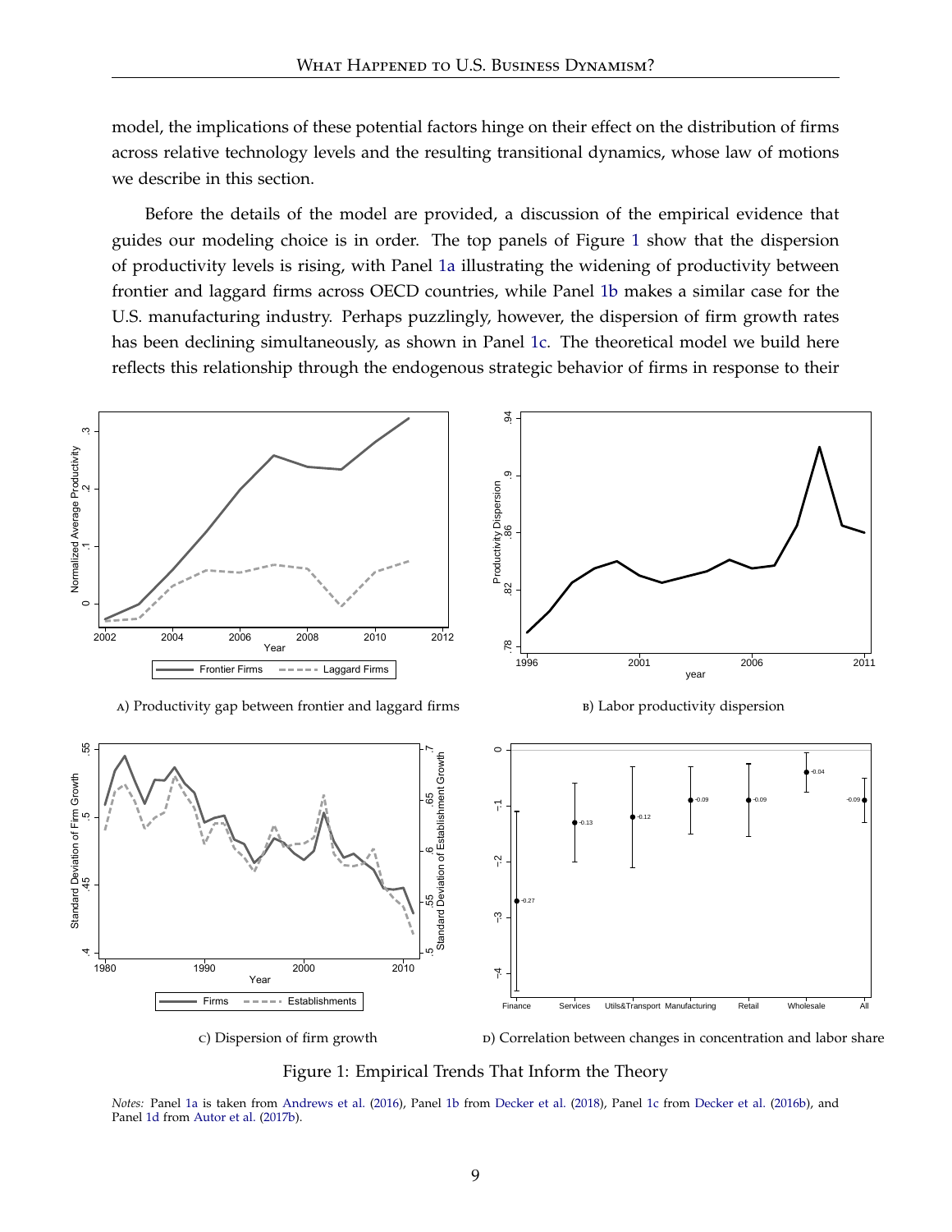model, the implications of these potential factors hinge on their effect on the distribution of firms across relative technology levels and the resulting transitional dynamics, whose law of motions we describe in this section.

Before the details of the model are provided, a discussion of the empirical evidence that guides our modeling choice is in order. The top panels of Figure 1 show that the dispersion of productivity levels is rising, with Panel 1a illustrating the widening of productivity between frontier and laggard firms across OECD countries, while Panel 1b makes a similar case for the U.S. manufacturing industry. Perhaps puzzlingly, however, the dispersion of firm growth rates has been declining simultaneously, as shown in Panel 1c. The theoretical model we build here reflects this relationship through the endogenous strategic behavior of firms in response to their

Normalized Average Productivity
0
.1
.2
.3
2002
2004
2006
2008
2010
2012
Year
Frontier Firms
Laggard Firms

A) Productivity gap between frontier and laggard firms

Productivity Dispersion
.78
.82
.86
.9
.94
1996
2001
2006
2011
year

B) Labor productivity dispersion

Standard Deviation of Firm Growth
.4
.45
.5
.55
Standard Deviation of Establishment Growth
.5
.55
.6
.65
.7
1980
1990
2000
2010
Year
Firms
Establishments

C) Dispersion of firm growth

0
-1
-2
-3
-4
-0.27
-0.13
-0.12
-0.09
-0.09
-0.04
-0.09
Finance
Services
Utils&Transport
Manufacturing
Retail
Wholesale
All

D) Correlation between changes in concentration and labor share

Figure 1: Empirical Trends That Inform the Theory

*Notes:* Panel 1a is taken from Andrews et al. (2016), Panel 1b from Decker et al. (2018), Panel 1c from Decker et al. (2016b), and Panel 1d from Autor et al. (2017b).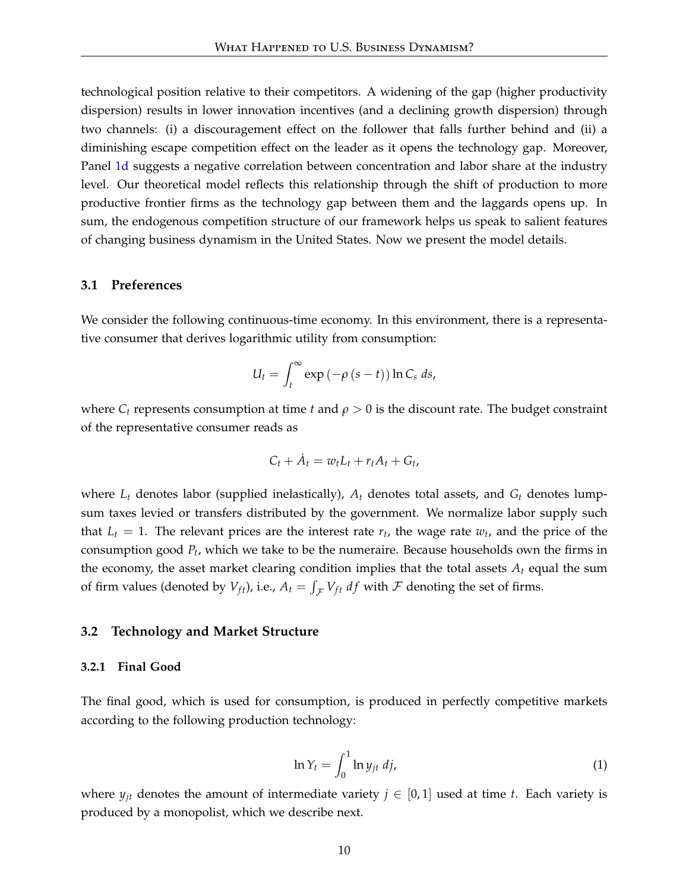technological position relative to their competitors. A widening of the gap (higher productivity dispersion) results in lower innovation incentives (and a declining growth dispersion) through two channels: (i) a discouragement effect on the follower that falls further behind and (ii) a diminishing escape competition effect on the leader as it opens the technology gap. Moreover, Panel 1d suggests a negative correlation between concentration and labor share at the industry level. Our theoretical model reflects this relationship through the shift of production to more productive frontier firms as the technology gap between them and the laggards opens up. In sum, the endogenous competition structure of our framework helps us speak to salient features of changing business dynamism in the United States. Now we present the model details.

## 3.1 Preferences

We consider the following continuous-time economy. In this environment, there is a representative consumer that derives logarithmic utility from consumption:

$$U_t = \int_t^\infty \exp\left(-\rho\left(s-t\right)\right) \ln C_s \, ds,$$

where $C_t$ represents consumption at time $t$ and $\rho > 0$ is the discount rate. The budget constraint of the representative consumer reads as

$$C_t + \dot{A}_t = w_t L_t + r_t A_t + G_t,$$

where $L_t$ denotes labor (supplied inelastically), $A_t$ denotes total assets, and $G_t$ denotes lump-sum taxes levied or transfers distributed by the government. We normalize labor supply such that $L_t = 1$. The relevant prices are the interest rate $r_t$, the wage rate $w_t$, and the price of the consumption good $P_t$, which we take to be the numeraire. Because households own the firms in the economy, the asset market clearing condition implies that the total assets $A_t$ equal the sum of firm values (denoted by $V_{ft}$), i.e., $A_t = \int_{\mathcal{F}} V_{ft} \, df$ with $\mathcal{F}$ denoting the set of firms.

## 3.2 Technology and Market Structure

### 3.2.1 Final Good

The final good, which is used for consumption, is produced in perfectly competitive markets according to the following production technology:

$$\ln Y_t = \int_0^1 \ln y_{jt} \, dj, \tag{1}$$

where $y_{jt}$ denotes the amount of intermediate variety $j \in [0, 1]$ used at time $t$. Each variety is produced by a monopolist, which we describe next.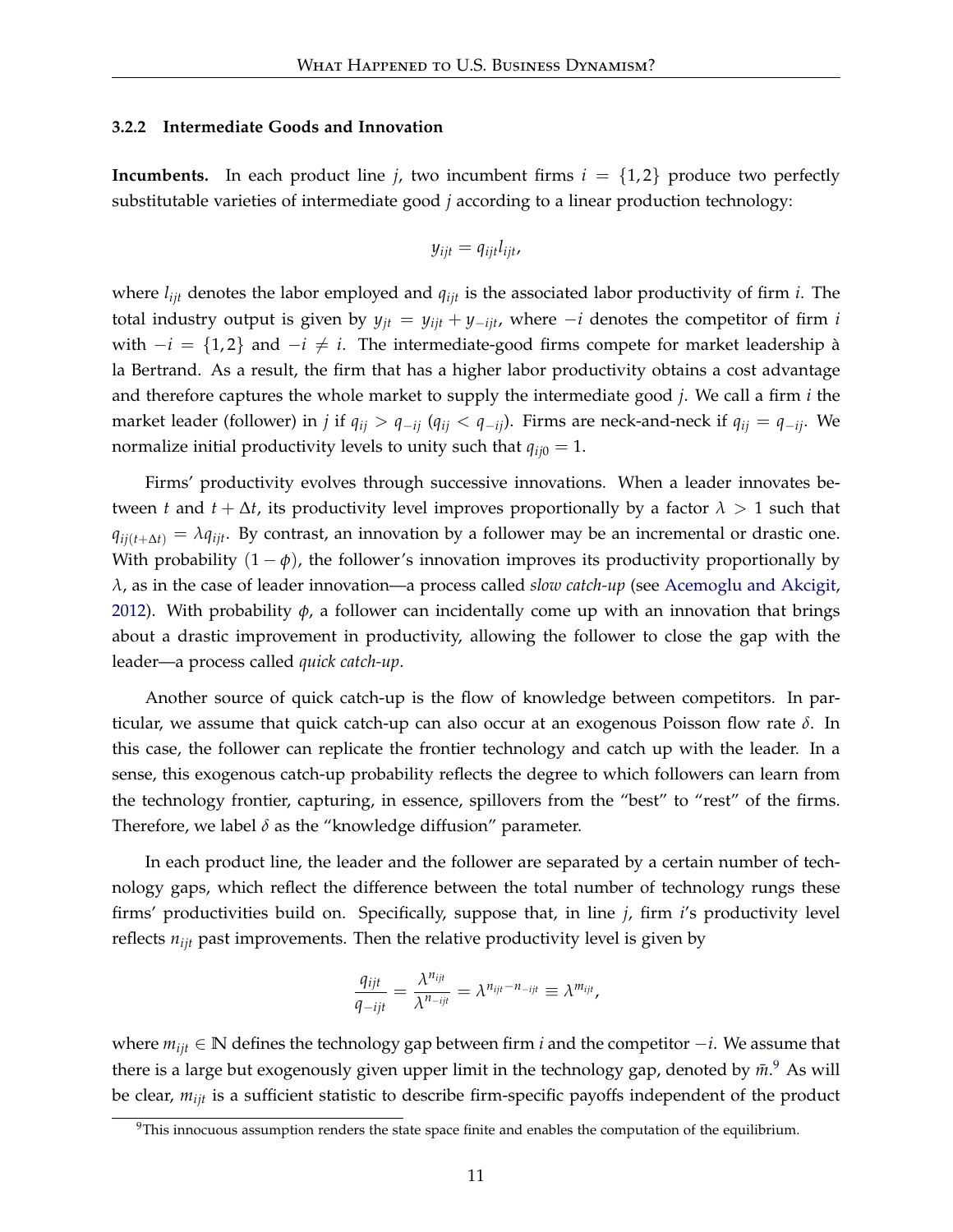### 3.2.2 Intermediate Goods and Innovation

**Incumbents.** In each product line $j$, two incumbent firms $i = \{1, 2\}$ produce two perfectly substitutable varieties of intermediate good $j$ according to a linear production technology:

$$y_{ijt} = q_{ijt} l_{ijt},$$

where $l_{ijt}$ denotes the labor employed and $q_{ijt}$ is the associated labor productivity of firm $i$. The total industry output is given by $y_{jt} = y_{ijt} + y_{-ijt}$, where $-i$ denotes the competitor of firm $i$ with $-i = \{1, 2\}$ and $-i \neq i$. The intermediate-good firms compete for market leadership à la Bertrand. As a result, the firm that has a higher labor productivity obtains a cost advantage and therefore captures the whole market to supply the intermediate good $j$. We call a firm $i$ the market leader (follower) in $j$ if $q_{ij} > q_{-ij}$ ($q_{ij} < q_{-ij}$). Firms are neck-and-neck if $q_{ij} = q_{-ij}$. We normalize initial productivity levels to unity such that $q_{ij0} = 1$.

Firms' productivity evolves through successive innovations. When a leader innovates between $t$ and $t + \Delta t$, its productivity level improves proportionally by a factor $\lambda > 1$ such that $q_{ij(t+\Delta t)} = \lambda q_{ijt}$. By contrast, an innovation by a follower may be an incremental or drastic one. With probability $(1 - \phi)$, the follower's innovation improves its productivity proportionally by $\lambda$, as in the case of leader innovation—a process called *slow catch-up* (see Acemoglu and Akcigit, 2012). With probability $\phi$, a follower can incidentally come up with an innovation that brings about a drastic improvement in productivity, allowing the follower to close the gap with the leader—a process called *quick catch-up*.

Another source of quick catch-up is the flow of knowledge between competitors. In particular, we assume that quick catch-up can also occur at an exogenous Poisson flow rate $\delta$. In this case, the follower can replicate the frontier technology and catch up with the leader. In a sense, this exogenous catch-up probability reflects the degree to which followers can learn from the technology frontier, capturing, in essence, spillovers from the "best" to "rest" of the firms. Therefore, we label $\delta$ as the "knowledge diffusion" parameter.

In each product line, the leader and the follower are separated by a certain number of technology gaps, which reflect the difference between the total number of technology rungs these firms' productivities build on. Specifically, suppose that, in line $j$, firm $i$'s productivity level reflects $n_{ijt}$ past improvements. Then the relative productivity level is given by

$$\frac{q_{ijt}}{q_{-ijt}} = \frac{\lambda^{n_{ijt}}}{\lambda^{n_{-ijt}}} = \lambda^{n_{ijt} - n_{-ijt}} \equiv \lambda^{m_{ijt}},$$

where $m_{ijt} \in \mathbb{N}$ defines the technology gap between firm $i$ and the competitor $-i$. We assume that there is a large but exogenously given upper limit in the technology gap, denoted by $\bar{m}$.[9] As will be clear, $m_{ijt}$ is a sufficient statistic to describe firm-specific payoffs independent of the product

[9] This innocuous assumption renders the state space finite and enables the computation of the equilibrium.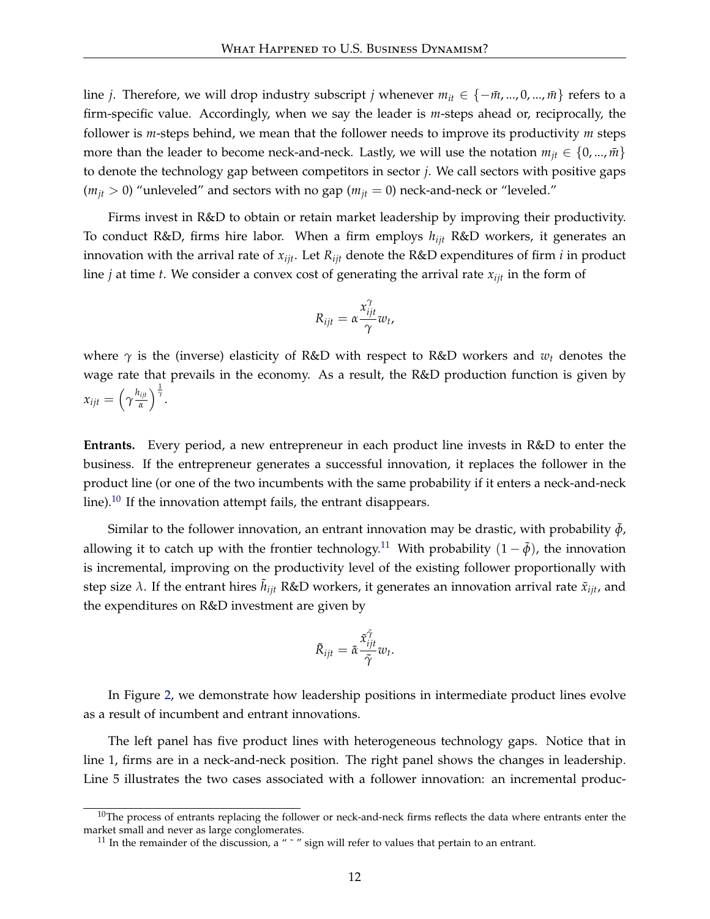line $j$. Therefore, we will drop industry subscript $j$ whenever $m_{it} \in \{-\bar{m}, ..., 0, ..., \bar{m}\}$ refers to a firm-specific value. Accordingly, when we say the leader is $m$-steps ahead or, reciprocally, the follower is $m$-steps behind, we mean that the follower needs to improve its productivity $m$ steps more than the leader to become neck-and-neck. Lastly, we will use the notation $m_{jt} \in \{0, ..., \bar{m}\}$ to denote the technology gap between competitors in sector $j$. We call sectors with positive gaps ($m_{jt} > 0$) "unleveled" and sectors with no gap ($m_{jt} = 0$) neck-and-neck or "leveled."

Firms invest in R&D to obtain or retain market leadership by improving their productivity. To conduct R&D, firms hire labor. When a firm employs $h_{ijt}$ R&D workers, it generates an innovation with the arrival rate of $x_{ijt}$. Let $R_{ijt}$ denote the R&D expenditures of firm $i$ in product line $j$ at time $t$. We consider a convex cost of generating the arrival rate $x_{ijt}$ in the form of

$$R_{ijt} = \alpha \frac{x_{ijt}^{\gamma}}{\gamma} w_t,$$

where $\gamma$ is the (inverse) elasticity of R&D with respect to R&D workers and $w_t$ denotes the wage rate that prevails in the economy. As a result, the R&D production function is given by $x_{ijt} = \left(\gamma \frac{h_{ijt}}{\alpha}\right)^{\frac{1}{\gamma}}$.

**Entrants.** Every period, a new entrepreneur in each product line invests in R&D to enter the business. If the entrepreneur generates a successful innovation, it replaces the follower in the product line (or one of the two incumbents with the same probability if it enters a neck-and-neck line).[10] If the innovation attempt fails, the entrant disappears.

Similar to the follower innovation, an entrant innovation may be drastic, with probability $\tilde{\phi}$, allowing it to catch up with the frontier technology.[11] With probability $(1 - \tilde{\phi})$, the innovation is incremental, improving on the productivity level of the existing follower proportionally with step size $\lambda$. If the entrant hires $\tilde{h}_{ijt}$ R&D workers, it generates an innovation arrival rate $\tilde{x}_{ijt}$, and the expenditures on R&D investment are given by

$$\tilde{R}_{ijt} = \tilde{\alpha} \frac{\tilde{x}_{ijt}^{\tilde{\gamma}}}{\tilde{\gamma}} w_t.$$

In Figure 2, we demonstrate how leadership positions in intermediate product lines evolve as a result of incumbent and entrant innovations.

The left panel has five product lines with heterogeneous technology gaps. Notice that in line 1, firms are in a neck-and-neck position. The right panel shows the changes in leadership. Line 5 illustrates the two cases associated with a follower innovation: an incremental produc-

[10] The process of entrants replacing the follower or neck-and-neck firms reflects the data where entrants enter the market small and never as large conglomerates.

[11] In the remainder of the discussion, a " ~ " sign will refer to values that pertain to an entrant.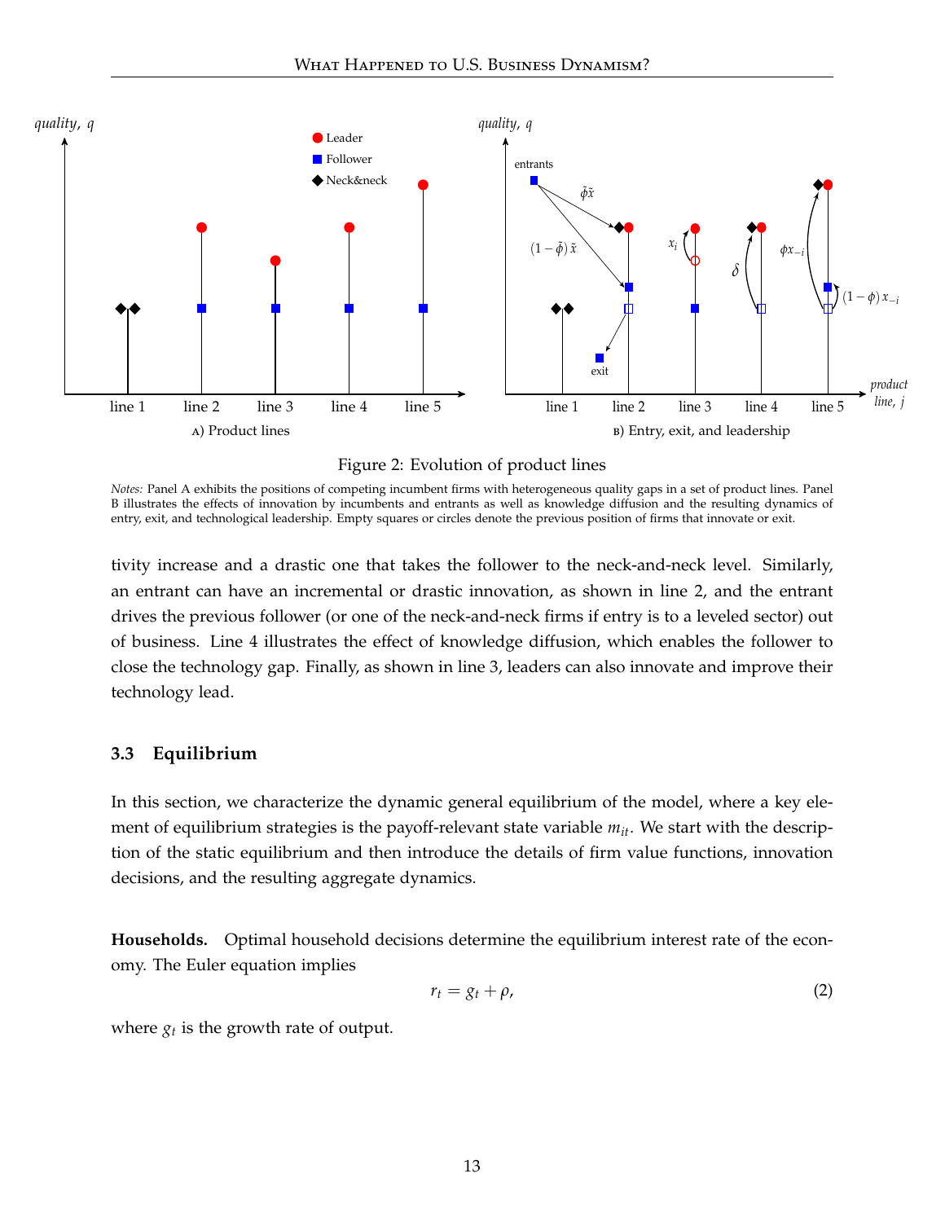quality, $q$

Leader

Follower

Neck&neck

line 1 line 2 line 3 line 4 line 5

A) Product lines

quality, $q$

entrants

$\tilde{\phi}\tilde{x}$

$(1-\tilde{\phi})\,\tilde{x}$

$x_i$

$\delta$

$\phi x_{-i}$

$(1-\phi)\,x_{-i}$

exit

line 1 line 2 line 3 line 4 line 5

product line, $j$

B) Entry, exit, and leadership

Figure 2: Evolution of product lines

*Notes:* Panel A exhibits the positions of competing incumbent firms with heterogeneous quality gaps in a set of product lines. Panel B illustrates the effects of innovation by incumbents and entrants as well as knowledge diffusion and the resulting dynamics of entry, exit, and technological leadership. Empty squares or circles denote the previous position of firms that innovate or exit.

tivity increase and a drastic one that takes the follower to the neck-and-neck level. Similarly, an entrant can have an incremental or drastic innovation, as shown in line 2, and the entrant drives the previous follower (or one of the neck-and-neck firms if entry is to a leveled sector) out of business. Line 4 illustrates the effect of knowledge diffusion, which enables the follower to close the technology gap. Finally, as shown in line 3, leaders can also innovate and improve their technology lead.

### 3.3 Equilibrium

In this section, we characterize the dynamic general equilibrium of the model, where a key element of equilibrium strategies is the payoff-relevant state variable $m_{it}$. We start with the description of the static equilibrium and then introduce the details of firm value functions, innovation decisions, and the resulting aggregate dynamics.

**Households.** Optimal household decisions determine the equilibrium interest rate of the economy. The Euler equation implies

$$r_t = g_t + \rho, \tag{2}$$

where $g_t$ is the growth rate of output.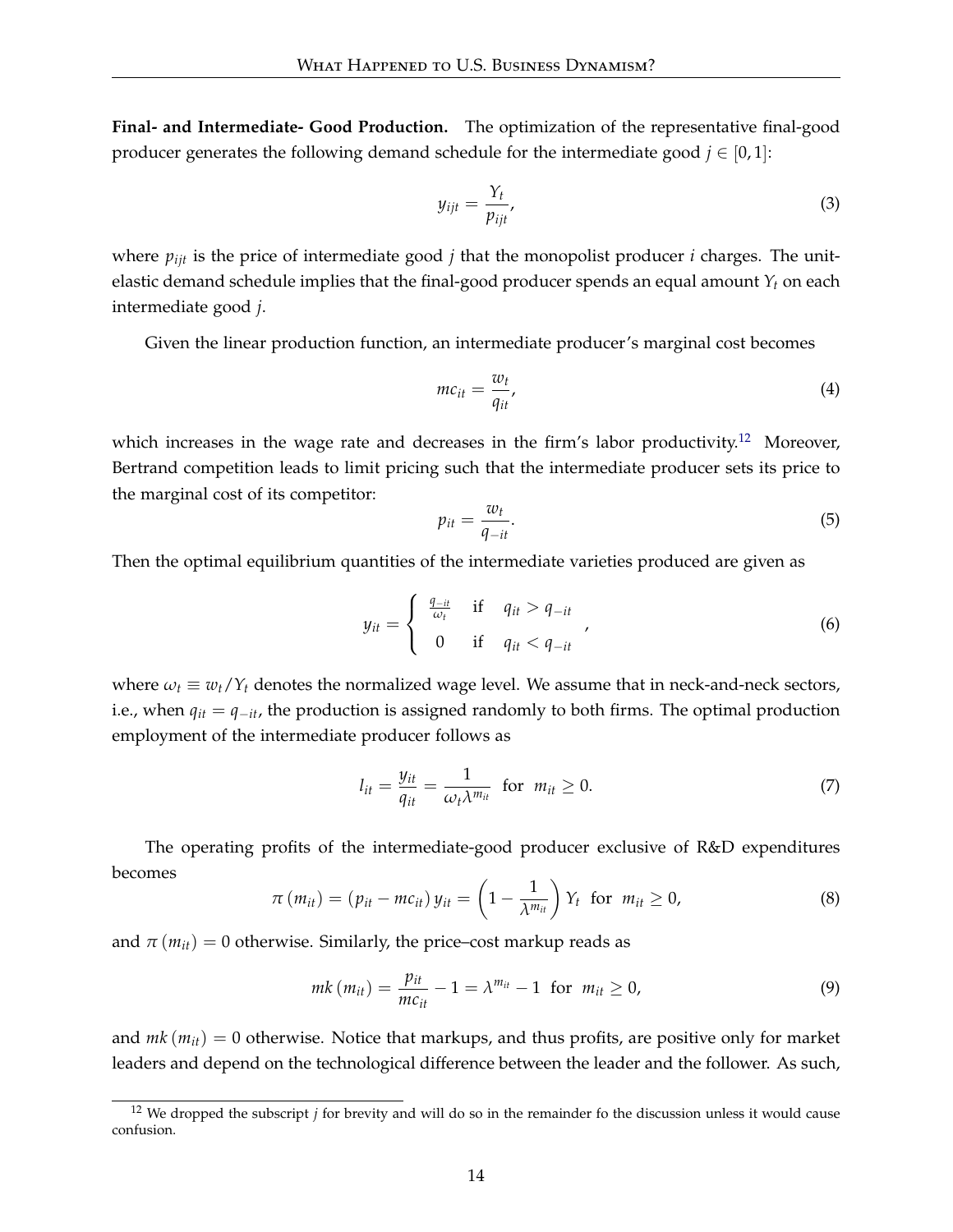**Final- and Intermediate- Good Production.** The optimization of the representative final-good producer generates the following demand schedule for the intermediate good $j \in [0, 1]$:

$$y_{ijt} = \frac{Y_t}{p_{ijt}}, \tag{3}$$

where $p_{ijt}$ is the price of intermediate good $j$ that the monopolist producer $i$ charges. The unit-elastic demand schedule implies that the final-good producer spends an equal amount $Y_t$ on each intermediate good $j$.

Given the linear production function, an intermediate producer's marginal cost becomes

$$mc_{it} = \frac{w_t}{q_{it}}, \tag{4}$$

which increases in the wage rate and decreases in the firm's labor productivity.[12] Moreover, Bertrand competition leads to limit pricing such that the intermediate producer sets its price to the marginal cost of its competitor:

$$p_{it} = \frac{w_t}{q_{-it}}. \tag{5}$$

Then the optimal equilibrium quantities of the intermediate varieties produced are given as

$$y_{it} = \begin{cases} \frac{q_{-it}}{\omega_t} & \text{if} \quad q_{it} > q_{-it} \\ 0 & \text{if} \quad q_{it} < q_{-it} \end{cases}, \tag{6}$$

where $\omega_t \equiv w_t/Y_t$ denotes the normalized wage level. We assume that in neck-and-neck sectors, i.e., when $q_{it} = q_{-it}$, the production is assigned randomly to both firms. The optimal production employment of the intermediate producer follows as

$$l_{it} = \frac{y_{it}}{q_{it}} = \frac{1}{\omega_t \lambda^{m_{it}}} \text{ for } m_{it} \geq 0. \tag{7}$$

The operating profits of the intermediate-good producer exclusive of R&D expenditures becomes

$$\pi(m_{it}) = (p_{it} - mc_{it})\, y_{it} = \left(1 - \frac{1}{\lambda^{m_{it}}}\right) Y_t \text{ for } m_{it} \geq 0, \tag{8}$$

and $\pi(m_{it}) = 0$ otherwise. Similarly, the price–cost markup reads as

$$mk(m_{it}) = \frac{p_{it}}{mc_{it}} - 1 = \lambda^{m_{it}} - 1 \text{ for } m_{it} \geq 0, \tag{9}$$

and $mk(m_{it}) = 0$ otherwise. Notice that markups, and thus profits, are positive only for market leaders and depend on the technological difference between the leader and the follower. As such,

---

[12] We dropped the subscript $j$ for brevity and will do so in the remainder fo the discussion unless it would cause confusion.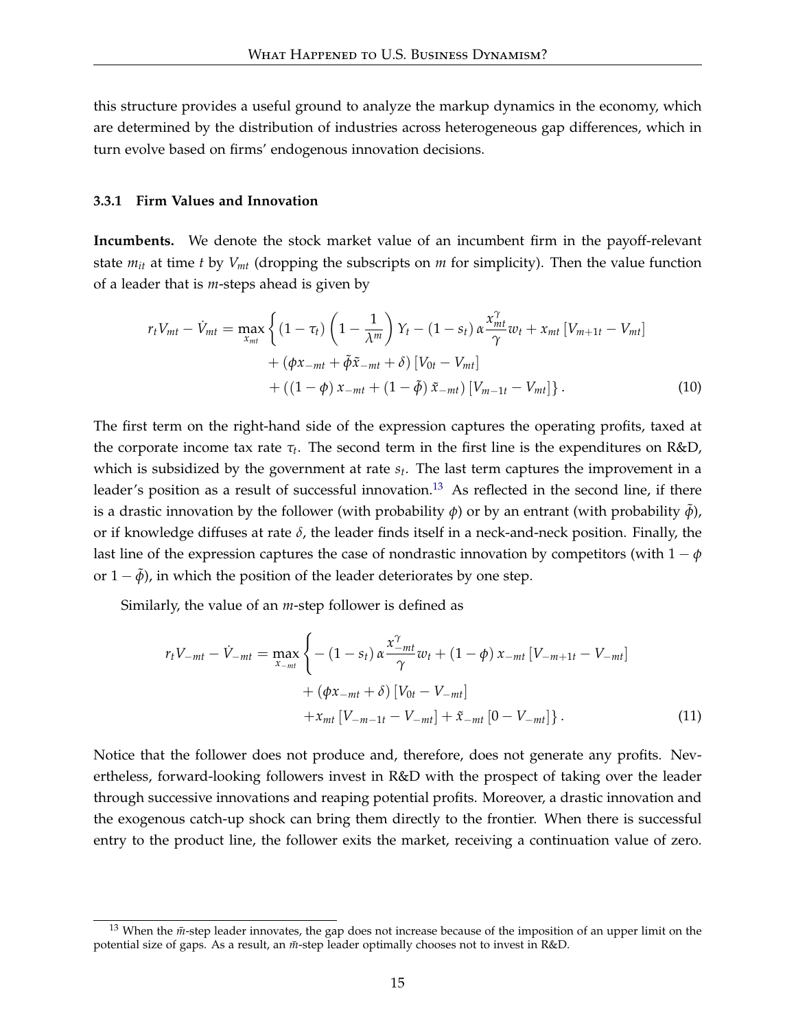this structure provides a useful ground to analyze the markup dynamics in the economy, which are determined by the distribution of industries across heterogeneous gap differences, which in turn evolve based on firms' endogenous innovation decisions.

### 3.3.1 Firm Values and Innovation

**Incumbents.** We denote the stock market value of an incumbent firm in the payoff-relevant state $m_{it}$ at time $t$ by $V_{mt}$ (dropping the subscripts on $m$ for simplicity). Then the value function of a leader that is $m$-steps ahead is given by

$$
\begin{aligned}
r_t V_{mt} - \dot{V}_{mt} = \max_{x_{mt}} \Big\{ & (1-\tau_t)\left(1 - \frac{1}{\lambda^m}\right) Y_t - (1-s_t)\,\alpha \frac{x_{mt}^{\gamma}}{\gamma} w_t + x_{mt}\left[V_{m+1t} - V_{mt}\right] \\
& + \left(\phi x_{-mt} + \tilde{\phi}\tilde{x}_{-mt} + \delta\right)\left[V_{0t} - V_{mt}\right] \\
& + \left((1-\phi)\, x_{-mt} + (1-\tilde{\phi})\,\tilde{x}_{-mt}\right)\left[V_{m-1t} - V_{mt}\right] \Big\}. 
\end{aligned} \tag{10}
$$

The first term on the right-hand side of the expression captures the operating profits, taxed at the corporate income tax rate $\tau_t$. The second term in the first line is the expenditures on R&D, which is subsidized by the government at rate $s_t$. The last term captures the improvement in a leader's position as a result of successful innovation.[13] As reflected in the second line, if there is a drastic innovation by the follower (with probability $\phi$) or by an entrant (with probability $\tilde{\phi}$), or if knowledge diffuses at rate $\delta$, the leader finds itself in a neck-and-neck position. Finally, the last line of the expression captures the case of nondrastic innovation by competitors (with $1-\phi$ or $1-\tilde{\phi}$), in which the position of the leader deteriorates by one step.

Similarly, the value of an $m$-step follower is defined as

$$
\begin{aligned}
r_t V_{-mt} - \dot{V}_{-mt} = \max_{x_{-mt}} \Big\{ & -(1-s_t)\,\alpha \frac{x_{-mt}^{\gamma}}{\gamma} w_t + (1-\phi)\, x_{-mt}\left[V_{-m+1t} - V_{-mt}\right] \\
& + \left(\phi x_{-mt} + \delta\right)\left[V_{0t} - V_{-mt}\right] \\
& + x_{mt}\left[V_{-m-1t} - V_{-mt}\right] + \tilde{x}_{-mt}\left[0 - V_{-mt}\right] \Big\}. 
\end{aligned} \tag{11}
$$

Notice that the follower does not produce and, therefore, does not generate any profits. Nevertheless, forward-looking followers invest in R&D with the prospect of taking over the leader through successive innovations and reaping potential profits. Moreover, a drastic innovation and the exogenous catch-up shock can bring them directly to the frontier. When there is successful entry to the product line, the follower exits the market, receiving a continuation value of zero.

[13] When the $\bar{m}$-step leader innovates, the gap does not increase because of the imposition of an upper limit on the potential size of gaps. As a result, an $\bar{m}$-step leader optimally chooses not to invest in R&D.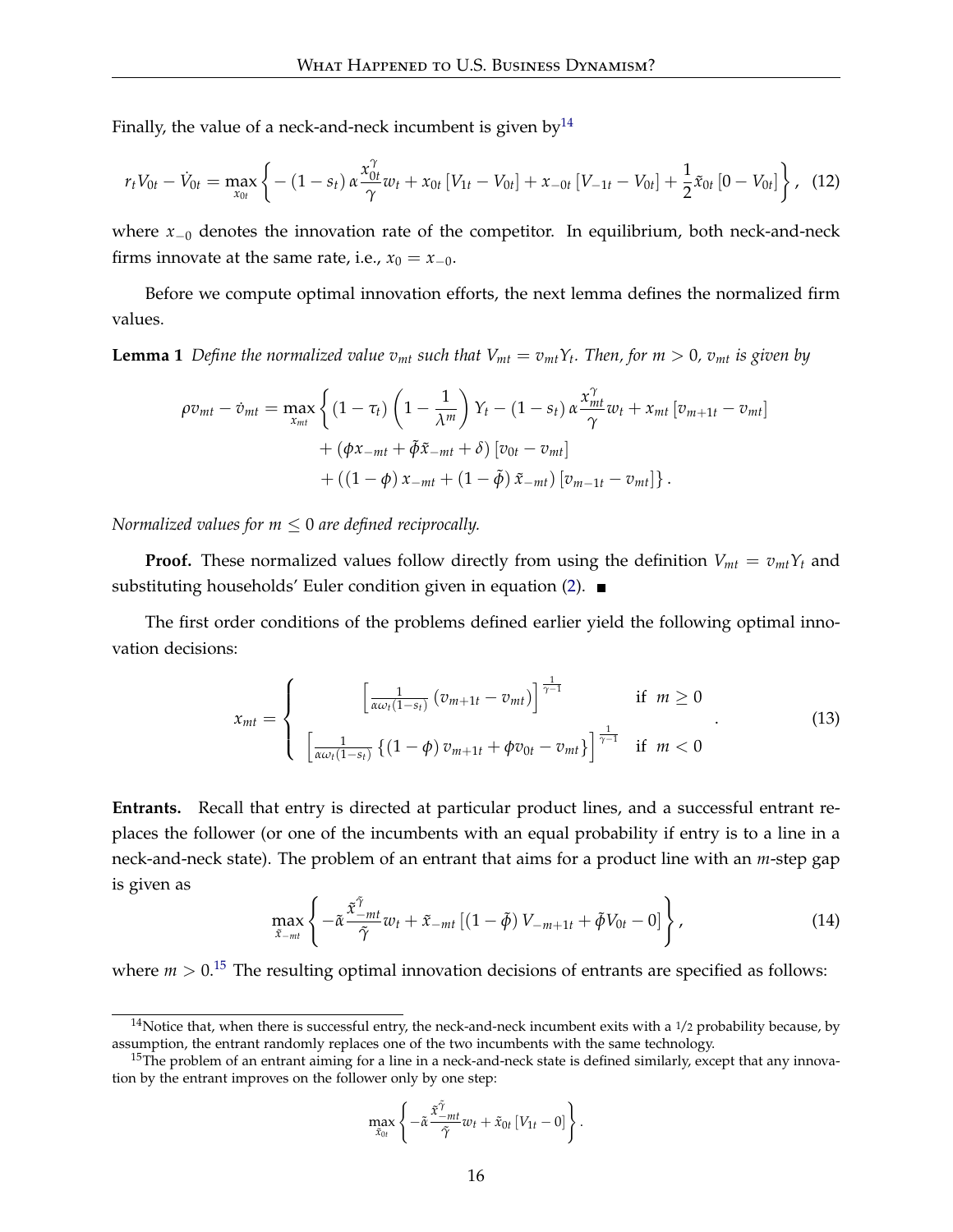Finally, the value of a neck-and-neck incumbent is given by[14]

$$r_t V_{0t} - \dot{V}_{0t} = \max_{x_{0t}} \left\{ -\left(1-s_t\right) \alpha \frac{x_{0t}^{\gamma}}{\gamma} w_t + x_{0t}\left[V_{1t} - V_{0t}\right] + x_{-0t}\left[V_{-1t} - V_{0t}\right] + \frac{1}{2}\tilde{x}_{0t}\left[0 - V_{0t}\right] \right\}, \quad (12)$$

where $x_{-0}$ denotes the innovation rate of the competitor. In equilibrium, both neck-and-neck firms innovate at the same rate, i.e., $x_0 = x_{-0}$.

Before we compute optimal innovation efforts, the next lemma defines the normalized firm values.

**Lemma 1** *Define the normalized value $v_{mt}$ such that $V_{mt} = v_{mt} Y_t$. Then, for $m > 0$, $v_{mt}$ is given by*

$$\begin{aligned} \rho v_{mt} - \dot{v}_{mt} = \max_{x_{mt}} \Big\{ & \left(1-\tau_t\right)\left(1 - \frac{1}{\lambda^m}\right) Y_t - \left(1-s_t\right)\alpha \frac{x_{mt}^{\gamma}}{\gamma} w_t + x_{mt}\left[v_{m+1t} - v_{mt}\right] \\ & + \left(\phi x_{-mt} + \tilde{\phi}\tilde{x}_{-mt} + \delta\right)\left[v_{0t} - v_{mt}\right] \\ & + \left(\left(1-\phi\right) x_{-mt} + \left(1-\tilde{\phi}\right)\tilde{x}_{-mt}\right)\left[v_{m-1t} - v_{mt}\right] \Big\}. \end{aligned}$$

*Normalized values for $m \leq 0$ are defined reciprocally.*

**Proof.** These normalized values follow directly from using the definition $V_{mt} = v_{mt} Y_t$ and substituting households' Euler condition given in equation (2). ■

The first order conditions of the problems defined earlier yield the following optimal innovation decisions:

$$x_{mt} = \begin{cases} \left[\frac{1}{\alpha \omega_t (1-s_t)}\left(v_{m+1t} - v_{mt}\right)\right]^{\frac{1}{\gamma-1}} & \text{if } m \geq 0 \\ \left[\frac{1}{\alpha \omega_t (1-s_t)}\left\{\left(1-\phi\right) v_{m+1t} + \phi v_{0t} - v_{mt}\right\}\right]^{\frac{1}{\gamma-1}} & \text{if } m < 0 \end{cases}. \quad (13)$$

**Entrants.** Recall that entry is directed at particular product lines, and a successful entrant replaces the follower (or one of the incumbents with an equal probability if entry is to a line in a neck-and-neck state). The problem of an entrant that aims for a product line with an $m$-step gap is given as

$$\max_{\tilde{x}_{-mt}} \left\{ -\tilde{\alpha} \frac{\tilde{x}_{-mt}^{\tilde{\gamma}}}{\tilde{\gamma}} w_t + \tilde{x}_{-mt}\left[\left(1-\tilde{\phi}\right) V_{-m+1t} + \tilde{\phi} V_{0t} - 0\right] \right\}, \quad (14)$$

where $m > 0$.[15] The resulting optimal innovation decisions of entrants are specified as follows:

[14] Notice that, when there is successful entry, the neck-and-neck incumbent exits with a 1/2 probability because, by assumption, the entrant randomly replaces one of the two incumbents with the same technology.

[15] The problem of an entrant aiming for a line in a neck-and-neck state is defined similarly, except that any innovation by the entrant improves on the follower only by one step:

$$\max_{\tilde{x}_{0t}} \left\{ -\tilde{\alpha} \frac{\tilde{x}_{-mt}^{\tilde{\gamma}}}{\tilde{\gamma}} w_t + \tilde{x}_{0t}\left[V_{1t} - 0\right] \right\}.$$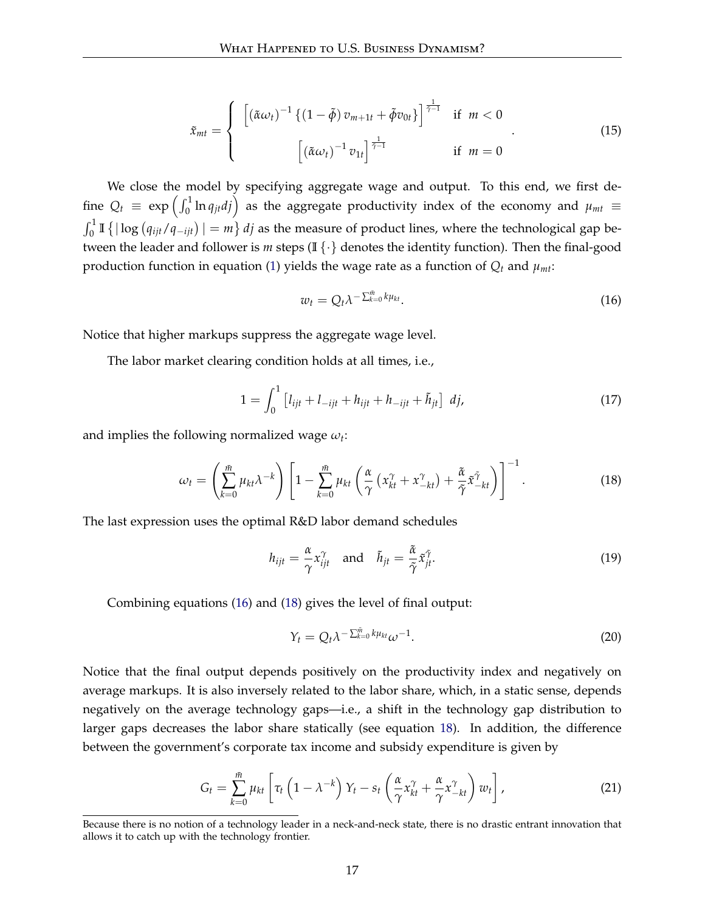$$
\tilde{x}_{mt} = \begin{cases} \left[ (\tilde{\alpha}\omega_t)^{-1} \left\{ (1-\tilde{\phi}) v_{m+1t} + \tilde{\phi} v_{0t} \right\} \right]^{\frac{1}{\tilde{\gamma}-1}} & \text{if } m < 0 \\ \left[ (\tilde{\alpha}\omega_t)^{-1} v_{1t} \right]^{\frac{1}{\tilde{\gamma}-1}} & \text{if } m = 0 \end{cases} . \tag{15}
$$

We close the model by specifying aggregate wage and output. To this end, we first define $Q_t \equiv \exp\left(\int_0^1 \ln q_{jt} dj\right)$ as the aggregate productivity index of the economy and $\mu_{mt} \equiv \int_0^1 \mathbb{I}\left\{ \left| \log\left(q_{ijt}/q_{-ijt}\right) \right| = m \right\} dj$ as the measure of product lines, where the technological gap between the leader and follower is $m$ steps ($\mathbb{I}\{\cdot\}$ denotes the identity function). Then the final-good production function in equation (1) yields the wage rate as a function of $Q_t$ and $\mu_{mt}$:

$$
w_t = Q_t \lambda^{-\sum_{k=0}^{\bar{m}} k\mu_{kt}}. \tag{16}
$$

Notice that higher markups suppress the aggregate wage level.

The labor market clearing condition holds at all times, i.e.,

$$
1 = \int_0^1 \left[ l_{ijt} + l_{-ijt} + h_{ijt} + h_{-ijt} + \tilde{h}_{jt} \right] dj, \tag{17}
$$

and implies the following normalized wage $\omega_t$:

$$
\omega_t = \left( \sum_{k=0}^{\bar{m}} \mu_{kt} \lambda^{-k} \right) \left[ 1 - \sum_{k=0}^{\bar{m}} \mu_{kt} \left( \frac{\alpha}{\gamma} \left( x_{kt}^{\gamma} + x_{-kt}^{\gamma} \right) + \frac{\tilde{\alpha}}{\tilde{\gamma}} \tilde{x}_{-kt}^{\tilde{\gamma}} \right) \right]^{-1}. \tag{18}
$$

The last expression uses the optimal R&D labor demand schedules

$$
h_{ijt} = \frac{\alpha}{\gamma} x_{ijt}^{\gamma} \quad \text{and} \quad \tilde{h}_{jt} = \frac{\tilde{\alpha}}{\tilde{\gamma}} \tilde{x}_{jt}^{\tilde{\gamma}}. \tag{19}
$$

Combining equations (16) and (18) gives the level of final output:

$$
Y_t = Q_t \lambda^{-\sum_{k=0}^{\bar{m}} k\mu_{kt}} \omega^{-1}. \tag{20}
$$

Notice that the final output depends positively on the productivity index and negatively on average markups. It is also inversely related to the labor share, which, in a static sense, depends negatively on the average technology gaps—i.e., a shift in the technology gap distribution to larger gaps decreases the labor share statically (see equation 18). In addition, the difference between the government's corporate tax income and subsidy expenditure is given by

$$
G_t = \sum_{k=0}^{\bar{m}} \mu_{kt} \left[ \tau_t \left( 1 - \lambda^{-k} \right) Y_t - s_t \left( \frac{\alpha}{\gamma} x_{kt}^{\gamma} + \frac{\alpha}{\gamma} x_{-kt}^{\gamma} \right) w_t \right], \tag{21}
$$

Because there is no notion of a technology leader in a neck-and-neck state, there is no drastic entrant innovation that allows it to catch up with the technology frontier.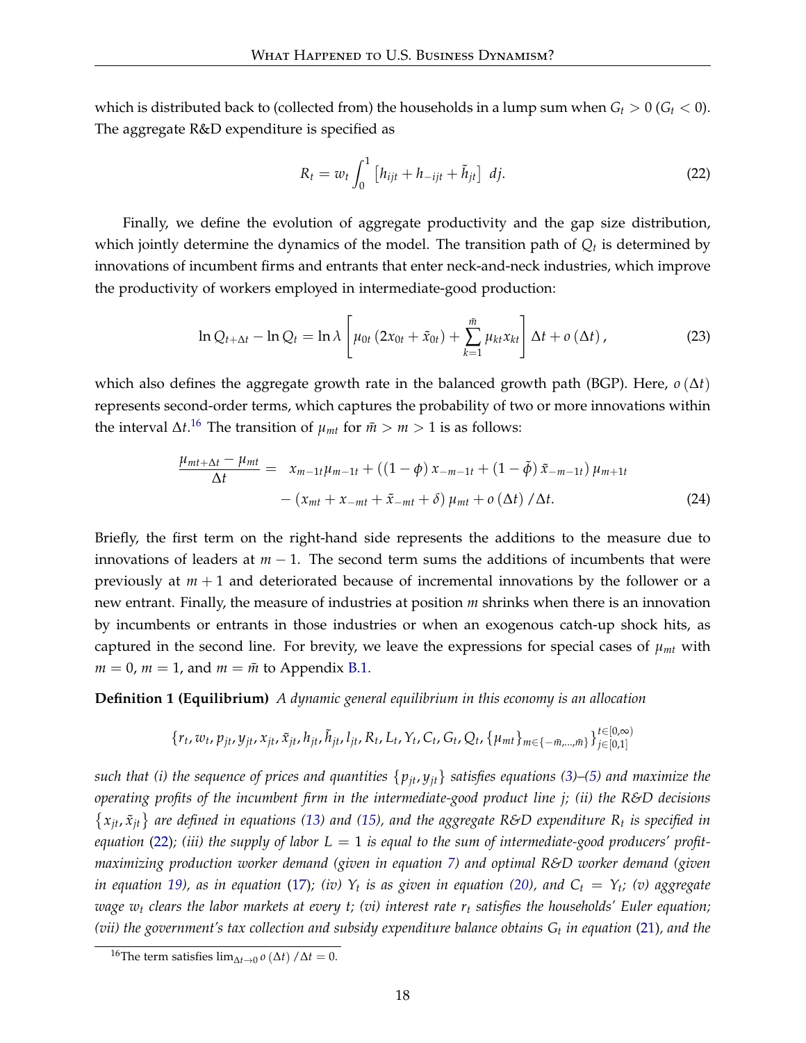which is distributed back to (collected from) the households in a lump sum when $G_t > 0$ ($G_t < 0$). The aggregate R&D expenditure is specified as

$$R_t = w_t \int_0^1 \left[ h_{ijt} + h_{-ijt} + \tilde{h}_{jt} \right] \, dj. \tag{22}$$

Finally, we define the evolution of aggregate productivity and the gap size distribution, which jointly determine the dynamics of the model. The transition path of $Q_t$ is determined by innovations of incumbent firms and entrants that enter neck-and-neck industries, which improve the productivity of workers employed in intermediate-good production:

$$\ln Q_{t+\Delta t} - \ln Q_t = \ln \lambda \left[ \mu_{0t} \left( 2x_{0t} + \tilde{x}_{0t} \right) + \sum_{k=1}^{\bar{m}} \mu_{kt} x_{kt} \right] \Delta t + o\left(\Delta t\right), \tag{23}$$

which also defines the aggregate growth rate in the balanced growth path (BGP). Here, $o\left(\Delta t\right)$ represents second-order terms, which captures the probability of two or more innovations within the interval $\Delta t$.[16] The transition of $\mu_{mt}$ for $\bar{m} > m > 1$ is as follows:

$$\begin{aligned} \frac{\mu_{mt+\Delta t} - \mu_{mt}}{\Delta t} = \; & x_{m-1t}\mu_{m-1t} + \left( \left(1-\phi\right) x_{-m-1t} + \left(1-\tilde{\phi}\right) \tilde{x}_{-m-1t} \right) \mu_{m+1t} \\ & - \left( x_{mt} + x_{-mt} + \tilde{x}_{-mt} + \delta \right) \mu_{mt} + o\left(\Delta t\right)/\Delta t. \end{aligned} \tag{24}$$

Briefly, the first term on the right-hand side represents the additions to the measure due to innovations of leaders at $m-1$. The second term sums the additions of incumbents that were previously at $m+1$ and deteriorated because of incremental innovations by the follower or a new entrant. Finally, the measure of industries at position $m$ shrinks when there is an innovation by incumbents or entrants in those industries or when an exogenous catch-up shock hits, as captured in the second line. For brevity, we leave the expressions for special cases of $\mu_{mt}$ with $m = 0$, $m = 1$, and $m = \bar{m}$ to Appendix B.1.

**Definition 1 (Equilibrium)** *A dynamic general equilibrium in this economy is an allocation*

$$\left\{ r_t, w_t, p_{jt}, y_{jt}, x_{jt}, \tilde{x}_{jt}, h_{jt}, \tilde{h}_{jt}, l_{jt}, R_t, L_t, Y_t, C_t, G_t, Q_t, \left\{\mu_{mt}\right\}_{m \in \{-\bar{m},\dots,\bar{m}\}} \right\}_{j\in[0,1]}^{t\in[0,\infty)}$$

*such that (i) the sequence of prices and quantities* $\left\{p_{jt}, y_{jt}\right\}$ *satisfies equations (3)–(5) and maximize the operating profits of the incumbent firm in the intermediate-good product line j; (ii) the R&D decisions* $\left\{x_{jt}, \tilde{x}_{jt}\right\}$ *are defined in equations (13) and (15), and the aggregate R&D expenditure* $R_t$ *is specified in equation* (22)*; (iii) the supply of labor* $L = 1$ *is equal to the sum of intermediate-good producers' profit-maximizing production worker demand (given in equation 7) and optimal R&D worker demand (given in equation 19), as in equation* (17)*; (iv)* $Y_t$ *is as given in equation (20), and* $C_t = Y_t$*; (v) aggregate wage* $w_t$ *clears the labor markets at every t; (vi) interest rate* $r_t$ *satisfies the households' Euler equation; (vii) the government's tax collection and subsidy expenditure balance obtains* $G_t$ *in equation* (21)*, and the*

[16] The term satisfies $\lim_{\Delta t \to 0} o\left(\Delta t\right)/\Delta t = 0$.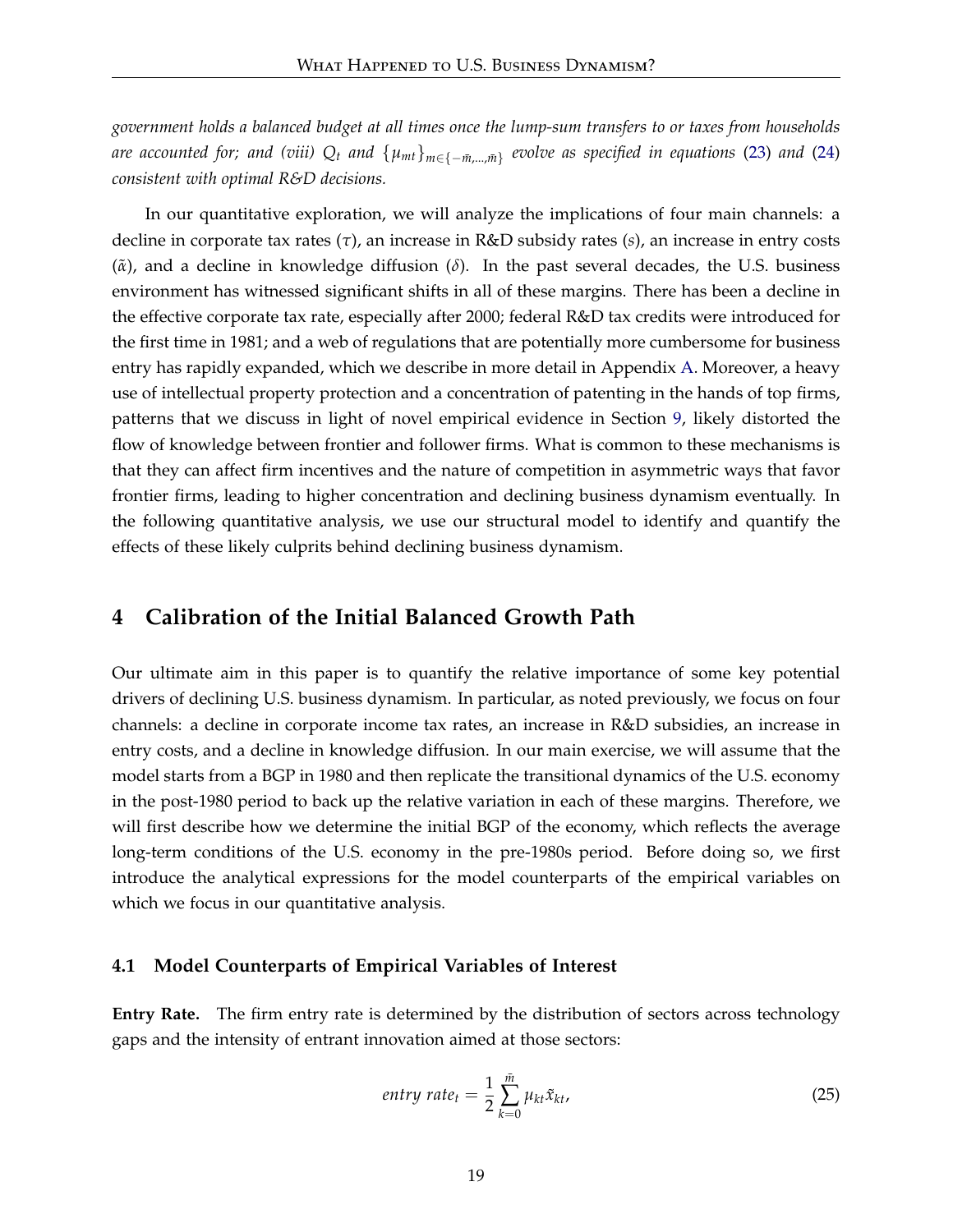*government holds a balanced budget at all times once the lump-sum transfers to or taxes from households are accounted for; and (viii) $Q_t$ and $\{\mu_{mt}\}_{m\in\{-\bar{m},\ldots,\bar{m}\}}$ evolve as specified in equations (23) and (24) consistent with optimal R&D decisions.*

In our quantitative exploration, we will analyze the implications of four main channels: a decline in corporate tax rates ($\tau$), an increase in R&D subsidy rates ($s$), an increase in entry costs ($\tilde{\alpha}$), and a decline in knowledge diffusion ($\delta$). In the past several decades, the U.S. business environment has witnessed significant shifts in all of these margins. There has been a decline in the effective corporate tax rate, especially after 2000; federal R&D tax credits were introduced for the first time in 1981; and a web of regulations that are potentially more cumbersome for business entry has rapidly expanded, which we describe in more detail in Appendix A. Moreover, a heavy use of intellectual property protection and a concentration of patenting in the hands of top firms, patterns that we discuss in light of novel empirical evidence in Section 9, likely distorted the flow of knowledge between frontier and follower firms. What is common to these mechanisms is that they can affect firm incentives and the nature of competition in asymmetric ways that favor frontier firms, leading to higher concentration and declining business dynamism eventually. In the following quantitative analysis, we use our structural model to identify and quantify the effects of these likely culprits behind declining business dynamism.

## 4 Calibration of the Initial Balanced Growth Path

Our ultimate aim in this paper is to quantify the relative importance of some key potential drivers of declining U.S. business dynamism. In particular, as noted previously, we focus on four channels: a decline in corporate income tax rates, an increase in R&D subsidies, an increase in entry costs, and a decline in knowledge diffusion. In our main exercise, we will assume that the model starts from a BGP in 1980 and then replicate the transitional dynamics of the U.S. economy in the post-1980 period to back up the relative variation in each of these margins. Therefore, we will first describe how we determine the initial BGP of the economy, which reflects the average long-term conditions of the U.S. economy in the pre-1980s period. Before doing so, we first introduce the analytical expressions for the model counterparts of the empirical variables on which we focus in our quantitative analysis.

### 4.1 Model Counterparts of Empirical Variables of Interest

**Entry Rate.** The firm entry rate is determined by the distribution of sectors across technology gaps and the intensity of entrant innovation aimed at those sectors:

$$\textit{entry rate}_t = \frac{1}{2}\sum_{k=0}^{\bar{m}} \mu_{kt}\tilde{x}_{kt}, \tag{25}$$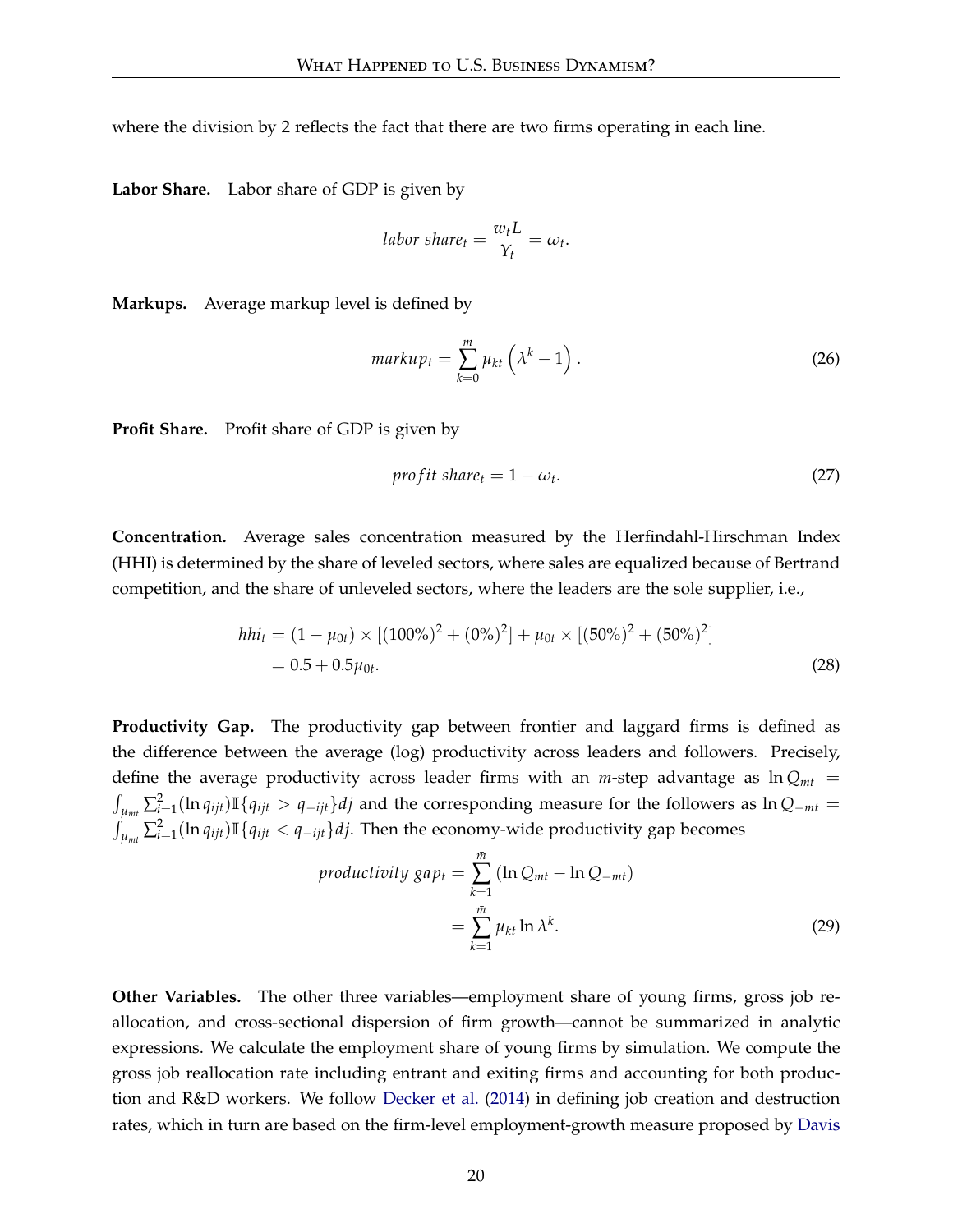where the division by 2 reflects the fact that there are two firms operating in each line.

**Labor Share.** Labor share of GDP is given by

$$\textit{labor share}_t = \frac{w_t L}{Y_t} = \omega_t.$$

**Markups.** Average markup level is defined by

$$\textit{markup}_t = \sum_{k=0}^{\bar{m}} \mu_{kt} \left( \lambda^k - 1 \right). \tag{26}$$

**Profit Share.** Profit share of GDP is given by

$$\textit{profit share}_t = 1 - \omega_t. \tag{27}$$

**Concentration.** Average sales concentration measured by the Herfindahl-Hirschman Index (HHI) is determined by the share of leveled sectors, where sales are equalized because of Bertrand competition, and the share of unleveled sectors, where the leaders are the sole supplier, i.e.,

$$\begin{aligned} hhi_t &= (1 - \mu_{0t}) \times [(100\%)^2 + (0\%)^2] + \mu_{0t} \times [(50\%)^2 + (50\%)^2] \\ &= 0.5 + 0.5\mu_{0t}. \end{aligned} \tag{28}$$

**Productivity Gap.** The productivity gap between frontier and laggard firms is defined as the difference between the average (log) productivity across leaders and followers. Precisely, define the average productivity across leader firms with an $m$-step advantage as $\ln Q_{mt} = \int_{\mu_{mt}} \sum_{i=1}^{2} (\ln q_{ijt}) \mathbb{I}\{q_{ijt} > q_{-ijt}\} dj$ and the corresponding measure for the followers as $\ln Q_{-mt} = \int_{\mu_{mt}} \sum_{i=1}^{2} (\ln q_{ijt}) \mathbb{I}\{q_{ijt} < q_{-ijt}\} dj$. Then the economy-wide productivity gap becomes

$$\begin{aligned} \textit{productivity gap}_t &= \sum_{k=1}^{\bar{m}} \left( \ln Q_{mt} - \ln Q_{-mt} \right) \\ &= \sum_{k=1}^{\bar{m}} \mu_{kt} \ln \lambda^k. \end{aligned} \tag{29}$$

**Other Variables.** The other three variables—employment share of young firms, gross job reallocation, and cross-sectional dispersion of firm growth—cannot be summarized in analytic expressions. We calculate the employment share of young firms by simulation. We compute the gross job reallocation rate including entrant and exiting firms and accounting for both production and R&D workers. We follow Decker et al. (2014) in defining job creation and destruction rates, which in turn are based on the firm-level employment-growth measure proposed by Davis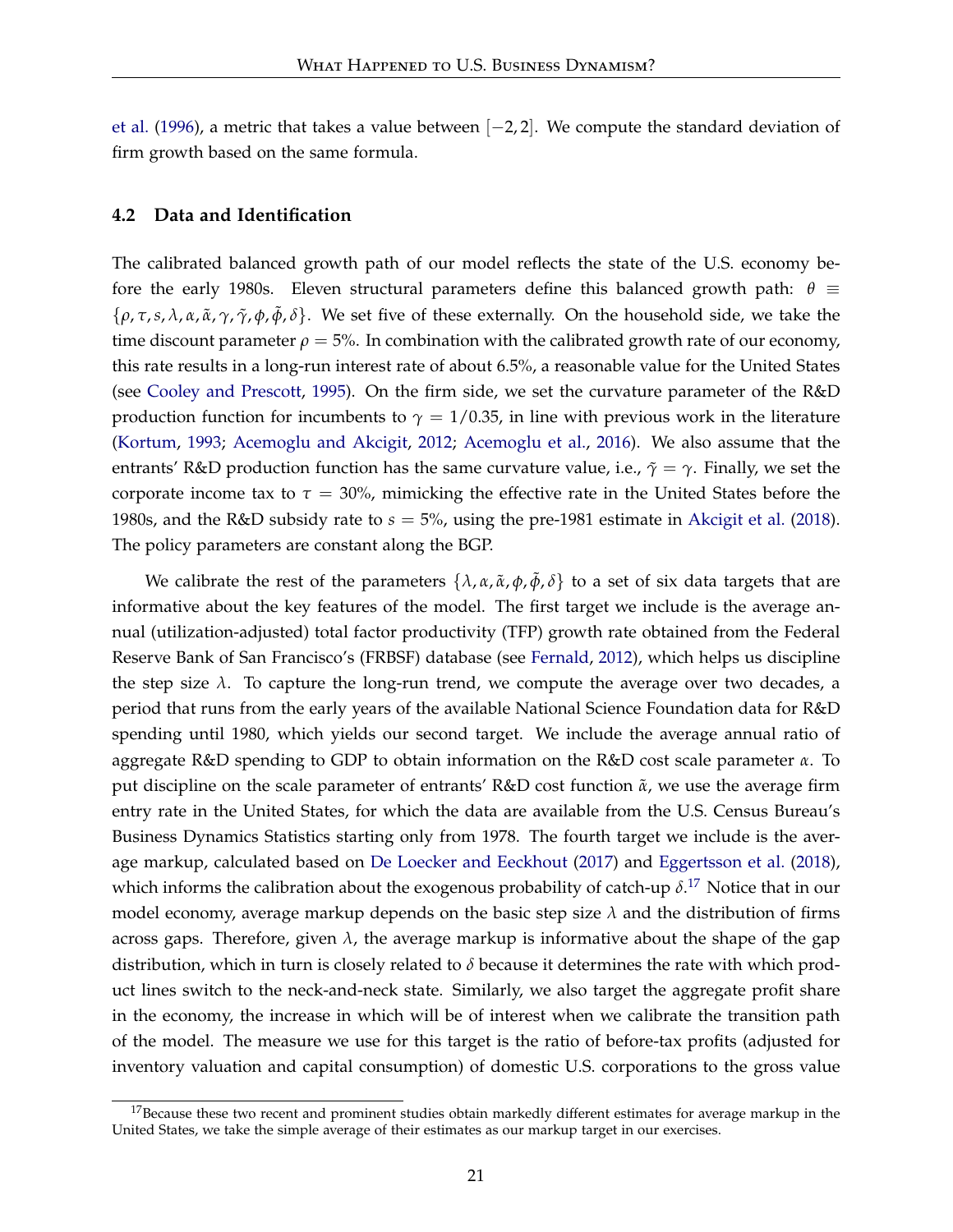et al. (1996), a metric that takes a value between $[-2, 2]$. We compute the standard deviation of firm growth based on the same formula.

### 4.2 Data and Identification

The calibrated balanced growth path of our model reflects the state of the U.S. economy before the early 1980s. Eleven structural parameters define this balanced growth path: $\theta \equiv \{\rho, \tau, s, \lambda, \alpha, \tilde{\alpha}, \gamma, \tilde{\gamma}, \phi, \tilde{\phi}, \delta\}$. We set five of these externally. On the household side, we take the time discount parameter $\rho = 5\%$. In combination with the calibrated growth rate of our economy, this rate results in a long-run interest rate of about 6.5%, a reasonable value for the United States (see Cooley and Prescott, 1995). On the firm side, we set the curvature parameter of the R&D production function for incumbents to $\gamma = 1/0.35$, in line with previous work in the literature (Kortum, 1993; Acemoglu and Akcigit, 2012; Acemoglu et al., 2016). We also assume that the entrants' R&D production function has the same curvature value, i.e., $\tilde{\gamma} = \gamma$. Finally, we set the corporate income tax to $\tau = 30\%$, mimicking the effective rate in the United States before the 1980s, and the R&D subsidy rate to $s = 5\%$, using the pre-1981 estimate in Akcigit et al. (2018). The policy parameters are constant along the BGP.

We calibrate the rest of the parameters $\{\lambda, \alpha, \tilde{\alpha}, \phi, \tilde{\phi}, \delta\}$ to a set of six data targets that are informative about the key features of the model. The first target we include is the average annual (utilization-adjusted) total factor productivity (TFP) growth rate obtained from the Federal Reserve Bank of San Francisco's (FRBSF) database (see Fernald, 2012), which helps us discipline the step size $\lambda$. To capture the long-run trend, we compute the average over two decades, a period that runs from the early years of the available National Science Foundation data for R&D spending until 1980, which yields our second target. We include the average annual ratio of aggregate R&D spending to GDP to obtain information on the R&D cost scale parameter $\alpha$. To put discipline on the scale parameter of entrants' R&D cost function $\tilde{\alpha}$, we use the average firm entry rate in the United States, for which the data are available from the U.S. Census Bureau's Business Dynamics Statistics starting only from 1978. The fourth target we include is the average markup, calculated based on De Loecker and Eeckhout (2017) and Eggertsson et al. (2018), which informs the calibration about the exogenous probability of catch-up $\delta$.[17] Notice that in our model economy, average markup depends on the basic step size $\lambda$ and the distribution of firms across gaps. Therefore, given $\lambda$, the average markup is informative about the shape of the gap distribution, which in turn is closely related to $\delta$ because it determines the rate with which product lines switch to the neck-and-neck state. Similarly, we also target the aggregate profit share in the economy, the increase in which will be of interest when we calibrate the transition path of the model. The measure we use for this target is the ratio of before-tax profits (adjusted for inventory valuation and capital consumption) of domestic U.S. corporations to the gross value

[17] Because these two recent and prominent studies obtain markedly different estimates for average markup in the United States, we take the simple average of their estimates as our markup target in our exercises.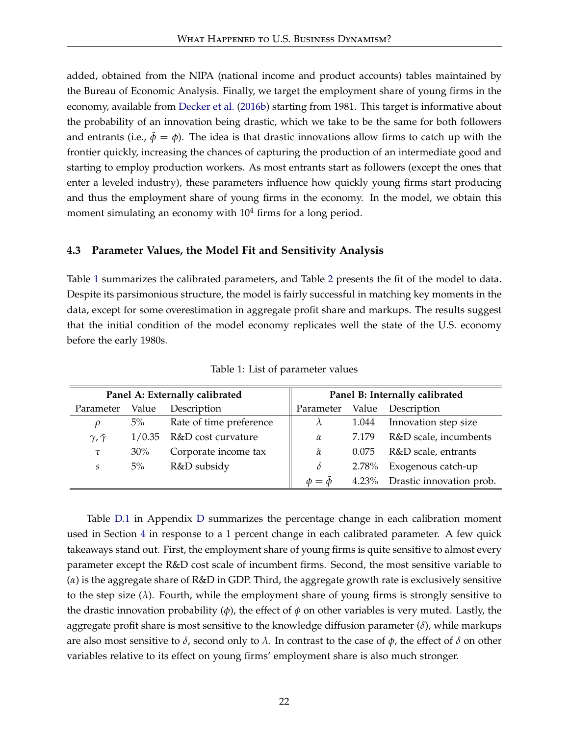added, obtained from the NIPA (national income and product accounts) tables maintained by the Bureau of Economic Analysis. Finally, we target the employment share of young firms in the economy, available from Decker et al. (2016b) starting from 1981. This target is informative about the probability of an innovation being drastic, which we take to be the same for both followers and entrants (i.e., $\tilde{\phi} = \phi$). The idea is that drastic innovations allow firms to catch up with the frontier quickly, increasing the chances of capturing the production of an intermediate good and starting to employ production workers. As most entrants start as followers (except the ones that enter a leveled industry), these parameters influence how quickly young firms start producing and thus the employment share of young firms in the economy. In the model, we obtain this moment simulating an economy with $10^4$ firms for a long period.

### 4.3 Parameter Values, the Model Fit and Sensitivity Analysis

Table 1 summarizes the calibrated parameters, and Table 2 presents the fit of the model to data. Despite its parsimonious structure, the model is fairly successful in matching key moments in the data, except for some overestimation in aggregate profit share and markups. The results suggest that the initial condition of the model economy replicates well the state of the U.S. economy before the early 1980s.

Table 1: List of parameter values

| **Panel A: Externally calibrated** | | | **Panel B: Internally calibrated** | | |
|---|---|---|---|---|---|
| Parameter | Value | Description | Parameter | Value | Description |
| $\rho$ | 5% | Rate of time preference | $\lambda$ | 1.044 | Innovation step size |
| $\gamma, \tilde{\gamma}$ | 1/0.35 | R&D cost curvature | $\alpha$ | 7.179 | R&D scale, incumbents |
| $\tau$ | 30% | Corporate income tax | $\tilde{\alpha}$ | 0.075 | R&D scale, entrants |
| $s$ | 5% | R&D subsidy | $\delta$ | 2.78% | Exogenous catch-up |
| | | | $\phi = \tilde{\phi}$ | 4.23% | Drastic innovation prob. |

Table D.1 in Appendix D summarizes the percentage change in each calibration moment used in Section 4 in response to a 1 percent change in each calibrated parameter. A few quick takeaways stand out. First, the employment share of young firms is quite sensitive to almost every parameter except the R&D cost scale of incumbent firms. Second, the most sensitive variable to ($\alpha$) is the aggregate share of R&D in GDP. Third, the aggregate growth rate is exclusively sensitive to the step size ($\lambda$). Fourth, while the employment share of young firms is strongly sensitive to the drastic innovation probability ($\phi$), the effect of $\phi$ on other variables is very muted. Lastly, the aggregate profit share is most sensitive to the knowledge diffusion parameter ($\delta$), while markups are also most sensitive to $\delta$, second only to $\lambda$. In contrast to the case of $\phi$, the effect of $\delta$ on other variables relative to its effect on young firms' employment share is also much stronger.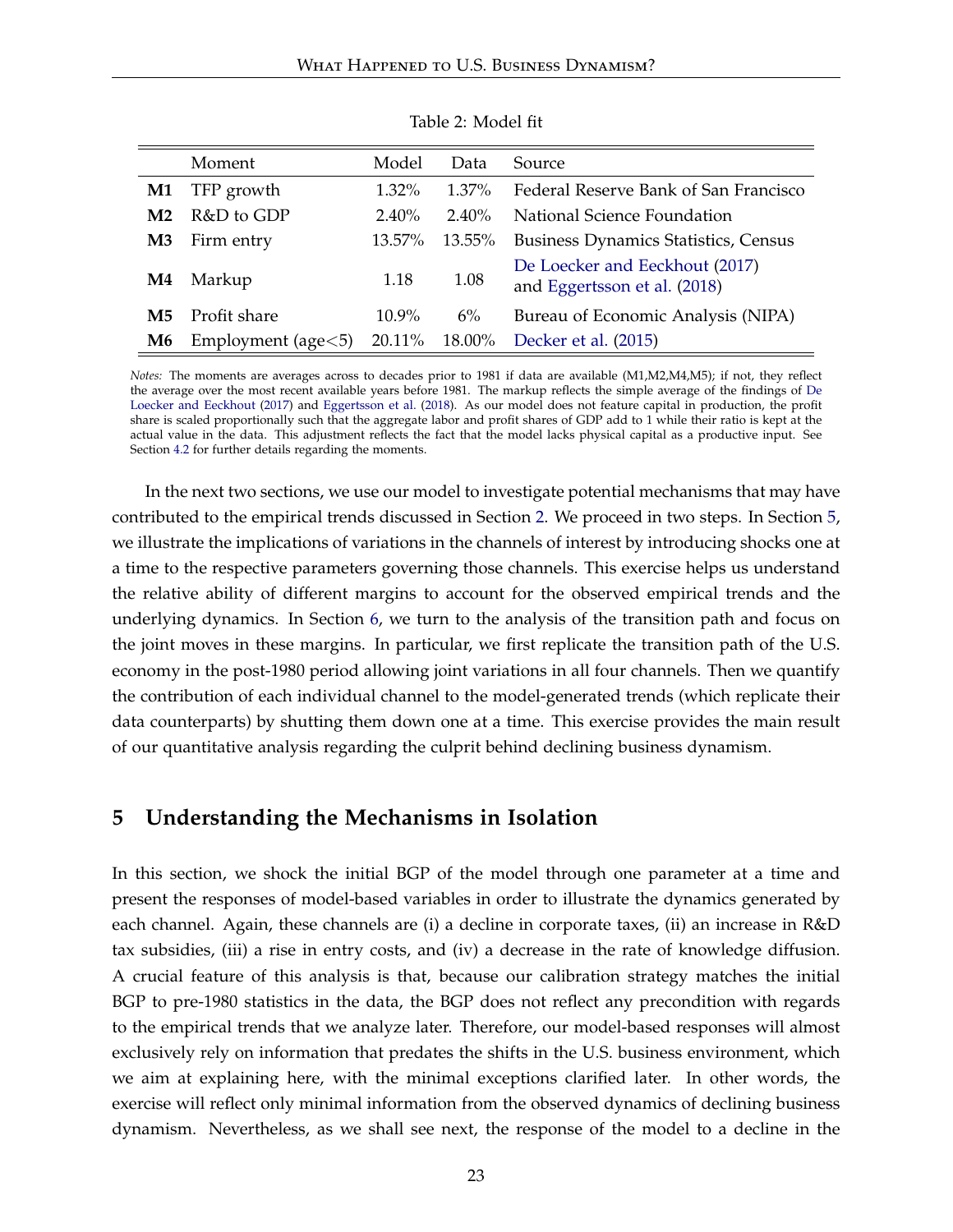Table 2: Model fit

| | Moment | Model | Data | Source |
|---|---|---|---|---|
| **M1** | TFP growth | 1.32% | 1.37% | Federal Reserve Bank of San Francisco |
| **M2** | R&D to GDP | 2.40% | 2.40% | National Science Foundation |
| **M3** | Firm entry | 13.57% | 13.55% | Business Dynamics Statistics, Census |
| **M4** | Markup | 1.18 | 1.08 | De Loecker and Eeckhout (2017) and Eggertsson et al. (2018) |
| **M5** | Profit share | 10.9% | 6% | Bureau of Economic Analysis (NIPA) |
| **M6** | Employment (age<5) | 20.11% | 18.00% | Decker et al. (2015) |

*Notes:* The moments are averages across to decades prior to 1981 if data are available (M1,M2,M4,M5); if not, they reflect the average over the most recent available years before 1981. The markup reflects the simple average of the findings of De Loecker and Eeckhout (2017) and Eggertsson et al. (2018). As our model does not feature capital in production, the profit share is scaled proportionally such that the aggregate labor and profit shares of GDP add to 1 while their ratio is kept at the actual value in the data. This adjustment reflects the fact that the model lacks physical capital as a productive input. See Section 4.2 for further details regarding the moments.

In the next two sections, we use our model to investigate potential mechanisms that may have contributed to the empirical trends discussed in Section 2. We proceed in two steps. In Section 5, we illustrate the implications of variations in the channels of interest by introducing shocks one at a time to the respective parameters governing those channels. This exercise helps us understand the relative ability of different margins to account for the observed empirical trends and the underlying dynamics. In Section 6, we turn to the analysis of the transition path and focus on the joint moves in these margins. In particular, we first replicate the transition path of the U.S. economy in the post-1980 period allowing joint variations in all four channels. Then we quantify the contribution of each individual channel to the model-generated trends (which replicate their data counterparts) by shutting them down one at a time. This exercise provides the main result of our quantitative analysis regarding the culprit behind declining business dynamism.

## 5 Understanding the Mechanisms in Isolation

In this section, we shock the initial BGP of the model through one parameter at a time and present the responses of model-based variables in order to illustrate the dynamics generated by each channel. Again, these channels are (i) a decline in corporate taxes, (ii) an increase in R&D tax subsidies, (iii) a rise in entry costs, and (iv) a decrease in the rate of knowledge diffusion. A crucial feature of this analysis is that, because our calibration strategy matches the initial BGP to pre-1980 statistics in the data, the BGP does not reflect any precondition with regards to the empirical trends that we analyze later. Therefore, our model-based responses will almost exclusively rely on information that predates the shifts in the U.S. business environment, which we aim at explaining here, with the minimal exceptions clarified later. In other words, the exercise will reflect only minimal information from the observed dynamics of declining business dynamism. Nevertheless, as we shall see next, the response of the model to a decline in the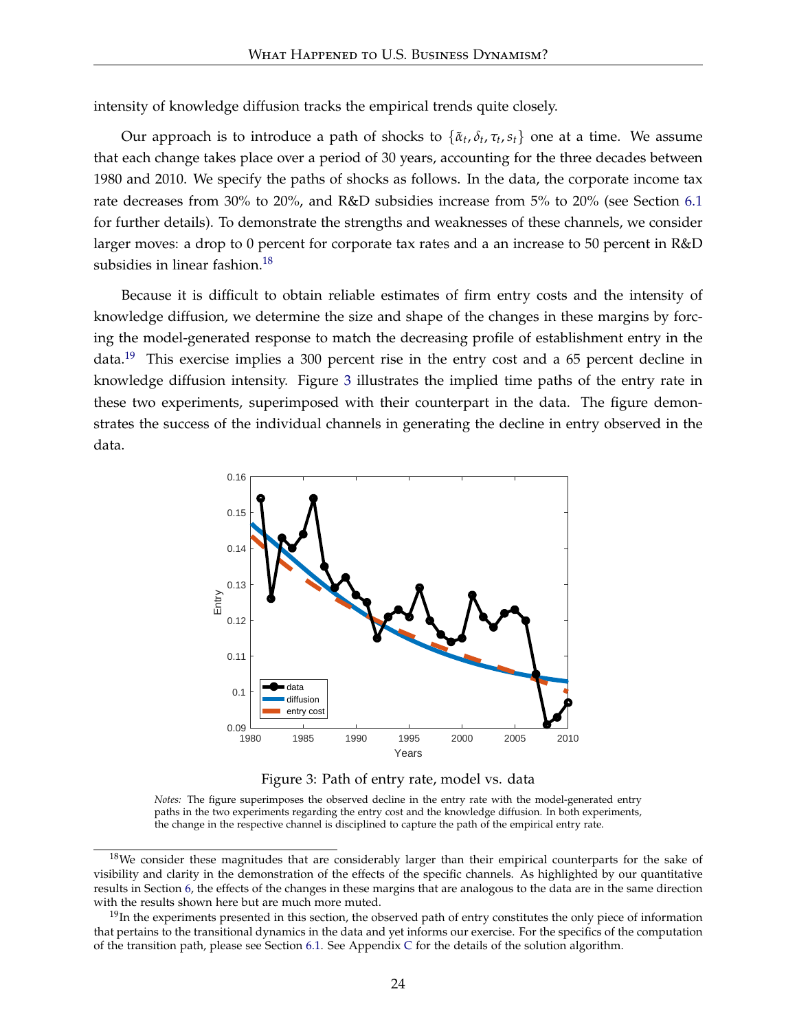intensity of knowledge diffusion tracks the empirical trends quite closely.

Our approach is to introduce a path of shocks to $\{\tilde{\alpha}_t, \delta_t, \tau_t, s_t\}$ one at a time. We assume that each change takes place over a period of 30 years, accounting for the three decades between 1980 and 2010. We specify the paths of shocks as follows. In the data, the corporate income tax rate decreases from 30% to 20%, and R&D subsidies increase from 5% to 20% (see Section 6.1 for further details). To demonstrate the strengths and weaknesses of these channels, we consider larger moves: a drop to 0 percent for corporate tax rates and a an increase to 50 percent in R&D subsidies in linear fashion.[18]

Because it is difficult to obtain reliable estimates of firm entry costs and the intensity of knowledge diffusion, we determine the size and shape of the changes in these margins by forcing the model-generated response to match the decreasing profile of establishment entry in the data.[19] This exercise implies a 300 percent rise in the entry cost and a 65 percent decline in knowledge diffusion intensity. Figure 3 illustrates the implied time paths of the entry rate in these two experiments, superimposed with their counterpart in the data. The figure demonstrates the success of the individual channels in generating the decline in entry observed in the data.

Entry

0.16
0.15
0.14
0.13
0.12
0.11
0.1
0.09

1980 1985 1990 1995 2000 2005 2010

Years

data
diffusion
entry cost

Figure 3: Path of entry rate, model vs. data

*Notes:* The figure superimposes the observed decline in the entry rate with the model-generated entry paths in the two experiments regarding the entry cost and the knowledge diffusion. In both experiments, the change in the respective channel is disciplined to capture the path of the empirical entry rate.

[18] We consider these magnitudes that are considerably larger than their empirical counterparts for the sake of visibility and clarity in the demonstration of the effects of the specific channels. As highlighted by our quantitative results in Section 6, the effects of the changes in these margins that are analogous to the data are in the same direction with the results shown here but are much more muted.

[19] In the experiments presented in this section, the observed path of entry constitutes the only piece of information that pertains to the transitional dynamics in the data and yet informs our exercise. For the specifics of the computation of the transition path, please see Section 6.1. See Appendix C for the details of the solution algorithm.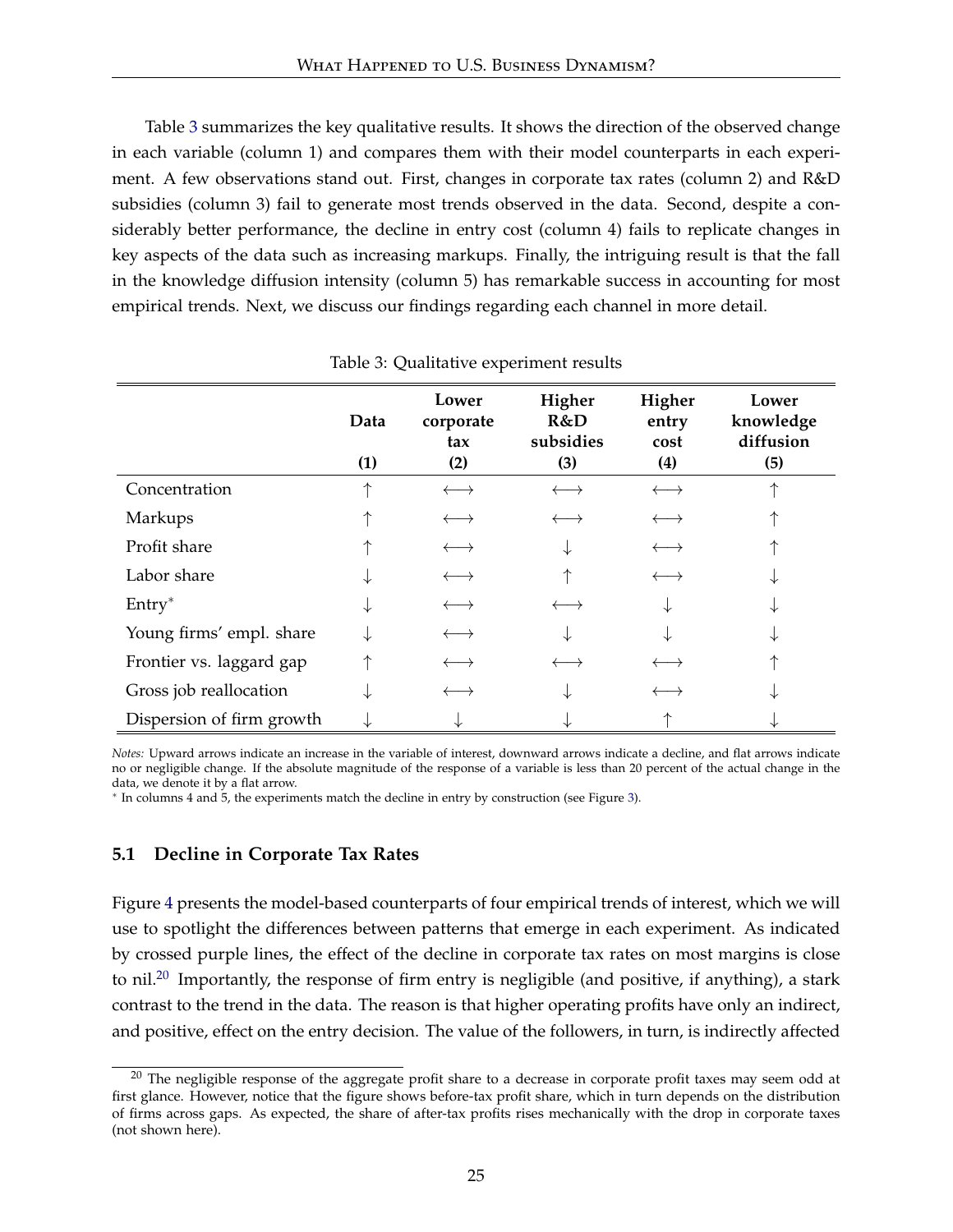Table 3 summarizes the key qualitative results. It shows the direction of the observed change in each variable (column 1) and compares them with their model counterparts in each experiment. A few observations stand out. First, changes in corporate tax rates (column 2) and R&D subsidies (column 3) fail to generate most trends observed in the data. Second, despite a considerably better performance, the decline in entry cost (column 4) fails to replicate changes in key aspects of the data such as increasing markups. Finally, the intriguing result is that the fall in the knowledge diffusion intensity (column 5) has remarkable success in accounting for most empirical trends. Next, we discuss our findings regarding each channel in more detail.

Table 3: Qualitative experiment results

| | **Data** (1) | **Lower corporate tax** (2) | **Higher R&D subsidies** (3) | **Higher entry cost** (4) | **Lower knowledge diffusion** (5) |
|---|---|---|---|---|---|
| Concentration | ↑ | ⟷ | ⟷ | ⟷ | ↑ |
| Markups | ↑ | ⟷ | ⟷ | ⟷ | ↑ |
| Profit share | ↑ | ⟷ | ↓ | ⟷ | ↑ |
| Labor share | ↓ | ⟷ | ↑ | ⟷ | ↓ |
| Entry* | ↓ | ⟷ | ⟷ | ↓ | ↓ |
| Young firms' empl. share | ↓ | ⟷ | ↓ | ↓ | ↓ |
| Frontier vs. laggard gap | ↑ | ⟷ | ⟷ | ⟷ | ↑ |
| Gross job reallocation | ↓ | ⟷ | ↓ | ⟷ | ↓ |
| Dispersion of firm growth | ↓ | ↓ | ↓ | ↑ | ↓ |

*Notes:* Upward arrows indicate an increase in the variable of interest, downward arrows indicate a decline, and flat arrows indicate no or negligible change. If the absolute magnitude of the response of a variable is less than 20 percent of the actual change in the data, we denote it by a flat arrow.
\* In columns 4 and 5, the experiments match the decline in entry by construction (see Figure 3).

### 5.1 Decline in Corporate Tax Rates

Figure 4 presents the model-based counterparts of four empirical trends of interest, which we will use to spotlight the differences between patterns that emerge in each experiment. As indicated by crossed purple lines, the effect of the decline in corporate tax rates on most margins is close to nil.[20] Importantly, the response of firm entry is negligible (and positive, if anything), a stark contrast to the trend in the data. The reason is that higher operating profits have only an indirect, and positive, effect on the entry decision. The value of the followers, in turn, is indirectly affected

[20] The negligible response of the aggregate profit share to a decrease in corporate profit taxes may seem odd at first glance. However, notice that the figure shows before-tax profit share, which in turn depends on the distribution of firms across gaps. As expected, the share of after-tax profits rises mechanically with the drop in corporate taxes (not shown here).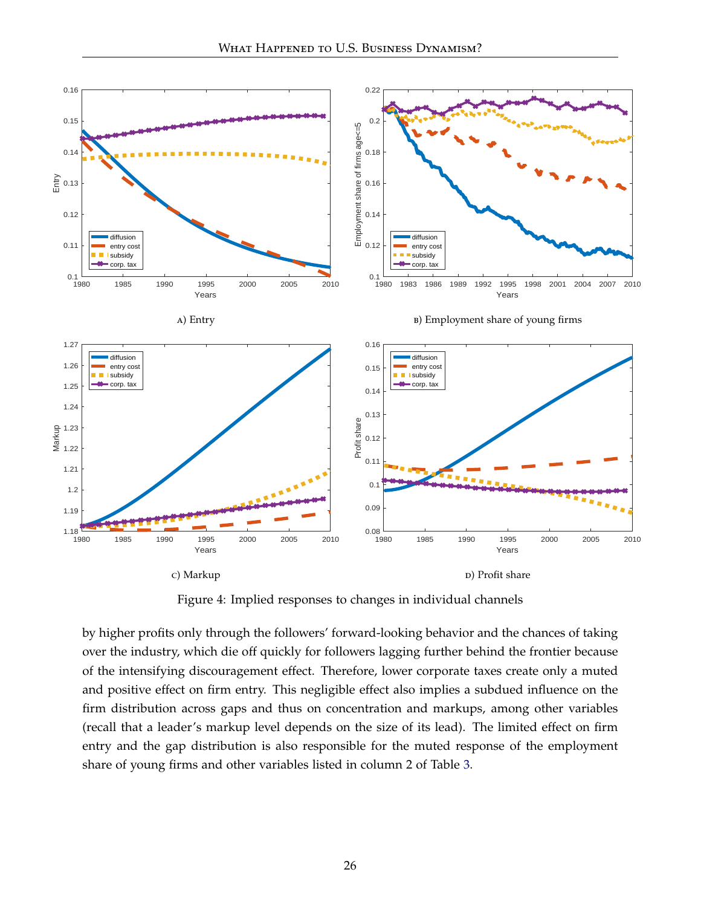A) Entry

B) Employment share of young firms

C) Markup

D) Profit share

Figure 4: Implied responses to changes in individual channels

by higher profits only through the followers' forward-looking behavior and the chances of taking over the industry, which die off quickly for followers lagging further behind the frontier because of the intensifying discouragement effect. Therefore, lower corporate taxes create only a muted and positive effect on firm entry. This negligible effect also implies a subdued influence on the firm distribution across gaps and thus on concentration and markups, among other variables (recall that a leader's markup level depends on the size of its lead). The limited effect on firm entry and the gap distribution is also responsible for the muted response of the employment share of young firms and other variables listed in column 2 of Table 3.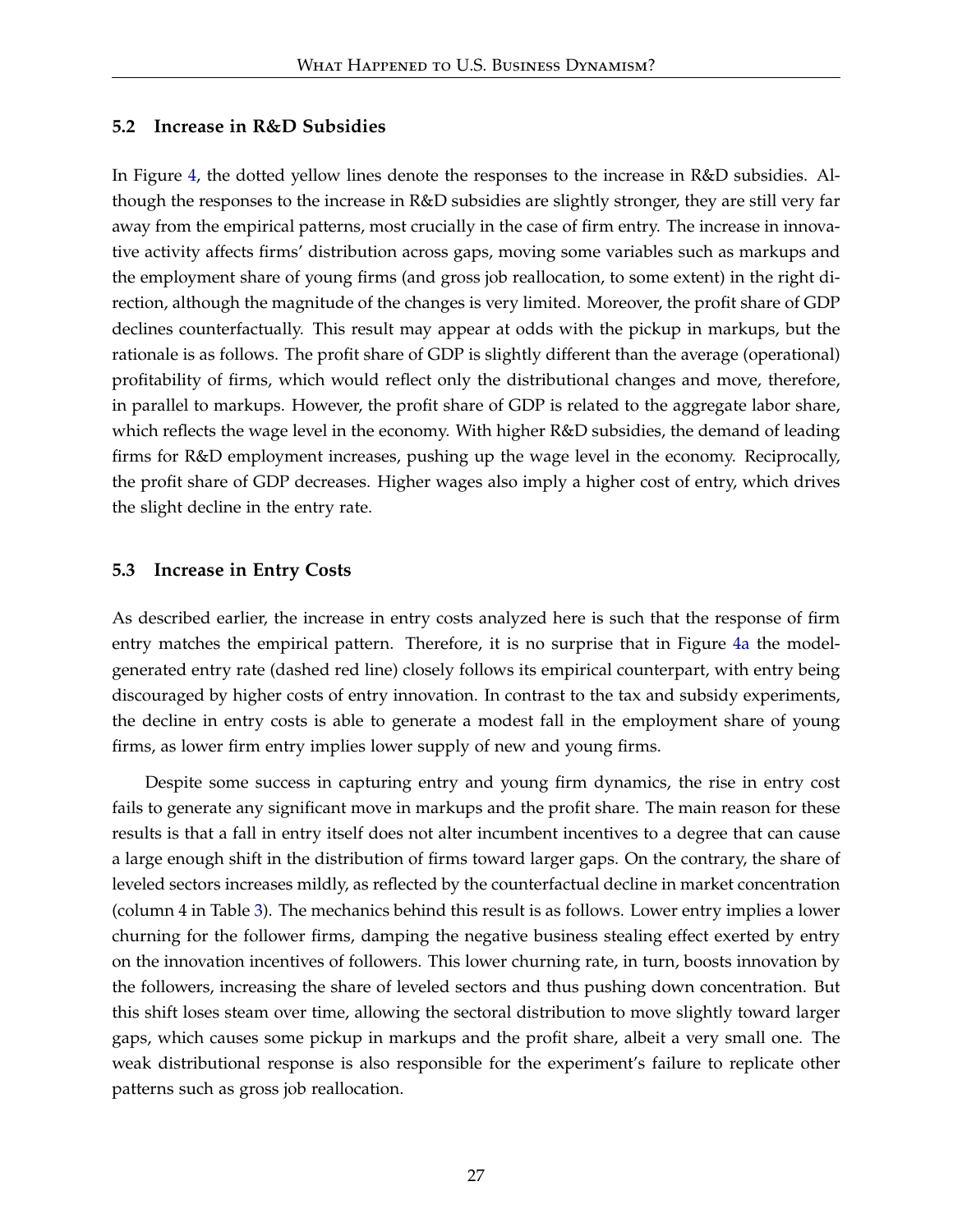### 5.2 Increase in R&D Subsidies

In Figure 4, the dotted yellow lines denote the responses to the increase in R&D subsidies. Although the responses to the increase in R&D subsidies are slightly stronger, they are still very far away from the empirical patterns, most crucially in the case of firm entry. The increase in innovative activity affects firms' distribution across gaps, moving some variables such as markups and the employment share of young firms (and gross job reallocation, to some extent) in the right direction, although the magnitude of the changes is very limited. Moreover, the profit share of GDP declines counterfactually. This result may appear at odds with the pickup in markups, but the rationale is as follows. The profit share of GDP is slightly different than the average (operational) profitability of firms, which would reflect only the distributional changes and move, therefore, in parallel to markups. However, the profit share of GDP is related to the aggregate labor share, which reflects the wage level in the economy. With higher R&D subsidies, the demand of leading firms for R&D employment increases, pushing up the wage level in the economy. Reciprocally, the profit share of GDP decreases. Higher wages also imply a higher cost of entry, which drives the slight decline in the entry rate.

### 5.3 Increase in Entry Costs

As described earlier, the increase in entry costs analyzed here is such that the response of firm entry matches the empirical pattern. Therefore, it is no surprise that in Figure 4a the model-generated entry rate (dashed red line) closely follows its empirical counterpart, with entry being discouraged by higher costs of entry innovation. In contrast to the tax and subsidy experiments, the decline in entry costs is able to generate a modest fall in the employment share of young firms, as lower firm entry implies lower supply of new and young firms.

Despite some success in capturing entry and young firm dynamics, the rise in entry cost fails to generate any significant move in markups and the profit share. The main reason for these results is that a fall in entry itself does not alter incumbent incentives to a degree that can cause a large enough shift in the distribution of firms toward larger gaps. On the contrary, the share of leveled sectors increases mildly, as reflected by the counterfactual decline in market concentration (column 4 in Table 3). The mechanics behind this result is as follows. Lower entry implies a lower churning for the follower firms, damping the negative business stealing effect exerted by entry on the innovation incentives of followers. This lower churning rate, in turn, boosts innovation by the followers, increasing the share of leveled sectors and thus pushing down concentration. But this shift loses steam over time, allowing the sectoral distribution to move slightly toward larger gaps, which causes some pickup in markups and the profit share, albeit a very small one. The weak distributional response is also responsible for the experiment's failure to replicate other patterns such as gross job reallocation.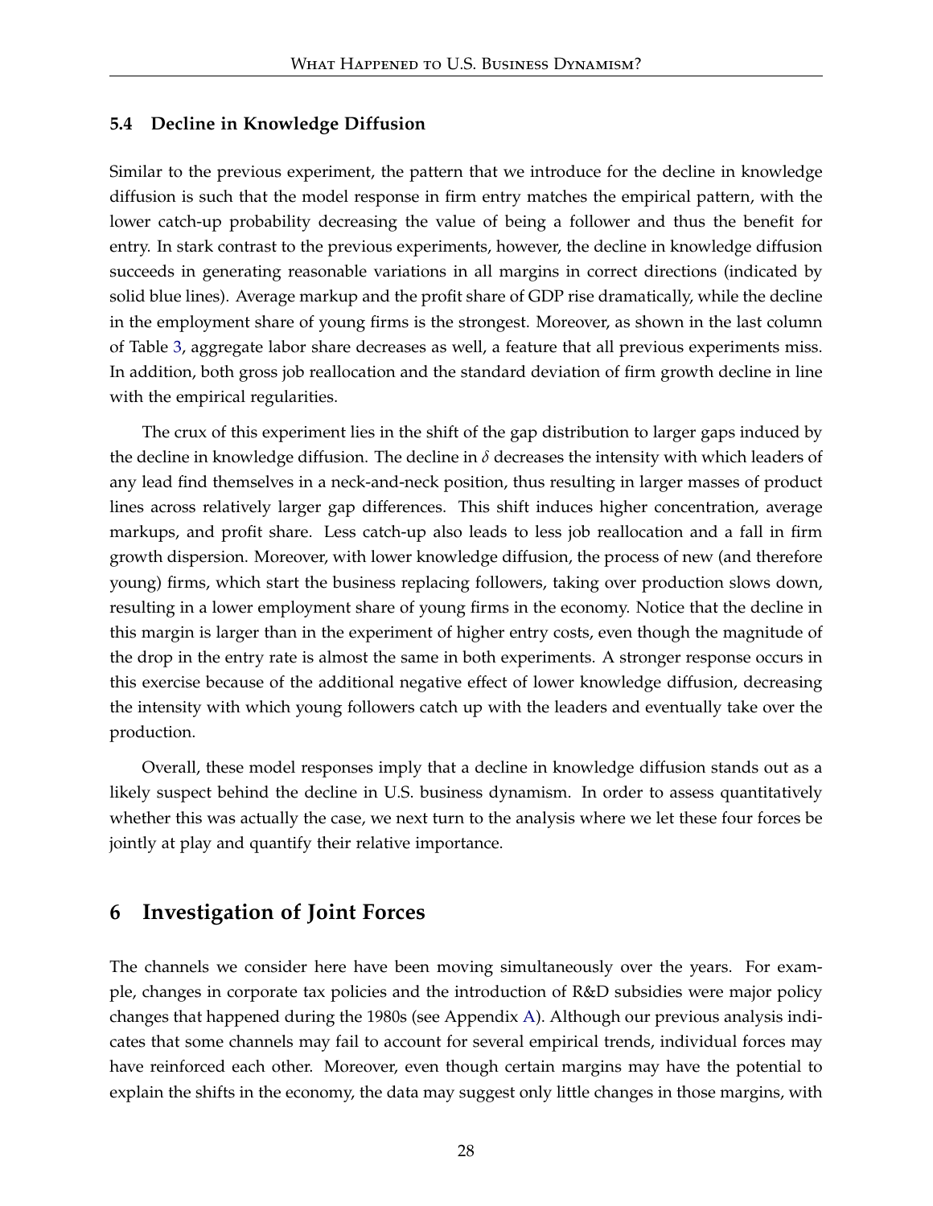### 5.4 Decline in Knowledge Diffusion

Similar to the previous experiment, the pattern that we introduce for the decline in knowledge diffusion is such that the model response in firm entry matches the empirical pattern, with the lower catch-up probability decreasing the value of being a follower and thus the benefit for entry. In stark contrast to the previous experiments, however, the decline in knowledge diffusion succeeds in generating reasonable variations in all margins in correct directions (indicated by solid blue lines). Average markup and the profit share of GDP rise dramatically, while the decline in the employment share of young firms is the strongest. Moreover, as shown in the last column of Table 3, aggregate labor share decreases as well, a feature that all previous experiments miss. In addition, both gross job reallocation and the standard deviation of firm growth decline in line with the empirical regularities.

The crux of this experiment lies in the shift of the gap distribution to larger gaps induced by the decline in knowledge diffusion. The decline in $\delta$ decreases the intensity with which leaders of any lead find themselves in a neck-and-neck position, thus resulting in larger masses of product lines across relatively larger gap differences. This shift induces higher concentration, average markups, and profit share. Less catch-up also leads to less job reallocation and a fall in firm growth dispersion. Moreover, with lower knowledge diffusion, the process of new (and therefore young) firms, which start the business replacing followers, taking over production slows down, resulting in a lower employment share of young firms in the economy. Notice that the decline in this margin is larger than in the experiment of higher entry costs, even though the magnitude of the drop in the entry rate is almost the same in both experiments. A stronger response occurs in this exercise because of the additional negative effect of lower knowledge diffusion, decreasing the intensity with which young followers catch up with the leaders and eventually take over the production.

Overall, these model responses imply that a decline in knowledge diffusion stands out as a likely suspect behind the decline in U.S. business dynamism. In order to assess quantitatively whether this was actually the case, we next turn to the analysis where we let these four forces be jointly at play and quantify their relative importance.

## 6 Investigation of Joint Forces

The channels we consider here have been moving simultaneously over the years. For example, changes in corporate tax policies and the introduction of R&D subsidies were major policy changes that happened during the 1980s (see Appendix A). Although our previous analysis indicates that some channels may fail to account for several empirical trends, individual forces may have reinforced each other. Moreover, even though certain margins may have the potential to explain the shifts in the economy, the data may suggest only little changes in those margins, with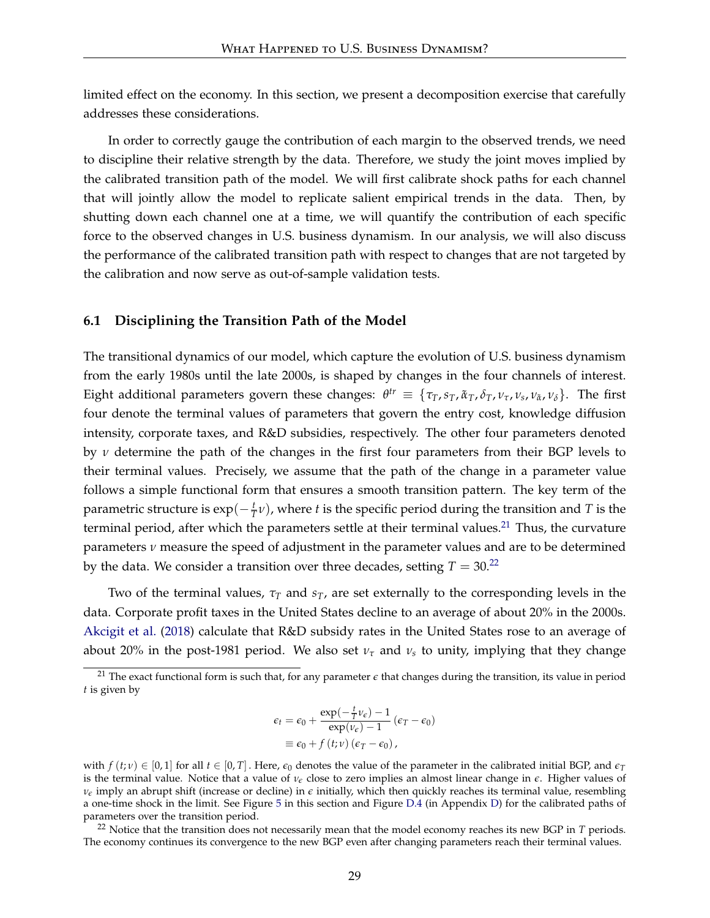limited effect on the economy. In this section, we present a decomposition exercise that carefully addresses these considerations.

In order to correctly gauge the contribution of each margin to the observed trends, we need to discipline their relative strength by the data. Therefore, we study the joint moves implied by the calibrated transition path of the model. We will first calibrate shock paths for each channel that will jointly allow the model to replicate salient empirical trends in the data. Then, by shutting down each channel one at a time, we will quantify the contribution of each specific force to the observed changes in U.S. business dynamism. In our analysis, we will also discuss the performance of the calibrated transition path with respect to changes that are not targeted by the calibration and now serve as out-of-sample validation tests.

### 6.1 Disciplining the Transition Path of the Model

The transitional dynamics of our model, which capture the evolution of U.S. business dynamism from the early 1980s until the late 2000s, is shaped by changes in the four channels of interest. Eight additional parameters govern these changes: $\theta^{tr} \equiv \{\tau_T, s_T, \tilde{\alpha}_T, \delta_T, \nu_\tau, \nu_s, \nu_{\tilde{\alpha}}, \nu_\delta\}$. The first four denote the terminal values of parameters that govern the entry cost, knowledge diffusion intensity, corporate taxes, and R&D subsidies, respectively. The other four parameters denoted by $\nu$ determine the path of the changes in the first four parameters from their BGP levels to their terminal values. Precisely, we assume that the path of the change in a parameter value follows a simple functional form that ensures a smooth transition pattern. The key term of the parametric structure is $\exp(-\frac{t}{T}\nu)$, where $t$ is the specific period during the transition and $T$ is the terminal period, after which the parameters settle at their terminal values.[21] Thus, the curvature parameters $\nu$ measure the speed of adjustment in the parameter values and are to be determined by the data. We consider a transition over three decades, setting $T = 30$.[22]

Two of the terminal values, $\tau_T$ and $s_T$, are set externally to the corresponding levels in the data. Corporate profit taxes in the United States decline to an average of about 20% in the 2000s. Akcigit et al. (2018) calculate that R&D subsidy rates in the United States rose to an average of about 20% in the post-1981 period. We also set $\nu_\tau$ and $\nu_s$ to unity, implying that they change

[21] The exact functional form is such that, for any parameter $\epsilon$ that changes during the transition, its value in period $t$ is given by

$$
\begin{aligned}
\epsilon_t &= \epsilon_0 + \frac{\exp(-\frac{t}{T}\nu_\epsilon) - 1}{\exp(\nu_\epsilon) - 1} (\epsilon_T - \epsilon_0) \\
&\equiv \epsilon_0 + f(t; \nu)(\epsilon_T - \epsilon_0),
\end{aligned}
$$

with $f(t; \nu) \in [0, 1]$ for all $t \in [0, T]$. Here, $\epsilon_0$ denotes the value of the parameter in the calibrated initial BGP, and $\epsilon_T$ is the terminal value. Notice that a value of $\nu_\epsilon$ close to zero implies an almost linear change in $\epsilon$. Higher values of $\nu_\epsilon$ imply an abrupt shift (increase or decline) in $\epsilon$ initially, which then quickly reaches its terminal value, resembling a one-time shock in the limit. See Figure 5 in this section and Figure D.4 (in Appendix D) for the calibrated paths of parameters over the transition period.

[22] Notice that the transition does not necessarily mean that the model economy reaches its new BGP in $T$ periods. The economy continues its convergence to the new BGP even after changing parameters reach their terminal values.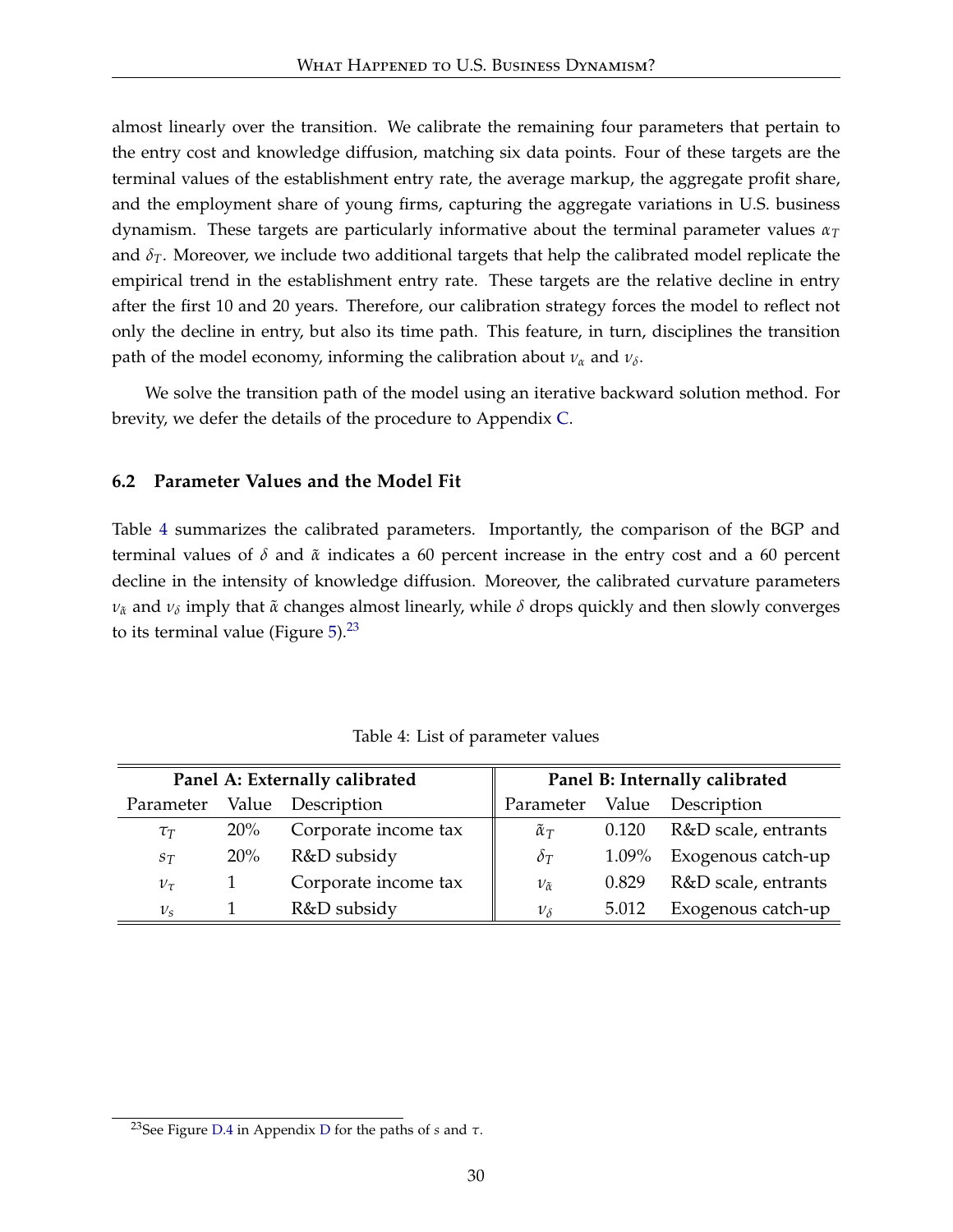almost linearly over the transition. We calibrate the remaining four parameters that pertain to the entry cost and knowledge diffusion, matching six data points. Four of these targets are the terminal values of the establishment entry rate, the average markup, the aggregate profit share, and the employment share of young firms, capturing the aggregate variations in U.S. business dynamism. These targets are particularly informative about the terminal parameter values $\alpha_T$ and $\delta_T$. Moreover, we include two additional targets that help the calibrated model replicate the empirical trend in the establishment entry rate. These targets are the relative decline in entry after the first 10 and 20 years. Therefore, our calibration strategy forces the model to reflect not only the decline in entry, but also its time path. This feature, in turn, disciplines the transition path of the model economy, informing the calibration about $\nu_\alpha$ and $\nu_\delta$.

We solve the transition path of the model using an iterative backward solution method. For brevity, we defer the details of the procedure to Appendix C.

### 6.2 Parameter Values and the Model Fit

Table 4 summarizes the calibrated parameters. Importantly, the comparison of the BGP and terminal values of $\delta$ and $\tilde{\alpha}$ indicates a 60 percent increase in the entry cost and a 60 percent decline in the intensity of knowledge diffusion. Moreover, the calibrated curvature parameters $\nu_{\tilde{\alpha}}$ and $\nu_\delta$ imply that $\tilde{\alpha}$ changes almost linearly, while $\delta$ drops quickly and then slowly converges to its terminal value (Figure 5).[23]

Table 4: List of parameter values

| Panel A: Externally calibrated | | | Panel B: Internally calibrated | | |
|---|---|---|---|---|---|
| Parameter | Value | Description | Parameter | Value | Description |
| $\tau_T$ | 20% | Corporate income tax | $\tilde{\alpha}_T$ | 0.120 | R&D scale, entrants |
| $s_T$ | 20% | R&D subsidy | $\delta_T$ | 1.09% | Exogenous catch-up |
| $\nu_\tau$ | 1 | Corporate income tax | $\nu_{\tilde{\alpha}}$ | 0.829 | R&D scale, entrants |
| $\nu_s$ | 1 | R&D subsidy | $\nu_\delta$ | 5.012 | Exogenous catch-up |

[23] See Figure D.4 in Appendix D for the paths of $s$ and $\tau$.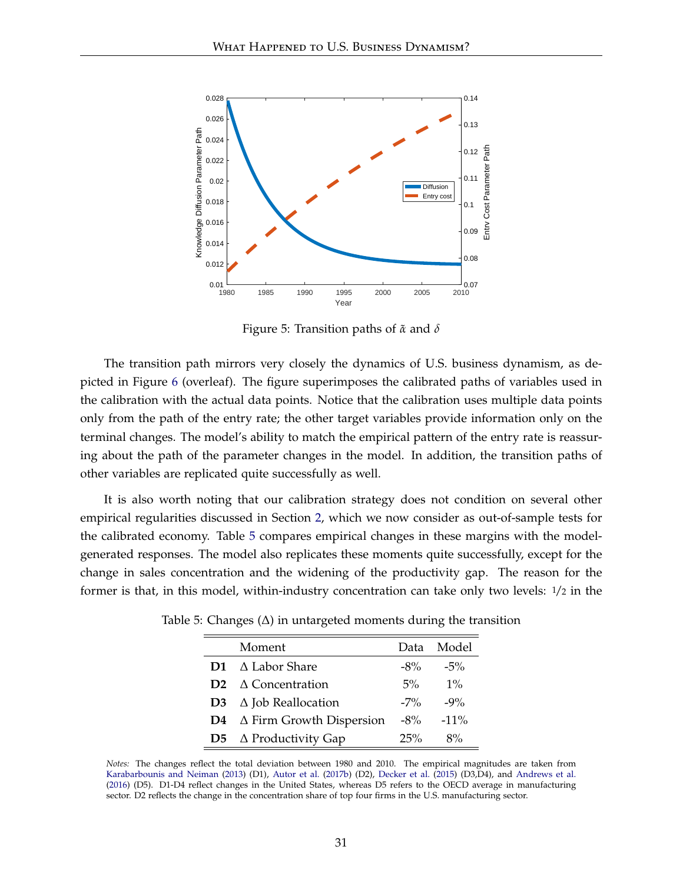0.028
0.026
0.024
0.022
0.02
0.018
0.016
0.014
0.012
0.01

Knowledge Diffusion Parameter Path

0.14
0.13
0.12
0.11
0.1
0.09
0.08
0.07

Entry Cost Parameter Path

1980 1985 1990 1995 2000 2005 2010

Year

Diffusion

Entry cost

Figure 5: Transition paths of $\tilde{\alpha}$ and $\delta$

The transition path mirrors very closely the dynamics of U.S. business dynamism, as depicted in Figure 6 (overleaf). The figure superimposes the calibrated paths of variables used in the calibration with the actual data points. Notice that the calibration uses multiple data points only from the path of the entry rate; the other target variables provide information only on the terminal changes. The model's ability to match the empirical pattern of the entry rate is reassuring about the path of the parameter changes in the model. In addition, the transition paths of other variables are replicated quite successfully as well.

It is also worth noting that our calibration strategy does not condition on several other empirical regularities discussed in Section 2, which we now consider as out-of-sample tests for the calibrated economy. Table 5 compares empirical changes in these margins with the model-generated responses. The model also replicates these moments quite successfully, except for the change in sales concentration and the widening of the productivity gap. The reason for the former is that, in this model, within-industry concentration can take only two levels: 1/2 in the

Table 5: Changes ($\Delta$) in untargeted moments during the transition

| | Moment | Data | Model |
|---|---|---|---|
| **D1** | $\Delta$ Labor Share | -8% | -5% |
| **D2** | $\Delta$ Concentration | 5% | 1% |
| **D3** | $\Delta$ Job Reallocation | -7% | -9% |
| **D4** | $\Delta$ Firm Growth Dispersion | -8% | -11% |
| **D5** | $\Delta$ Productivity Gap | 25% | 8% |

*Notes:* The changes reflect the total deviation between 1980 and 2010. The empirical magnitudes are taken from Karabarbounis and Neiman (2013) (D1), Autor et al. (2017b) (D2), Decker et al. (2015) (D3,D4), and Andrews et al. (2016) (D5). D1-D4 reflect changes in the United States, whereas D5 refers to the OECD average in manufacturing sector. D2 reflects the change in the concentration share of top four firms in the U.S. manufacturing sector.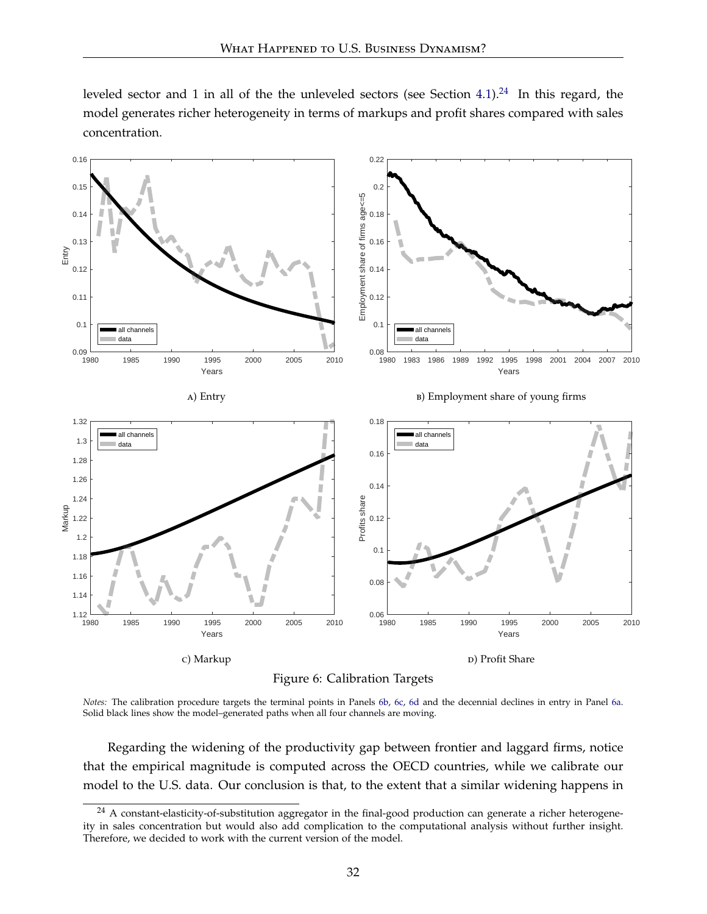leveled sector and 1 in all of the the unleveled sectors (see Section 4.1).[24] In this regard, the model generates richer heterogeneity in terms of markups and profit shares compared with sales concentration.

0.16
0.15
0.14
0.13
0.12
0.11
0.1
0.09
Entry
1980 1985 1990 1995 2000 2005 2010
Years
all channels
data

A) Entry

0.22
0.2
0.18
0.16
0.14
0.12
0.1
0.08
Employment share of firms age<=5
1980 1983 1986 1989 1992 1995 1998 2001 2004 2007 2010
Years
all channels
data

B) Employment share of young firms

1.32
1.3
1.28
1.26
1.24
1.22
1.2
1.18
1.16
1.14
1.12
Markup
1980 1985 1990 1995 2000 2005 2010
Years
all channels
data

C) Markup

0.18
0.16
0.14
0.12
0.1
0.08
0.06
Profits share
1980 1985 1990 1995 2000 2005 2010
Years
all channels
data

D) Profit Share

Figure 6: Calibration Targets

*Notes:* The calibration procedure targets the terminal points in Panels 6b, 6c, 6d and the decennial declines in entry in Panel 6a. Solid black lines show the model–generated paths when all four channels are moving.

Regarding the widening of the productivity gap between frontier and laggard firms, notice that the empirical magnitude is computed across the OECD countries, while we calibrate our model to the U.S. data. Our conclusion is that, to the extent that a similar widening happens in

[24] A constant-elasticity-of-substitution aggregator in the final-good production can generate a richer heterogeneity in sales concentration but would also add complication to the computational analysis without further insight. Therefore, we decided to work with the current version of the model.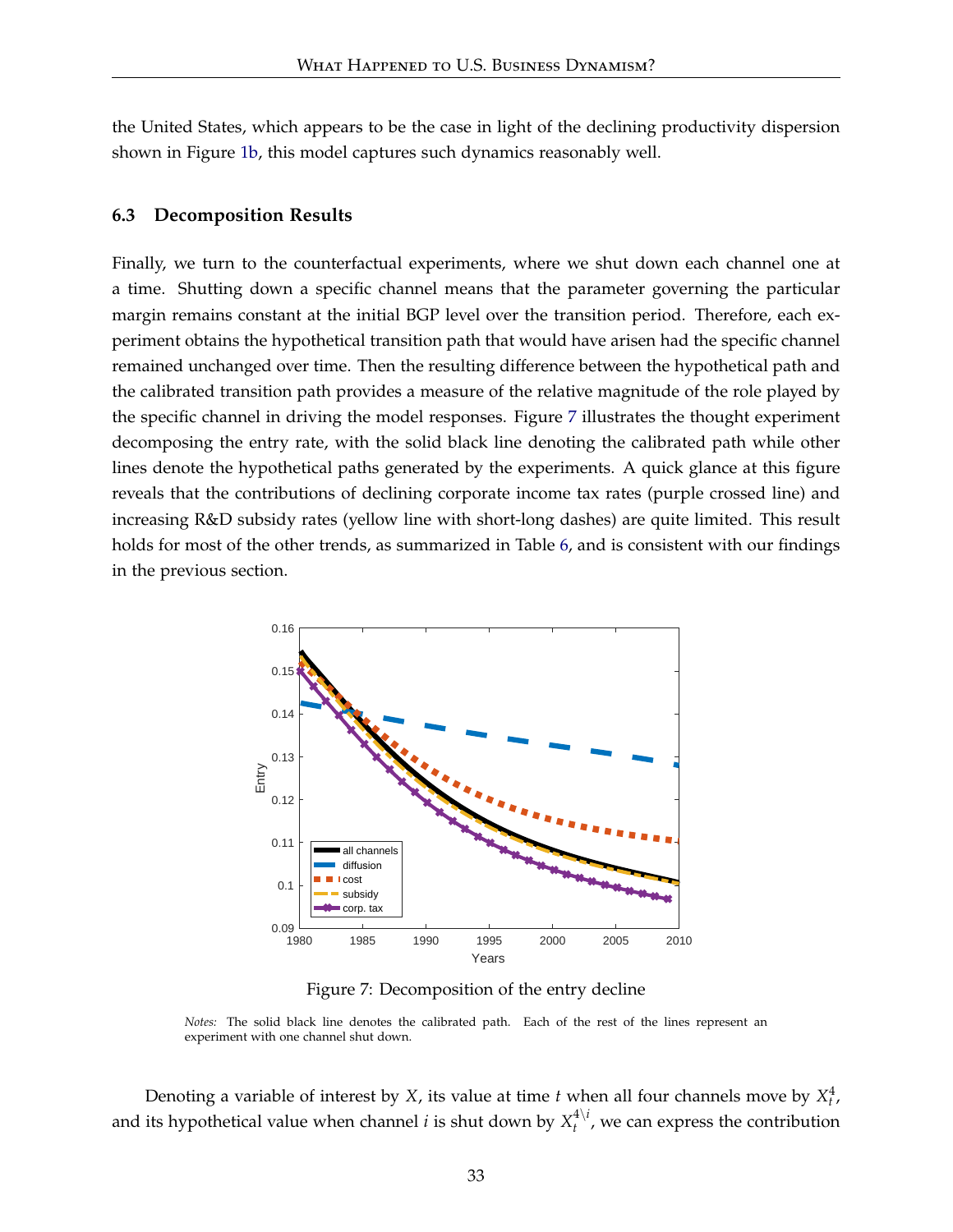the United States, which appears to be the case in light of the declining productivity dispersion shown in Figure 1b, this model captures such dynamics reasonably well.

### 6.3 Decomposition Results

Finally, we turn to the counterfactual experiments, where we shut down each channel one at a time. Shutting down a specific channel means that the parameter governing the particular margin remains constant at the initial BGP level over the transition period. Therefore, each experiment obtains the hypothetical transition path that would have arisen had the specific channel remained unchanged over time. Then the resulting difference between the hypothetical path and the calibrated transition path provides a measure of the relative magnitude of the role played by the specific channel in driving the model responses. Figure 7 illustrates the thought experiment decomposing the entry rate, with the solid black line denoting the calibrated path while other lines denote the hypothetical paths generated by the experiments. A quick glance at this figure reveals that the contributions of declining corporate income tax rates (purple crossed line) and increasing R&D subsidy rates (yellow line with short-long dashes) are quite limited. This result holds for most of the other trends, as summarized in Table 6, and is consistent with our findings in the previous section.

0.16
0.15
0.14
0.13
0.12
0.11
0.1
0.09
Entry
1980
1985
1990
1995
2000
2005
2010
Years
all channels
diffusion
cost
subsidy
corp. tax

Figure 7: Decomposition of the entry decline

*Notes:* The solid black line denotes the calibrated path. Each of the rest of the lines represent an experiment with one channel shut down.

Denoting a variable of interest by $X$, its value at time $t$ when all four channels move by $X_t^4$, and its hypothetical value when channel $i$ is shut down by $X_t^{4\setminus i}$, we can express the contribution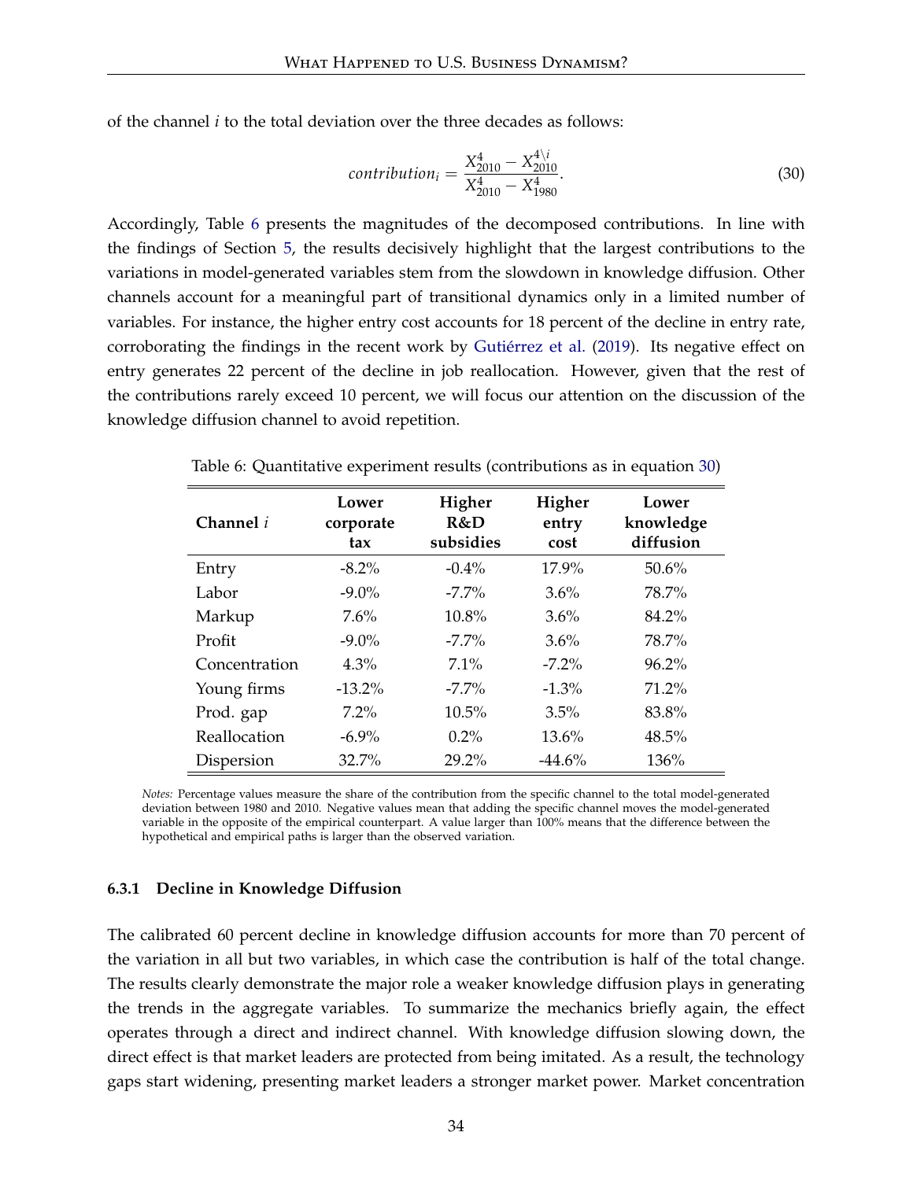of the channel $i$ to the total deviation over the three decades as follows:

$$contribution_i = \frac{X^4_{2010} - X^{4\setminus i}_{2010}}{X^4_{2010} - X^4_{1980}}. \tag{30}$$

Accordingly, Table 6 presents the magnitudes of the decomposed contributions. In line with the findings of Section 5, the results decisively highlight that the largest contributions to the variations in model-generated variables stem from the slowdown in knowledge diffusion. Other channels account for a meaningful part of transitional dynamics only in a limited number of variables. For instance, the higher entry cost accounts for 18 percent of the decline in entry rate, corroborating the findings in the recent work by Gutiérrez et al. (2019). Its negative effect on entry generates 22 percent of the decline in job reallocation. However, given that the rest of the contributions rarely exceed 10 percent, we will focus our attention on the discussion of the knowledge diffusion channel to avoid repetition.

Table 6: Quantitative experiment results (contributions as in equation 30)

| Channel $i$ | Lower corporate tax | Higher R&D subsidies | Higher entry cost | Lower knowledge diffusion |
|---|---|---|---|---|
| Entry | -8.2% | -0.4% | 17.9% | 50.6% |
| Labor | -9.0% | -7.7% | 3.6% | 78.7% |
| Markup | 7.6% | 10.8% | 3.6% | 84.2% |
| Profit | -9.0% | -7.7% | 3.6% | 78.7% |
| Concentration | 4.3% | 7.1% | -7.2% | 96.2% |
| Young firms | -13.2% | -7.7% | -1.3% | 71.2% |
| Prod. gap | 7.2% | 10.5% | 3.5% | 83.8% |
| Reallocation | -6.9% | 0.2% | 13.6% | 48.5% |
| Dispersion | 32.7% | 29.2% | -44.6% | 136% |

*Notes:* Percentage values measure the share of the contribution from the specific channel to the total model-generated deviation between 1980 and 2010. Negative values mean that adding the specific channel moves the model-generated variable in the opposite of the empirical counterpart. A value larger than 100% means that the difference between the hypothetical and empirical paths is larger than the observed variation.

### 6.3.1 Decline in Knowledge Diffusion

The calibrated 60 percent decline in knowledge diffusion accounts for more than 70 percent of the variation in all but two variables, in which case the contribution is half of the total change. The results clearly demonstrate the major role a weaker knowledge diffusion plays in generating the trends in the aggregate variables. To summarize the mechanics briefly again, the effect operates through a direct and indirect channel. With knowledge diffusion slowing down, the direct effect is that market leaders are protected from being imitated. As a result, the technology gaps start widening, presenting market leaders a stronger market power. Market concentration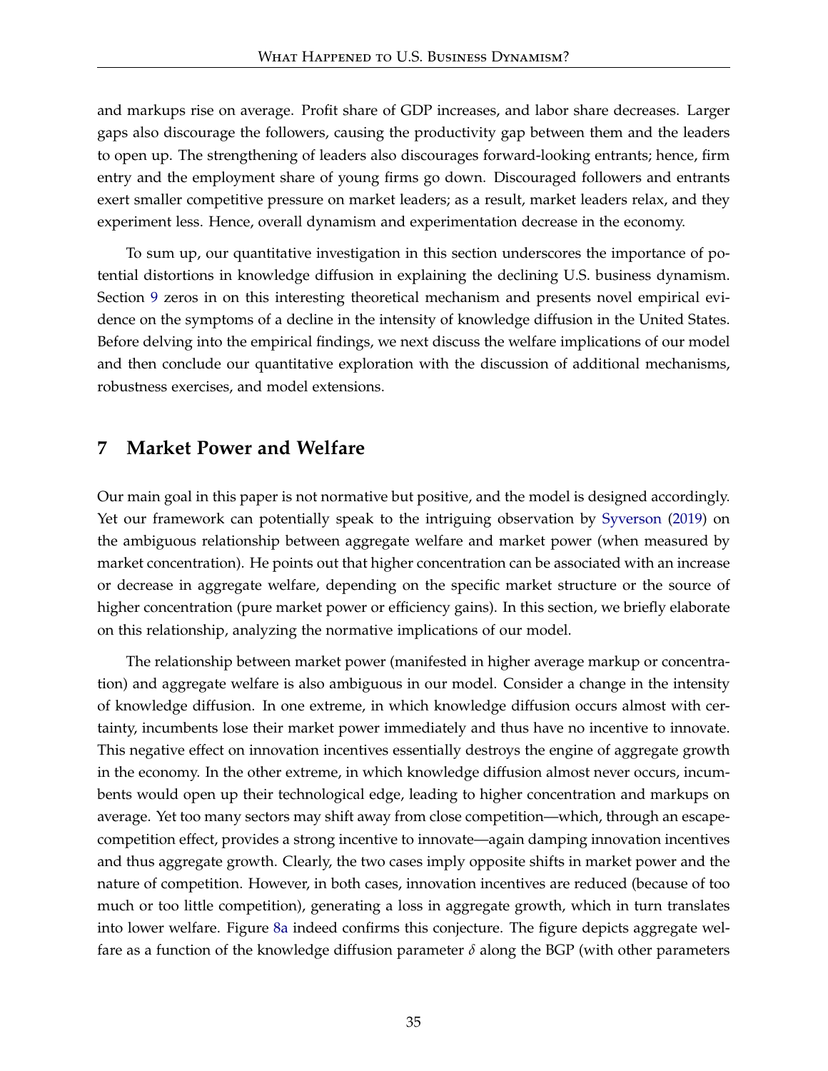and markups rise on average. Profit share of GDP increases, and labor share decreases. Larger gaps also discourage the followers, causing the productivity gap between them and the leaders to open up. The strengthening of leaders also discourages forward-looking entrants; hence, firm entry and the employment share of young firms go down. Discouraged followers and entrants exert smaller competitive pressure on market leaders; as a result, market leaders relax, and they experiment less. Hence, overall dynamism and experimentation decrease in the economy.

To sum up, our quantitative investigation in this section underscores the importance of potential distortions in knowledge diffusion in explaining the declining U.S. business dynamism. Section 9 zeros in on this interesting theoretical mechanism and presents novel empirical evidence on the symptoms of a decline in the intensity of knowledge diffusion in the United States. Before delving into the empirical findings, we next discuss the welfare implications of our model and then conclude our quantitative exploration with the discussion of additional mechanisms, robustness exercises, and model extensions.

## 7 Market Power and Welfare

Our main goal in this paper is not normative but positive, and the model is designed accordingly. Yet our framework can potentially speak to the intriguing observation by Syverson (2019) on the ambiguous relationship between aggregate welfare and market power (when measured by market concentration). He points out that higher concentration can be associated with an increase or decrease in aggregate welfare, depending on the specific market structure or the source of higher concentration (pure market power or efficiency gains). In this section, we briefly elaborate on this relationship, analyzing the normative implications of our model.

The relationship between market power (manifested in higher average markup or concentration) and aggregate welfare is also ambiguous in our model. Consider a change in the intensity of knowledge diffusion. In one extreme, in which knowledge diffusion occurs almost with certainty, incumbents lose their market power immediately and thus have no incentive to innovate. This negative effect on innovation incentives essentially destroys the engine of aggregate growth in the economy. In the other extreme, in which knowledge diffusion almost never occurs, incumbents would open up their technological edge, leading to higher concentration and markups on average. Yet too many sectors may shift away from close competition—which, through an escape-competition effect, provides a strong incentive to innovate—again damping innovation incentives and thus aggregate growth. Clearly, the two cases imply opposite shifts in market power and the nature of competition. However, in both cases, innovation incentives are reduced (because of too much or too little competition), generating a loss in aggregate growth, which in turn translates into lower welfare. Figure 8a indeed confirms this conjecture. The figure depicts aggregate welfare as a function of the knowledge diffusion parameter $\delta$ along the BGP (with other parameters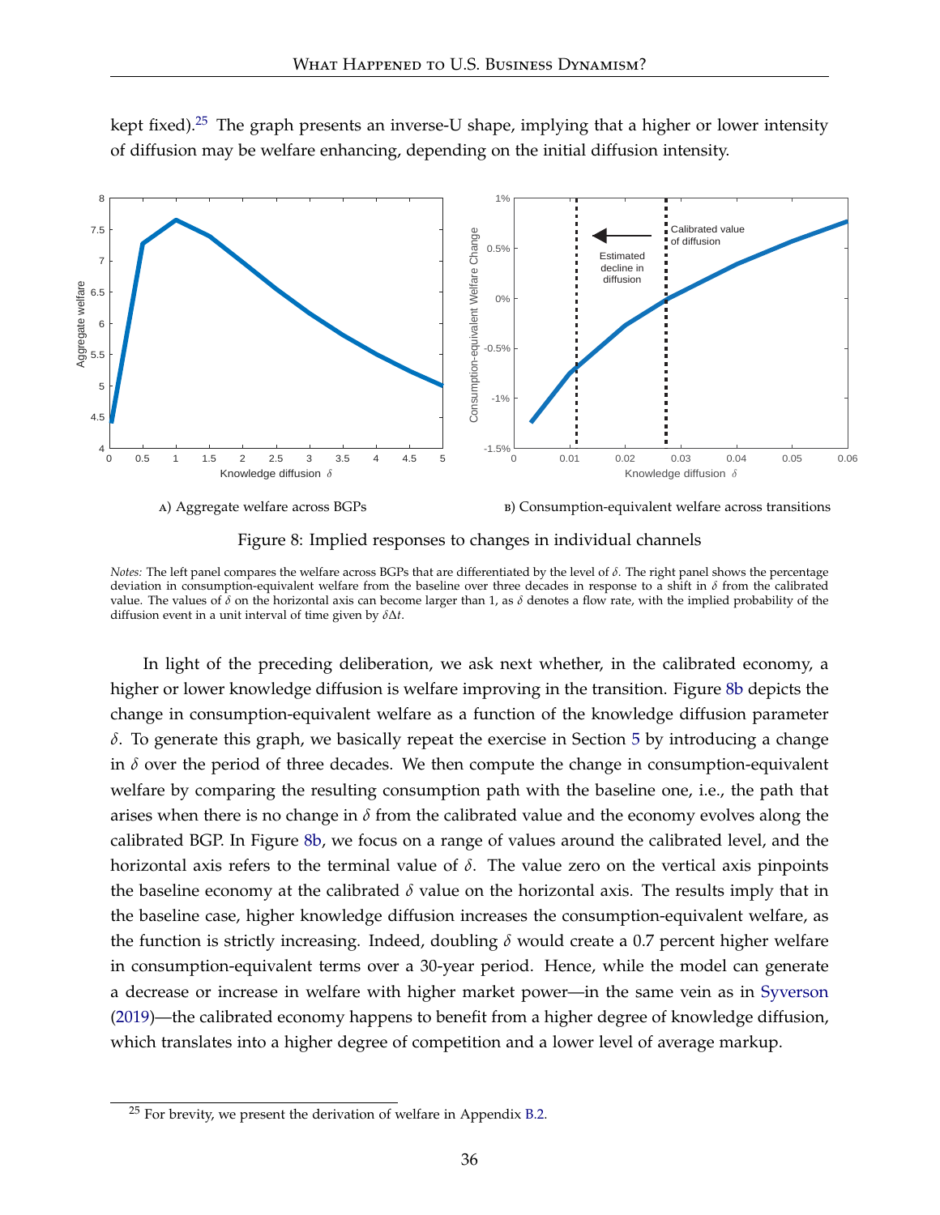kept fixed).[25] The graph presents an inverse-U shape, implying that a higher or lower intensity of diffusion may be welfare enhancing, depending on the initial diffusion intensity.

Aggregate welfare
8
7.5
7
6.5
6
5.5
5
4.5
4
0 0.5 1 1.5 2 2.5 3 3.5 4 4.5 5
Knowledge diffusion $\delta$

A) Aggregate welfare across BGPs

Consumption-equivalent Welfare Change
1%
0.5%
0%
-0.5%
-1%
-1.5%
0 0.01 0.02 0.03 0.04 0.05 0.06
Knowledge diffusion $\delta$
Estimated decline in diffusion
Calibrated value of diffusion

B) Consumption-equivalent welfare across transitions

Figure 8: Implied responses to changes in individual channels

*Notes:* The left panel compares the welfare across BGPs that are differentiated by the level of $\delta$. The right panel shows the percentage deviation in consumption-equivalent welfare from the baseline over three decades in response to a shift in $\delta$ from the calibrated value. The values of $\delta$ on the horizontal axis can become larger than 1, as $\delta$ denotes a flow rate, with the implied probability of the diffusion event in a unit interval of time given by $\delta\Delta t$.

In light of the preceding deliberation, we ask next whether, in the calibrated economy, a higher or lower knowledge diffusion is welfare improving in the transition. Figure 8b depicts the change in consumption-equivalent welfare as a function of the knowledge diffusion parameter $\delta$. To generate this graph, we basically repeat the exercise in Section 5 by introducing a change in $\delta$ over the period of three decades. We then compute the change in consumption-equivalent welfare by comparing the resulting consumption path with the baseline one, i.e., the path that arises when there is no change in $\delta$ from the calibrated value and the economy evolves along the calibrated BGP. In Figure 8b, we focus on a range of values around the calibrated level, and the horizontal axis refers to the terminal value of $\delta$. The value zero on the vertical axis pinpoints the baseline economy at the calibrated $\delta$ value on the horizontal axis. The results imply that in the baseline case, higher knowledge diffusion increases the consumption-equivalent welfare, as the function is strictly increasing. Indeed, doubling $\delta$ would create a 0.7 percent higher welfare in consumption-equivalent terms over a 30-year period. Hence, while the model can generate a decrease or increase in welfare with higher market power—in the same vein as in Syverson (2019)—the calibrated economy happens to benefit from a higher degree of knowledge diffusion, which translates into a higher degree of competition and a lower level of average markup.

[25] For brevity, we present the derivation of welfare in Appendix B.2.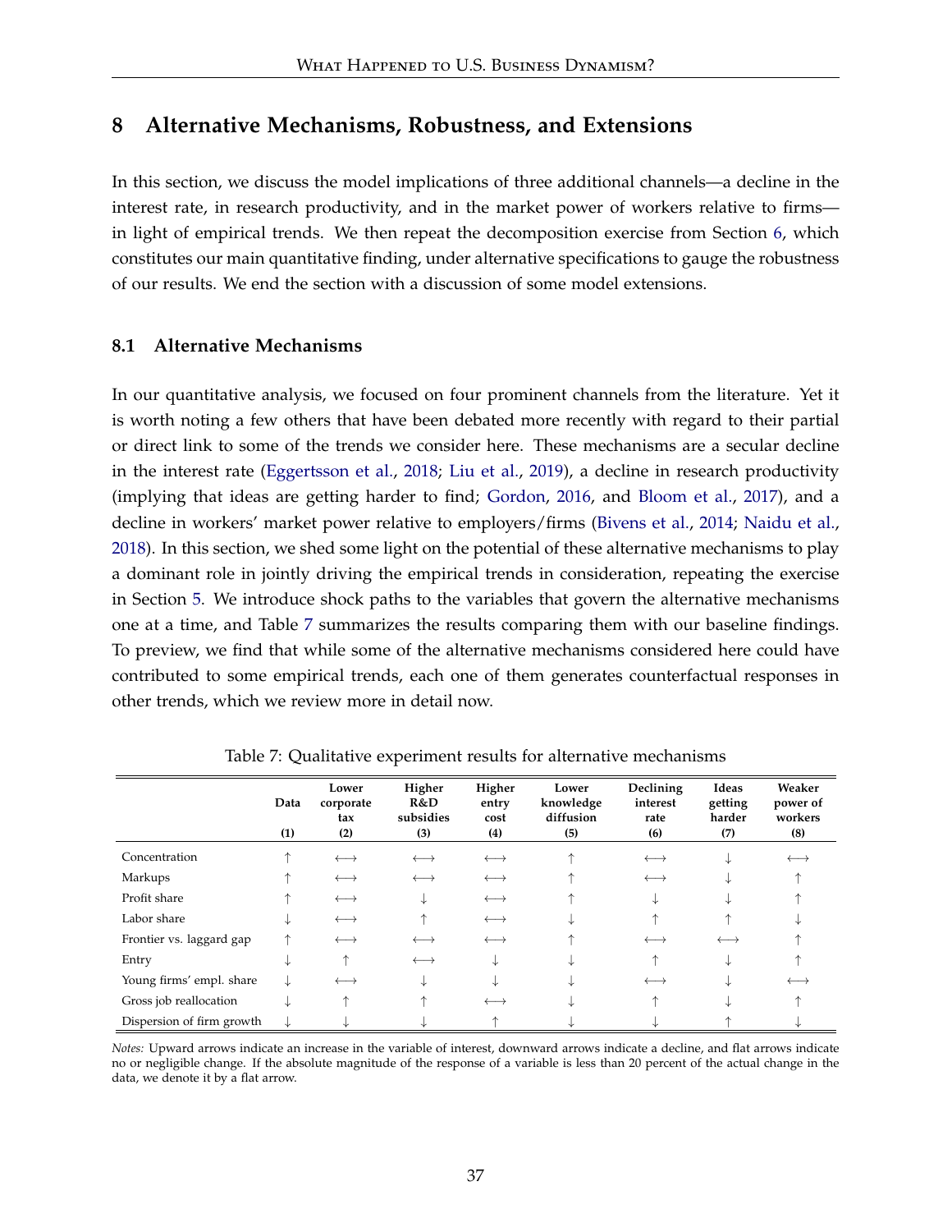## 8 Alternative Mechanisms, Robustness, and Extensions

In this section, we discuss the model implications of three additional channels—a decline in the interest rate, in research productivity, and in the market power of workers relative to firms—in light of empirical trends. We then repeat the decomposition exercise from Section 6, which constitutes our main quantitative finding, under alternative specifications to gauge the robustness of our results. We end the section with a discussion of some model extensions.

### 8.1 Alternative Mechanisms

In our quantitative analysis, we focused on four prominent channels from the literature. Yet it is worth noting a few others that have been debated more recently with regard to their partial or direct link to some of the trends we consider here. These mechanisms are a secular decline in the interest rate (Eggertsson et al., 2018; Liu et al., 2019), a decline in research productivity (implying that ideas are getting harder to find; Gordon, 2016, and Bloom et al., 2017), and a decline in workers' market power relative to employers/firms (Bivens et al., 2014; Naidu et al., 2018). In this section, we shed some light on the potential of these alternative mechanisms to play a dominant role in jointly driving the empirical trends in consideration, repeating the exercise in Section 5. We introduce shock paths to the variables that govern the alternative mechanisms one at a time, and Table 7 summarizes the results comparing them with our baseline findings. To preview, we find that while some of the alternative mechanisms considered here could have contributed to some empirical trends, each one of them generates counterfactual responses in other trends, which we review more in detail now.

Table 7: Qualitative experiment results for alternative mechanisms

| | Data<br>(1) | Lower corporate tax<br>(2) | Higher R&D subsidies<br>(3) | Higher entry cost<br>(4) | Lower knowledge diffusion<br>(5) | Declining interest rate<br>(6) | Ideas getting harder<br>(7) | Weaker power of workers<br>(8) |
|---|---|---|---|---|---|---|---|---|
| Concentration | ↑ | ⟷ | ⟷ | ⟷ | ↑ | ⟷ | ↓ | ⟷ |
| Markups | ↑ | ⟷ | ⟷ | ⟷ | ↑ | ⟷ | ↓ | ↑ |
| Profit share | ↑ | ⟷ | ↓ | ⟷ | ↑ | ↓ | ↓ | ↑ |
| Labor share | ↓ | ⟷ | ↑ | ⟷ | ↓ | ↑ | ↑ | ↓ |
| Frontier vs. laggard gap | ↑ | ⟷ | ⟷ | ⟷ | ↑ | ⟷ | ⟷ | ↑ |
| Entry | ↓ | ↑ | ⟷ | ↓ | ↓ | ↑ | ↓ | ↑ |
| Young firms' empl. share | ↓ | ⟷ | ↓ | ↓ | ↓ | ⟷ | ↓ | ⟷ |
| Gross job reallocation | ↓ | ↑ | ↑ | ⟷ | ↓ | ↑ | ↓ | ↑ |
| Dispersion of firm growth | ↓ | ↓ | ↓ | ↑ | ↓ | ↓ | ↑ | ↓ |

*Notes:* Upward arrows indicate an increase in the variable of interest, downward arrows indicate a decline, and flat arrows indicate no or negligible change. If the absolute magnitude of the response of a variable is less than 20 percent of the actual change in the data, we denote it by a flat arrow.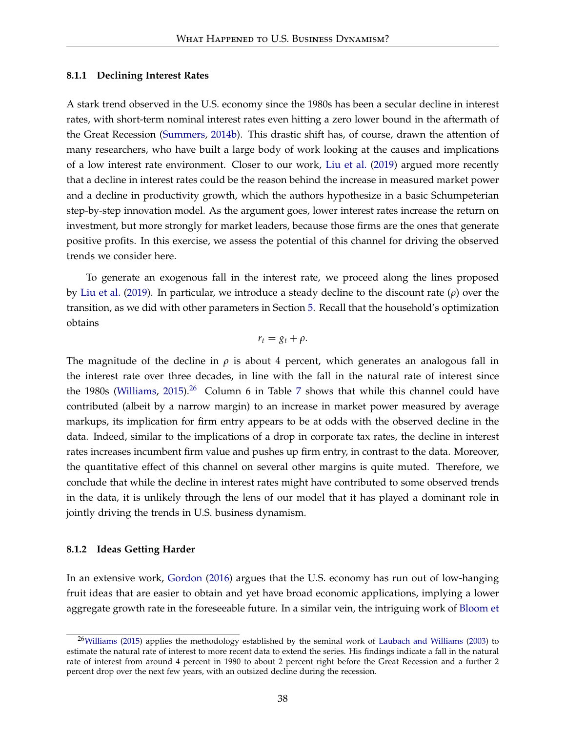### 8.1.1 Declining Interest Rates

A stark trend observed in the U.S. economy since the 1980s has been a secular decline in interest rates, with short-term nominal interest rates even hitting a zero lower bound in the aftermath of the Great Recession (Summers, 2014b). This drastic shift has, of course, drawn the attention of many researchers, who have built a large body of work looking at the causes and implications of a low interest rate environment. Closer to our work, Liu et al. (2019) argued more recently that a decline in interest rates could be the reason behind the increase in measured market power and a decline in productivity growth, which the authors hypothesize in a basic Schumpeterian step-by-step innovation model. As the argument goes, lower interest rates increase the return on investment, but more strongly for market leaders, because those firms are the ones that generate positive profits. In this exercise, we assess the potential of this channel for driving the observed trends we consider here.

To generate an exogenous fall in the interest rate, we proceed along the lines proposed by Liu et al. (2019). In particular, we introduce a steady decline to the discount rate ($\rho$) over the transition, as we did with other parameters in Section 5. Recall that the household's optimization obtains

$$r_t = g_t + \rho.$$

The magnitude of the decline in $\rho$ is about 4 percent, which generates an analogous fall in the interest rate over three decades, in line with the fall in the natural rate of interest since the 1980s (Williams, 2015).[26] Column 6 in Table 7 shows that while this channel could have contributed (albeit by a narrow margin) to an increase in market power measured by average markups, its implication for firm entry appears to be at odds with the observed decline in the data. Indeed, similar to the implications of a drop in corporate tax rates, the decline in interest rates increases incumbent firm value and pushes up firm entry, in contrast to the data. Moreover, the quantitative effect of this channel on several other margins is quite muted. Therefore, we conclude that while the decline in interest rates might have contributed to some observed trends in the data, it is unlikely through the lens of our model that it has played a dominant role in jointly driving the trends in U.S. business dynamism.

### 8.1.2 Ideas Getting Harder

In an extensive work, Gordon (2016) argues that the U.S. economy has run out of low-hanging fruit ideas that are easier to obtain and yet have broad economic applications, implying a lower aggregate growth rate in the foreseeable future. In a similar vein, the intriguing work of Bloom et

[26] Williams (2015) applies the methodology established by the seminal work of Laubach and Williams (2003) to estimate the natural rate of interest to more recent data to extend the series. His findings indicate a fall in the natural rate of interest from around 4 percent in 1980 to about 2 percent right before the Great Recession and a further 2 percent drop over the next few years, with an outsized decline during the recession.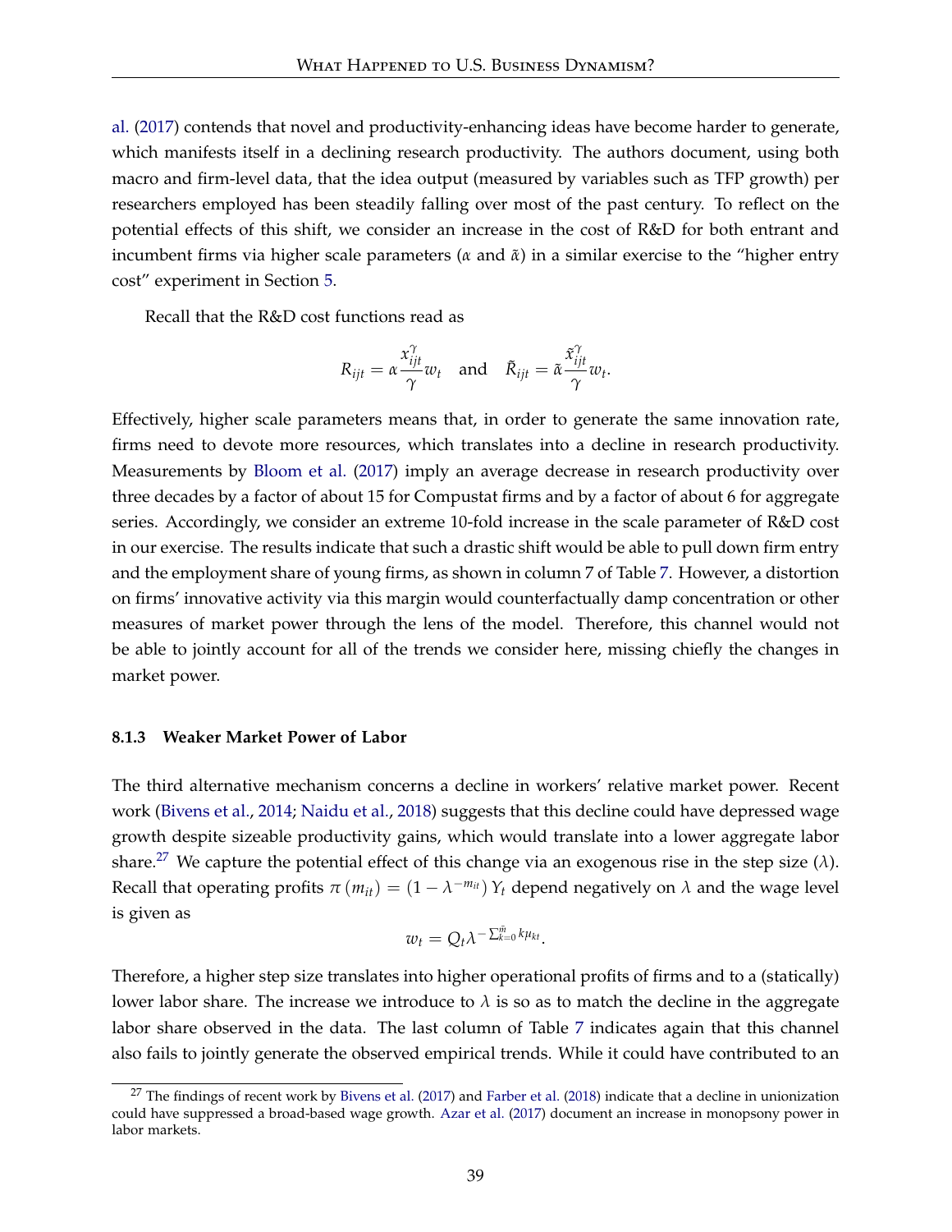al. (2017) contends that novel and productivity-enhancing ideas have become harder to generate, which manifests itself in a declining research productivity. The authors document, using both macro and firm-level data, that the idea output (measured by variables such as TFP growth) per researchers employed has been steadily falling over most of the past century. To reflect on the potential effects of this shift, we consider an increase in the cost of R&D for both entrant and incumbent firms via higher scale parameters ($\alpha$ and $\tilde{\alpha}$) in a similar exercise to the "higher entry cost" experiment in Section 5.

Recall that the R&D cost functions read as

$$R_{ijt} = \alpha \frac{x_{ijt}^{\gamma}}{\gamma} w_t \quad \text{and} \quad \tilde{R}_{ijt} = \tilde{\alpha} \frac{\tilde{x}_{ijt}^{\gamma}}{\gamma} w_t.$$

Effectively, higher scale parameters means that, in order to generate the same innovation rate, firms need to devote more resources, which translates into a decline in research productivity. Measurements by Bloom et al. (2017) imply an average decrease in research productivity over three decades by a factor of about 15 for Compustat firms and by a factor of about 6 for aggregate series. Accordingly, we consider an extreme 10-fold increase in the scale parameter of R&D cost in our exercise. The results indicate that such a drastic shift would be able to pull down firm entry and the employment share of young firms, as shown in column 7 of Table 7. However, a distortion on firms' innovative activity via this margin would counterfactually damp concentration or other measures of market power through the lens of the model. Therefore, this channel would not be able to jointly account for all of the trends we consider here, missing chiefly the changes in market power.

#### 8.1.3 Weaker Market Power of Labor

The third alternative mechanism concerns a decline in workers' relative market power. Recent work (Bivens et al., 2014; Naidu et al., 2018) suggests that this decline could have depressed wage growth despite sizeable productivity gains, which would translate into a lower aggregate labor share.[27] We capture the potential effect of this change via an exogenous rise in the step size ($\lambda$). Recall that operating profits $\pi(m_{it}) = (1 - \lambda^{-m_{it}}) Y_t$ depend negatively on $\lambda$ and the wage level is given as

$$w_t = Q_t \lambda^{-\sum_{k=0}^{\bar{m}} k \mu_{kt}}.$$

Therefore, a higher step size translates into higher operational profits of firms and to a (statically) lower labor share. The increase we introduce to $\lambda$ is so as to match the decline in the aggregate labor share observed in the data. The last column of Table 7 indicates again that this channel also fails to jointly generate the observed empirical trends. While it could have contributed to an

[27] The findings of recent work by Bivens et al. (2017) and Farber et al. (2018) indicate that a decline in unionization could have suppressed a broad-based wage growth. Azar et al. (2017) document an increase in monopsony power in labor markets.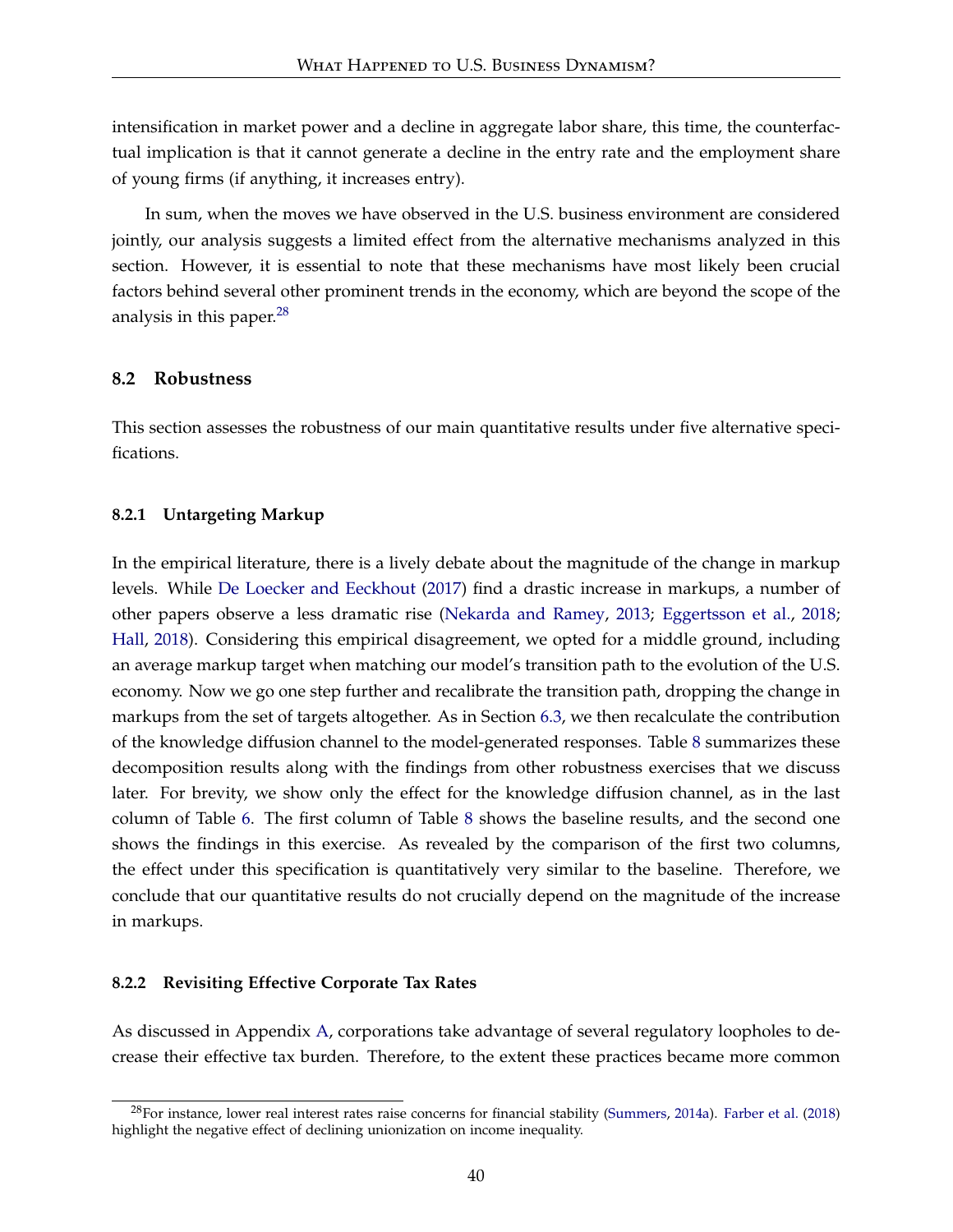intensification in market power and a decline in aggregate labor share, this time, the counterfactual implication is that it cannot generate a decline in the entry rate and the employment share of young firms (if anything, it increases entry).

In sum, when the moves we have observed in the U.S. business environment are considered jointly, our analysis suggests a limited effect from the alternative mechanisms analyzed in this section. However, it is essential to note that these mechanisms have most likely been crucial factors behind several other prominent trends in the economy, which are beyond the scope of the analysis in this paper.[28]

### 8.2 Robustness

This section assesses the robustness of our main quantitative results under five alternative specifications.

#### 8.2.1 Untargeting Markup

In the empirical literature, there is a lively debate about the magnitude of the change in markup levels. While De Loecker and Eeckhout (2017) find a drastic increase in markups, a number of other papers observe a less dramatic rise (Nekarda and Ramey, 2013; Eggertsson et al., 2018; Hall, 2018). Considering this empirical disagreement, we opted for a middle ground, including an average markup target when matching our model's transition path to the evolution of the U.S. economy. Now we go one step further and recalibrate the transition path, dropping the change in markups from the set of targets altogether. As in Section 6.3, we then recalculate the contribution of the knowledge diffusion channel to the model-generated responses. Table 8 summarizes these decomposition results along with the findings from other robustness exercises that we discuss later. For brevity, we show only the effect for the knowledge diffusion channel, as in the last column of Table 6. The first column of Table 8 shows the baseline results, and the second one shows the findings in this exercise. As revealed by the comparison of the first two columns, the effect under this specification is quantitatively very similar to the baseline. Therefore, we conclude that our quantitative results do not crucially depend on the magnitude of the increase in markups.

#### 8.2.2 Revisiting Effective Corporate Tax Rates

As discussed in Appendix A, corporations take advantage of several regulatory loopholes to decrease their effective tax burden. Therefore, to the extent these practices became more common

[28] For instance, lower real interest rates raise concerns for financial stability (Summers, 2014a). Farber et al. (2018) highlight the negative effect of declining unionization on income inequality.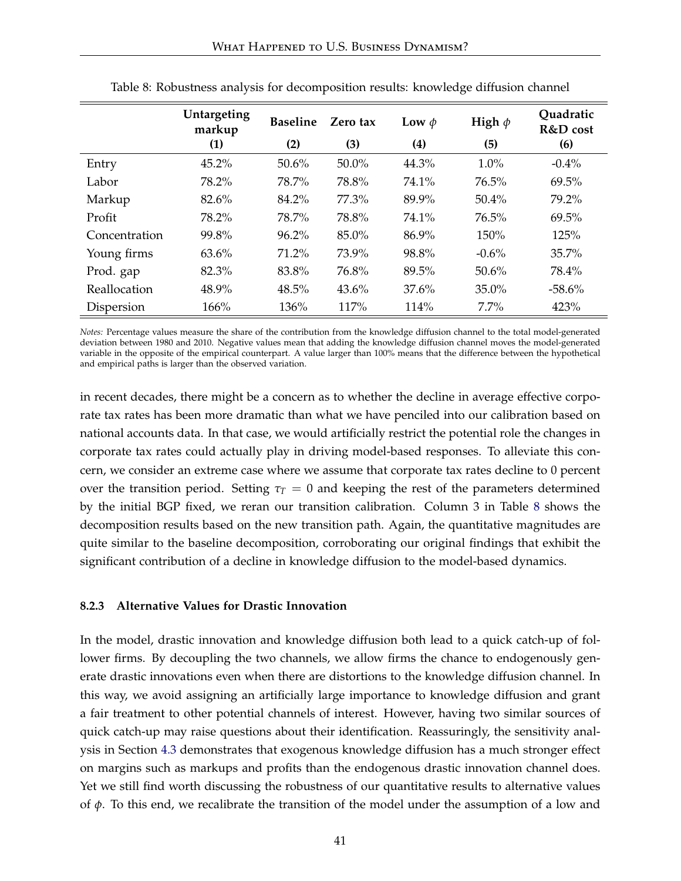Table 8: Robustness analysis for decomposition results: knowledge diffusion channel

| | Untargeting markup (1) | Baseline (2) | Zero tax (3) | Low $\phi$ (4) | High $\phi$ (5) | Quadratic R&D cost (6) |
|---|---|---|---|---|---|---|
| Entry | 45.2% | 50.6% | 50.0% | 44.3% | 1.0% | -0.4% |
| Labor | 78.2% | 78.7% | 78.8% | 74.1% | 76.5% | 69.5% |
| Markup | 82.6% | 84.2% | 77.3% | 89.9% | 50.4% | 79.2% |
| Profit | 78.2% | 78.7% | 78.8% | 74.1% | 76.5% | 69.5% |
| Concentration | 99.8% | 96.2% | 85.0% | 86.9% | 150% | 125% |
| Young firms | 63.6% | 71.2% | 73.9% | 98.8% | -0.6% | 35.7% |
| Prod. gap | 82.3% | 83.8% | 76.8% | 89.5% | 50.6% | 78.4% |
| Reallocation | 48.9% | 48.5% | 43.6% | 37.6% | 35.0% | -58.6% |
| Dispersion | 166% | 136% | 117% | 114% | 7.7% | 423% |

*Notes:* Percentage values measure the share of the contribution from the knowledge diffusion channel to the total model-generated deviation between 1980 and 2010. Negative values mean that adding the knowledge diffusion channel moves the model-generated variable in the opposite of the empirical counterpart. A value larger than 100% means that the difference between the hypothetical and empirical paths is larger than the observed variation.

in recent decades, there might be a concern as to whether the decline in average effective corporate tax rates has been more dramatic than what we have penciled into our calibration based on national accounts data. In that case, we would artificially restrict the potential role the changes in corporate tax rates could actually play in driving model-based responses. To alleviate this concern, we consider an extreme case where we assume that corporate tax rates decline to 0 percent over the transition period. Setting $\tau_T = 0$ and keeping the rest of the parameters determined by the initial BGP fixed, we reran our transition calibration. Column 3 in Table 8 shows the decomposition results based on the new transition path. Again, the quantitative magnitudes are quite similar to the baseline decomposition, corroborating our original findings that exhibit the significant contribution of a decline in knowledge diffusion to the model-based dynamics.

#### 8.2.3 Alternative Values for Drastic Innovation

In the model, drastic innovation and knowledge diffusion both lead to a quick catch-up of follower firms. By decoupling the two channels, we allow firms the chance to endogenously generate drastic innovations even when there are distortions to the knowledge diffusion channel. In this way, we avoid assigning an artificially large importance to knowledge diffusion and grant a fair treatment to other potential channels of interest. However, having two similar sources of quick catch-up may raise questions about their identification. Reassuringly, the sensitivity analysis in Section 4.3 demonstrates that exogenous knowledge diffusion has a much stronger effect on margins such as markups and profits than the endogenous drastic innovation channel does. Yet we still find worth discussing the robustness of our quantitative results to alternative values of $\phi$. To this end, we recalibrate the transition of the model under the assumption of a low and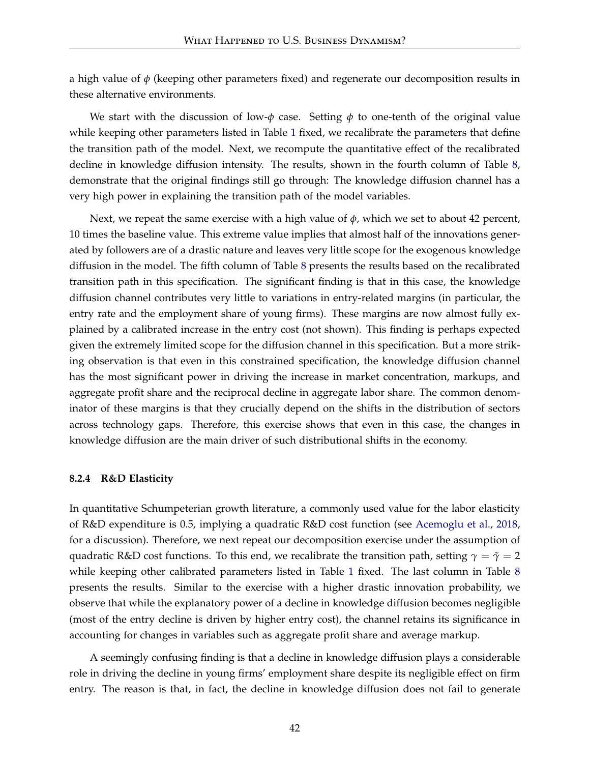a high value of $\phi$ (keeping other parameters fixed) and regenerate our decomposition results in these alternative environments.

We start with the discussion of low-$\phi$ case. Setting $\phi$ to one-tenth of the original value while keeping other parameters listed in Table 1 fixed, we recalibrate the parameters that define the transition path of the model. Next, we recompute the quantitative effect of the recalibrated decline in knowledge diffusion intensity. The results, shown in the fourth column of Table 8, demonstrate that the original findings still go through: The knowledge diffusion channel has a very high power in explaining the transition path of the model variables.

Next, we repeat the same exercise with a high value of $\phi$, which we set to about 42 percent, 10 times the baseline value. This extreme value implies that almost half of the innovations generated by followers are of a drastic nature and leaves very little scope for the exogenous knowledge diffusion in the model. The fifth column of Table 8 presents the results based on the recalibrated transition path in this specification. The significant finding is that in this case, the knowledge diffusion channel contributes very little to variations in entry-related margins (in particular, the entry rate and the employment share of young firms). These margins are now almost fully explained by a calibrated increase in the entry cost (not shown). This finding is perhaps expected given the extremely limited scope for the diffusion channel in this specification. But a more striking observation is that even in this constrained specification, the knowledge diffusion channel has the most significant power in driving the increase in market concentration, markups, and aggregate profit share and the reciprocal decline in aggregate labor share. The common denominator of these margins is that they crucially depend on the shifts in the distribution of sectors across technology gaps. Therefore, this exercise shows that even in this case, the changes in knowledge diffusion are the main driver of such distributional shifts in the economy.

#### 8.2.4 R&D Elasticity

In quantitative Schumpeterian growth literature, a commonly used value for the labor elasticity of R&D expenditure is 0.5, implying a quadratic R&D cost function (see Acemoglu et al., 2018, for a discussion). Therefore, we next repeat our decomposition exercise under the assumption of quadratic R&D cost functions. To this end, we recalibrate the transition path, setting $\gamma = \tilde{\gamma} = 2$ while keeping other calibrated parameters listed in Table 1 fixed. The last column in Table 8 presents the results. Similar to the exercise with a higher drastic innovation probability, we observe that while the explanatory power of a decline in knowledge diffusion becomes negligible (most of the entry decline is driven by higher entry cost), the channel retains its significance in accounting for changes in variables such as aggregate profit share and average markup.

A seemingly confusing finding is that a decline in knowledge diffusion plays a considerable role in driving the decline in young firms' employment share despite its negligible effect on firm entry. The reason is that, in fact, the decline in knowledge diffusion does not fail to generate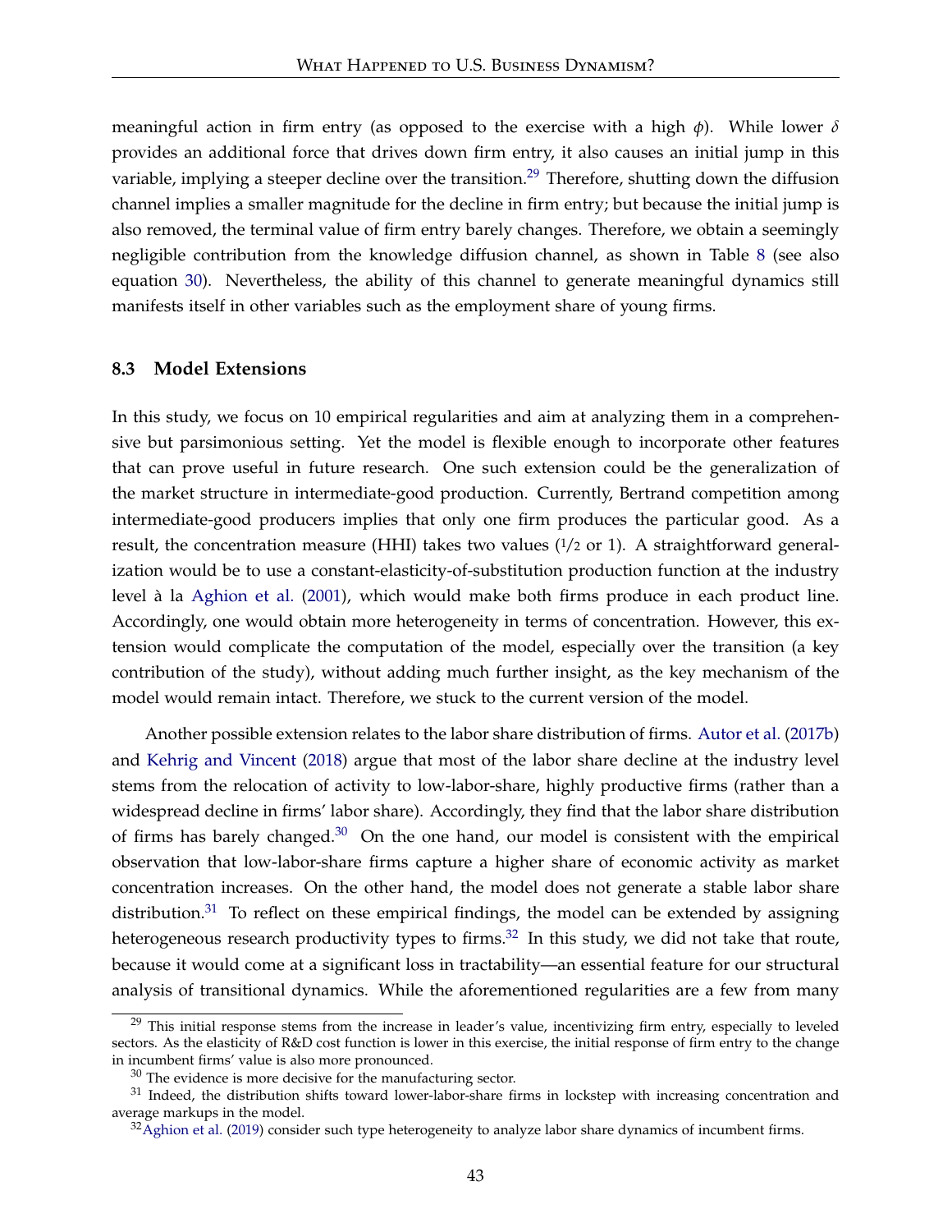meaningful action in firm entry (as opposed to the exercise with a high $\phi$). While lower $\delta$ provides an additional force that drives down firm entry, it also causes an initial jump in this variable, implying a steeper decline over the transition.[29] Therefore, shutting down the diffusion channel implies a smaller magnitude for the decline in firm entry; but because the initial jump is also removed, the terminal value of firm entry barely changes. Therefore, we obtain a seemingly negligible contribution from the knowledge diffusion channel, as shown in Table 8 (see also equation 30). Nevertheless, the ability of this channel to generate meaningful dynamics still manifests itself in other variables such as the employment share of young firms.

### 8.3 Model Extensions

In this study, we focus on 10 empirical regularities and aim at analyzing them in a comprehensive but parsimonious setting. Yet the model is flexible enough to incorporate other features that can prove useful in future research. One such extension could be the generalization of the market structure in intermediate-good production. Currently, Bertrand competition among intermediate-good producers implies that only one firm produces the particular good. As a result, the concentration measure (HHI) takes two values ($1/2$ or 1). A straightforward generalization would be to use a constant-elasticity-of-substitution production function at the industry level à la Aghion et al. (2001), which would make both firms produce in each product line. Accordingly, one would obtain more heterogeneity in terms of concentration. However, this extension would complicate the computation of the model, especially over the transition (a key contribution of the study), without adding much further insight, as the key mechanism of the model would remain intact. Therefore, we stuck to the current version of the model.

Another possible extension relates to the labor share distribution of firms. Autor et al. (2017b) and Kehrig and Vincent (2018) argue that most of the labor share decline at the industry level stems from the relocation of activity to low-labor-share, highly productive firms (rather than a widespread decline in firms' labor share). Accordingly, they find that the labor share distribution of firms has barely changed.[30] On the one hand, our model is consistent with the empirical observation that low-labor-share firms capture a higher share of economic activity as market concentration increases. On the other hand, the model does not generate a stable labor share distribution.[31] To reflect on these empirical findings, the model can be extended by assigning heterogeneous research productivity types to firms.[32] In this study, we did not take that route, because it would come at a significant loss in tractability—an essential feature for our structural analysis of transitional dynamics. While the aforementioned regularities are a few from many

---

[29] This initial response stems from the increase in leader's value, incentivizing firm entry, especially to leveled sectors. As the elasticity of R&D cost function is lower in this exercise, the initial response of firm entry to the change in incumbent firms' value is also more pronounced.

[30] The evidence is more decisive for the manufacturing sector.

[31] Indeed, the distribution shifts toward lower-labor-share firms in lockstep with increasing concentration and average markups in the model.

[32] Aghion et al. (2019) consider such type heterogeneity to analyze labor share dynamics of incumbent firms.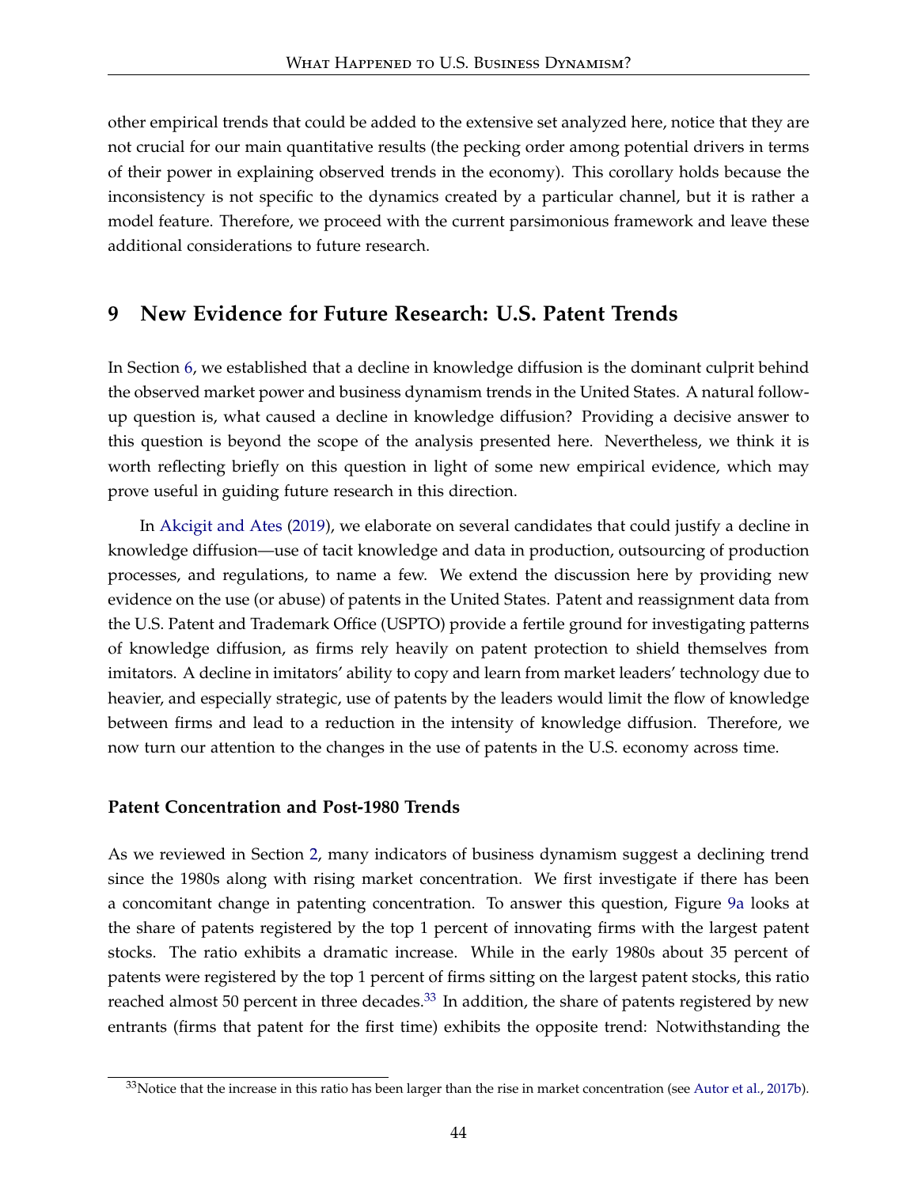other empirical trends that could be added to the extensive set analyzed here, notice that they are not crucial for our main quantitative results (the pecking order among potential drivers in terms of their power in explaining observed trends in the economy). This corollary holds because the inconsistency is not specific to the dynamics created by a particular channel, but it is rather a model feature. Therefore, we proceed with the current parsimonious framework and leave these additional considerations to future research.

## 9 New Evidence for Future Research: U.S. Patent Trends

In Section 6, we established that a decline in knowledge diffusion is the dominant culprit behind the observed market power and business dynamism trends in the United States. A natural follow-up question is, what caused a decline in knowledge diffusion? Providing a decisive answer to this question is beyond the scope of the analysis presented here. Nevertheless, we think it is worth reflecting briefly on this question in light of some new empirical evidence, which may prove useful in guiding future research in this direction.

In Akcigit and Ates (2019), we elaborate on several candidates that could justify a decline in knowledge diffusion—use of tacit knowledge and data in production, outsourcing of production processes, and regulations, to name a few. We extend the discussion here by providing new evidence on the use (or abuse) of patents in the United States. Patent and reassignment data from the U.S. Patent and Trademark Office (USPTO) provide a fertile ground for investigating patterns of knowledge diffusion, as firms rely heavily on patent protection to shield themselves from imitators. A decline in imitators' ability to copy and learn from market leaders' technology due to heavier, and especially strategic, use of patents by the leaders would limit the flow of knowledge between firms and lead to a reduction in the intensity of knowledge diffusion. Therefore, we now turn our attention to the changes in the use of patents in the U.S. economy across time.

### Patent Concentration and Post-1980 Trends

As we reviewed in Section 2, many indicators of business dynamism suggest a declining trend since the 1980s along with rising market concentration. We first investigate if there has been a concomitant change in patenting concentration. To answer this question, Figure 9a looks at the share of patents registered by the top 1 percent of innovating firms with the largest patent stocks. The ratio exhibits a dramatic increase. While in the early 1980s about 35 percent of patents were registered by the top 1 percent of firms sitting on the largest patent stocks, this ratio reached almost 50 percent in three decades.[33] In addition, the share of patents registered by new entrants (firms that patent for the first time) exhibits the opposite trend: Notwithstanding the

[33] Notice that the increase in this ratio has been larger than the rise in market concentration (see Autor et al., 2017b).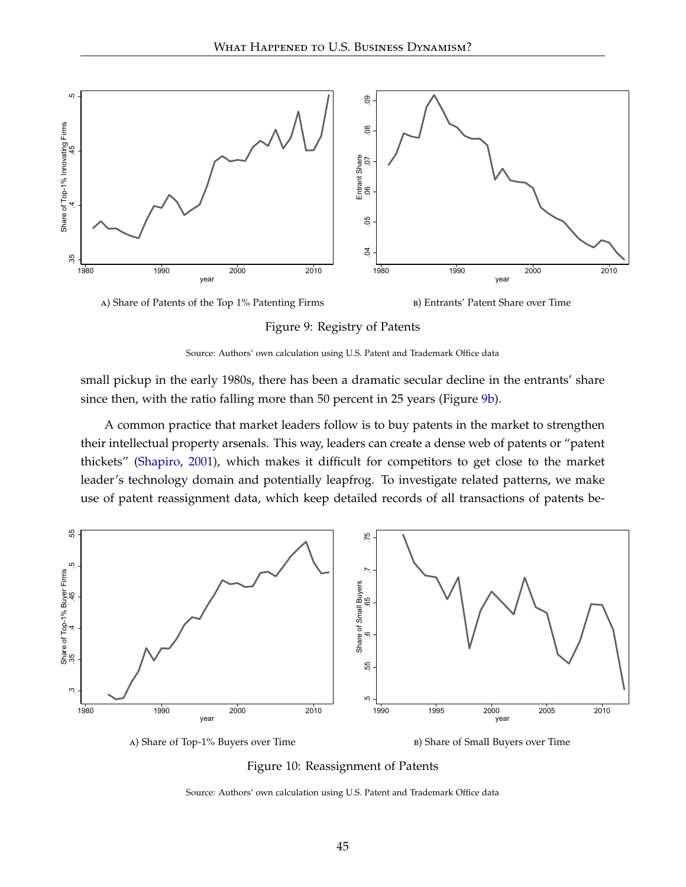Share of Top-1% Innovating Firms
.35
.4
.45
.5
1980
1990
2000
2010
year

A) Share of Patents of the Top 1% Patenting Firms

Entrant Share
.04
.05
.06
.07
.08
.09
1980
1990
2000
2010
year

B) Entrants' Patent Share over Time

Figure 9: Registry of Patents

Source: Authors' own calculation using U.S. Patent and Trademark Office data

small pickup in the early 1980s, there has been a dramatic secular decline in the entrants' share since then, with the ratio falling more than 50 percent in 25 years (Figure 9b).

A common practice that market leaders follow is to buy patents in the market to strengthen their intellectual property arsenals. This way, leaders can create a dense web of patents or "patent thickets" (Shapiro, 2001), which makes it difficult for competitors to get close to the market leader's technology domain and potentially leapfrog. To investigate related patterns, we make use of patent reassignment data, which keep detailed records of all transactions of patents be-

Share of Top-1% Buyer Firms
.3
.35
.4
.45
.5
.55
1980
1990
2000
2010
year

A) Share of Top-1% Buyers over Time

Share of Small Buyers
.5
.55
.6
.65
.7
.75
1990
1995
2000
2005
2010
year

B) Share of Small Buyers over Time

Figure 10: Reassignment of Patents

Source: Authors' own calculation using U.S. Patent and Trademark Office data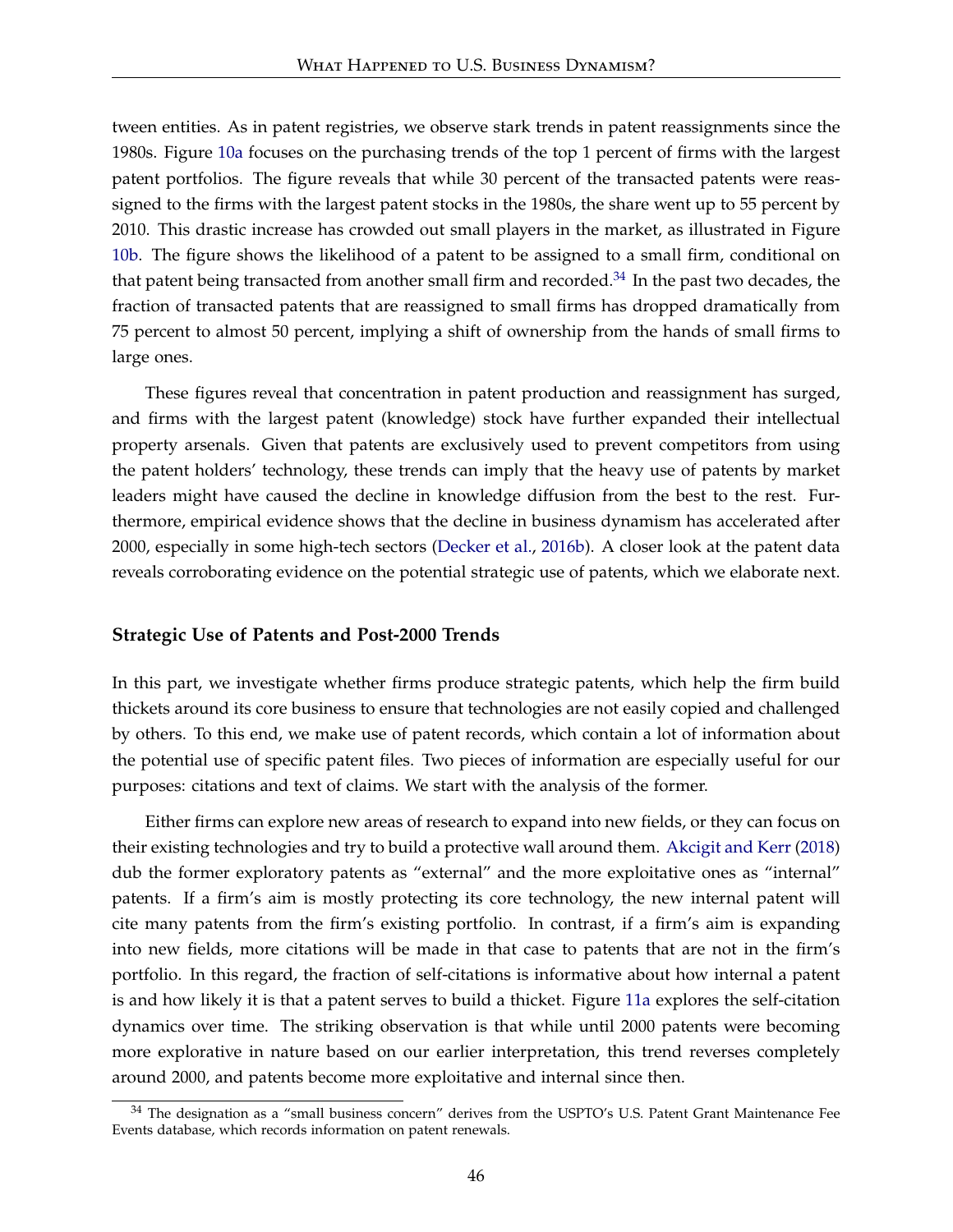tween entities. As in patent registries, we observe stark trends in patent reassignments since the 1980s. Figure 10a focuses on the purchasing trends of the top 1 percent of firms with the largest patent portfolios. The figure reveals that while 30 percent of the transacted patents were reassigned to the firms with the largest patent stocks in the 1980s, the share went up to 55 percent by 2010. This drastic increase has crowded out small players in the market, as illustrated in Figure 10b. The figure shows the likelihood of a patent to be assigned to a small firm, conditional on that patent being transacted from another small firm and recorded.[34] In the past two decades, the fraction of transacted patents that are reassigned to small firms has dropped dramatically from 75 percent to almost 50 percent, implying a shift of ownership from the hands of small firms to large ones.

These figures reveal that concentration in patent production and reassignment has surged, and firms with the largest patent (knowledge) stock have further expanded their intellectual property arsenals. Given that patents are exclusively used to prevent competitors from using the patent holders' technology, these trends can imply that the heavy use of patents by market leaders might have caused the decline in knowledge diffusion from the best to the rest. Furthermore, empirical evidence shows that the decline in business dynamism has accelerated after 2000, especially in some high-tech sectors (Decker et al., 2016b). A closer look at the patent data reveals corroborating evidence on the potential strategic use of patents, which we elaborate next.

### Strategic Use of Patents and Post-2000 Trends

In this part, we investigate whether firms produce strategic patents, which help the firm build thickets around its core business to ensure that technologies are not easily copied and challenged by others. To this end, we make use of patent records, which contain a lot of information about the potential use of specific patent files. Two pieces of information are especially useful for our purposes: citations and text of claims. We start with the analysis of the former.

Either firms can explore new areas of research to expand into new fields, or they can focus on their existing technologies and try to build a protective wall around them. Akcigit and Kerr (2018) dub the former exploratory patents as "external" and the more exploitative ones as "internal" patents. If a firm's aim is mostly protecting its core technology, the new internal patent will cite many patents from the firm's existing portfolio. In contrast, if a firm's aim is expanding into new fields, more citations will be made in that case to patents that are not in the firm's portfolio. In this regard, the fraction of self-citations is informative about how internal a patent is and how likely it is that a patent serves to build a thicket. Figure 11a explores the self-citation dynamics over time. The striking observation is that while until 2000 patents were becoming more explorative in nature based on our earlier interpretation, this trend reverses completely around 2000, and patents become more exploitative and internal since then.

[34] The designation as a "small business concern" derives from the USPTO's U.S. Patent Grant Maintenance Fee Events database, which records information on patent renewals.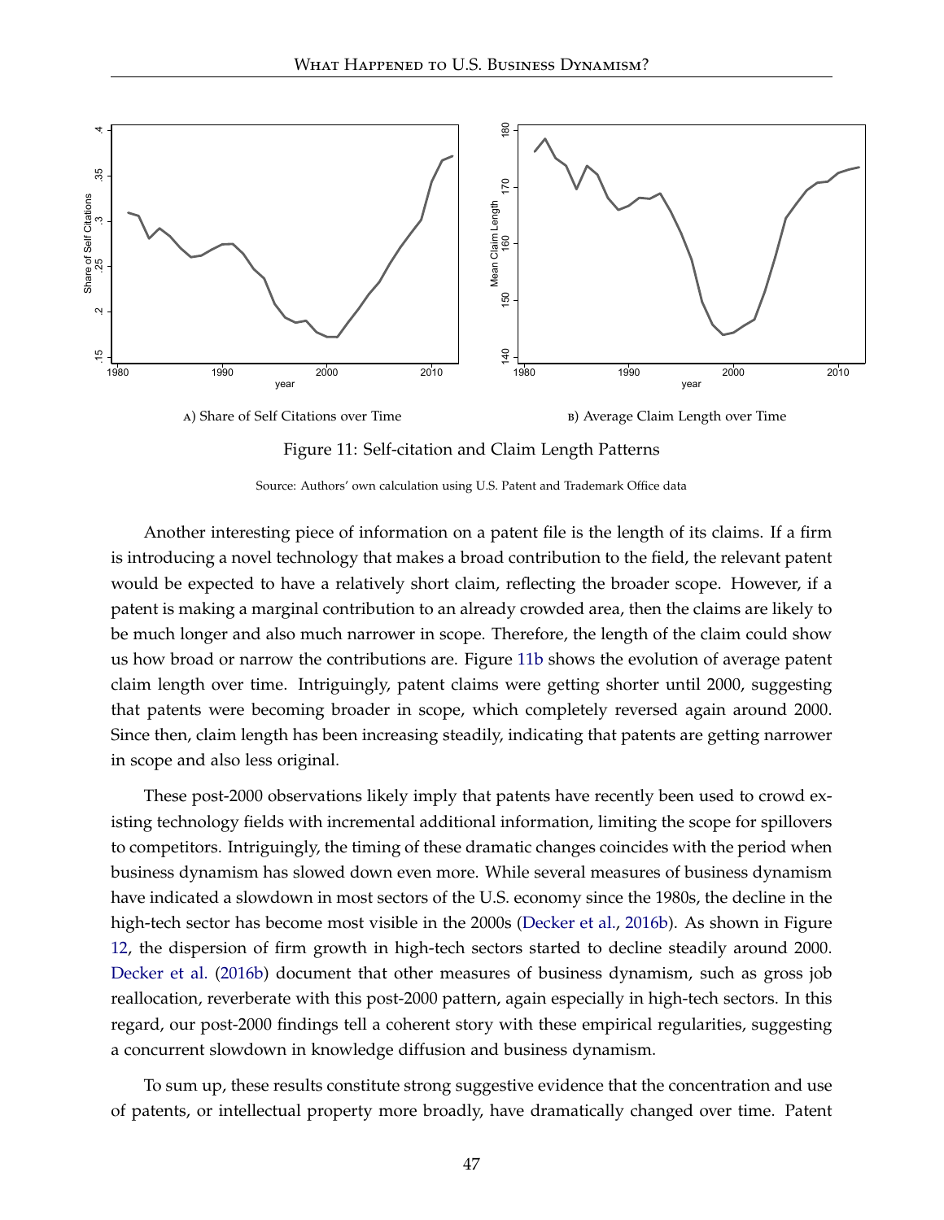A) Share of Self Citations over Time

B) Average Claim Length over Time

Figure 11: Self-citation and Claim Length Patterns

Source: Authors' own calculation using U.S. Patent and Trademark Office data

Another interesting piece of information on a patent file is the length of its claims. If a firm is introducing a novel technology that makes a broad contribution to the field, the relevant patent would be expected to have a relatively short claim, reflecting the broader scope. However, if a patent is making a marginal contribution to an already crowded area, then the claims are likely to be much longer and also much narrower in scope. Therefore, the length of the claim could show us how broad or narrow the contributions are. Figure 11b shows the evolution of average patent claim length over time. Intriguingly, patent claims were getting shorter until 2000, suggesting that patents were becoming broader in scope, which completely reversed again around 2000. Since then, claim length has been increasing steadily, indicating that patents are getting narrower in scope and also less original.

These post-2000 observations likely imply that patents have recently been used to crowd existing technology fields with incremental additional information, limiting the scope for spillovers to competitors. Intriguingly, the timing of these dramatic changes coincides with the period when business dynamism has slowed down even more. While several measures of business dynamism have indicated a slowdown in most sectors of the U.S. economy since the 1980s, the decline in the high-tech sector has become most visible in the 2000s (Decker et al., 2016b). As shown in Figure 12, the dispersion of firm growth in high-tech sectors started to decline steadily around 2000. Decker et al. (2016b) document that other measures of business dynamism, such as gross job reallocation, reverberate with this post-2000 pattern, again especially in high-tech sectors. In this regard, our post-2000 findings tell a coherent story with these empirical regularities, suggesting a concurrent slowdown in knowledge diffusion and business dynamism.

To sum up, these results constitute strong suggestive evidence that the concentration and use of patents, or intellectual property more broadly, have dramatically changed over time. Patent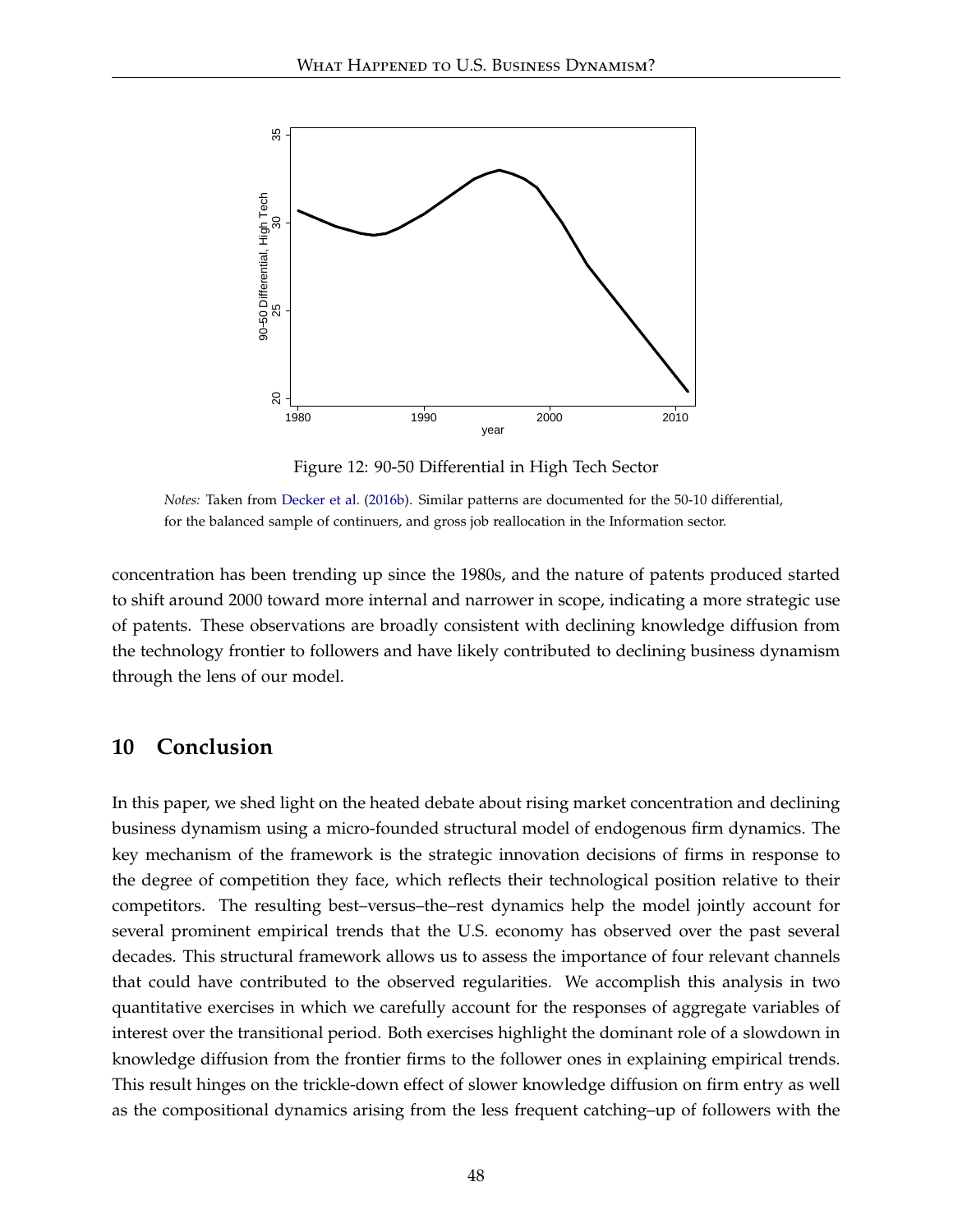90-50 Differential, High Tech

35

30

25

20

1980

1990

2000

2010

year

Figure 12: 90-50 Differential in High Tech Sector

*Notes:* Taken from Decker et al. (2016b). Similar patterns are documented for the 50-10 differential, for the balanced sample of continuers, and gross job reallocation in the Information sector.

concentration has been trending up since the 1980s, and the nature of patents produced started to shift around 2000 toward more internal and narrower in scope, indicating a more strategic use of patents. These observations are broadly consistent with declining knowledge diffusion from the technology frontier to followers and have likely contributed to declining business dynamism through the lens of our model.

## 10 Conclusion

In this paper, we shed light on the heated debate about rising market concentration and declining business dynamism using a micro-founded structural model of endogenous firm dynamics. The key mechanism of the framework is the strategic innovation decisions of firms in response to the degree of competition they face, which reflects their technological position relative to their competitors. The resulting best–versus–the–rest dynamics help the model jointly account for several prominent empirical trends that the U.S. economy has observed over the past several decades. This structural framework allows us to assess the importance of four relevant channels that could have contributed to the observed regularities. We accomplish this analysis in two quantitative exercises in which we carefully account for the responses of aggregate variables of interest over the transitional period. Both exercises highlight the dominant role of a slowdown in knowledge diffusion from the frontier firms to the follower ones in explaining empirical trends. This result hinges on the trickle-down effect of slower knowledge diffusion on firm entry as well as the compositional dynamics arising from the less frequent catching–up of followers with the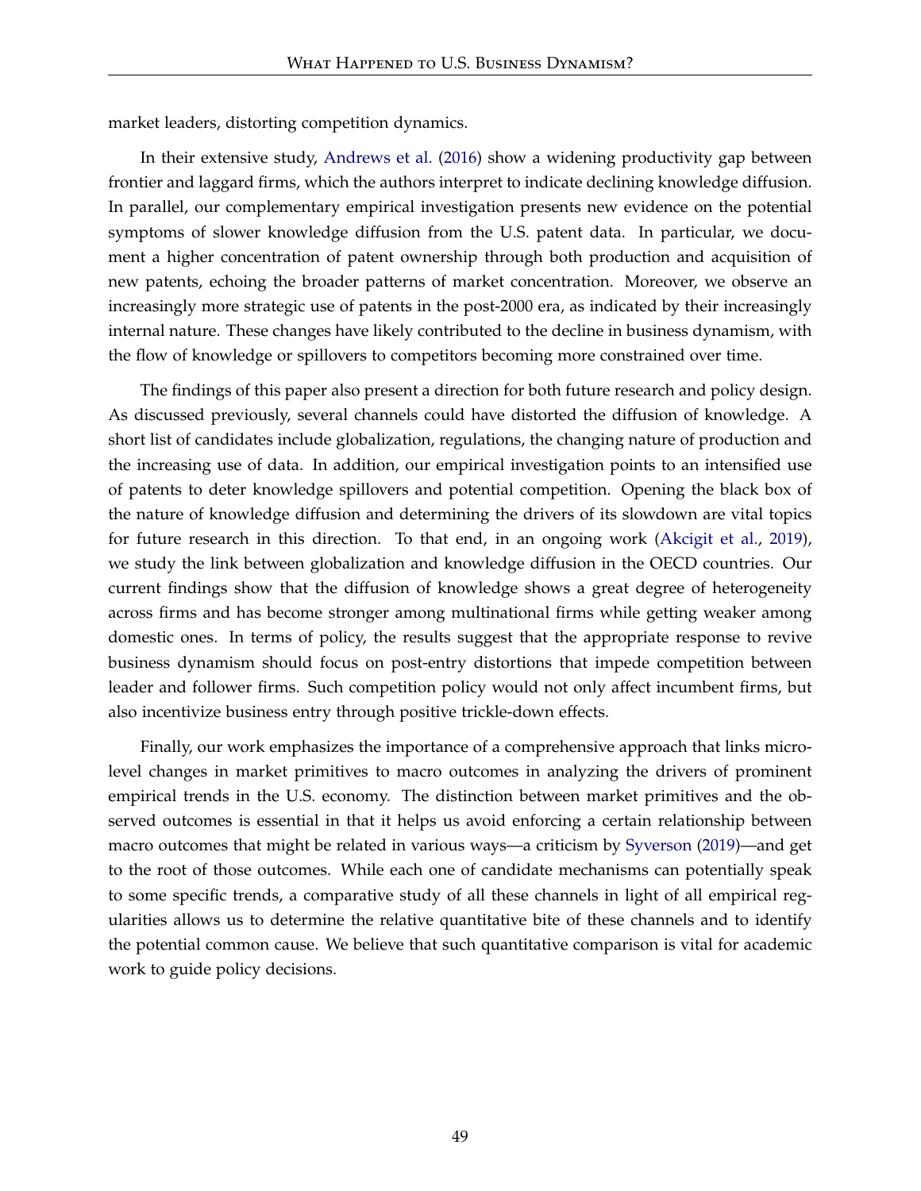market leaders, distorting competition dynamics.

In their extensive study, Andrews et al. (2016) show a widening productivity gap between frontier and laggard firms, which the authors interpret to indicate declining knowledge diffusion. In parallel, our complementary empirical investigation presents new evidence on the potential symptoms of slower knowledge diffusion from the U.S. patent data. In particular, we document a higher concentration of patent ownership through both production and acquisition of new patents, echoing the broader patterns of market concentration. Moreover, we observe an increasingly more strategic use of patents in the post-2000 era, as indicated by their increasingly internal nature. These changes have likely contributed to the decline in business dynamism, with the flow of knowledge or spillovers to competitors becoming more constrained over time.

The findings of this paper also present a direction for both future research and policy design. As discussed previously, several channels could have distorted the diffusion of knowledge. A short list of candidates include globalization, regulations, the changing nature of production and the increasing use of data. In addition, our empirical investigation points to an intensified use of patents to deter knowledge spillovers and potential competition. Opening the black box of the nature of knowledge diffusion and determining the drivers of its slowdown are vital topics for future research in this direction. To that end, in an ongoing work (Akcigit et al., 2019), we study the link between globalization and knowledge diffusion in the OECD countries. Our current findings show that the diffusion of knowledge shows a great degree of heterogeneity across firms and has become stronger among multinational firms while getting weaker among domestic ones. In terms of policy, the results suggest that the appropriate response to revive business dynamism should focus on post-entry distortions that impede competition between leader and follower firms. Such competition policy would not only affect incumbent firms, but also incentivize business entry through positive trickle-down effects.

Finally, our work emphasizes the importance of a comprehensive approach that links micro-level changes in market primitives to macro outcomes in analyzing the drivers of prominent empirical trends in the U.S. economy. The distinction between market primitives and the observed outcomes is essential in that it helps us avoid enforcing a certain relationship between macro outcomes that might be related in various ways—a criticism by Syverson (2019)—and get to the root of those outcomes. While each one of candidate mechanisms can potentially speak to some specific trends, a comparative study of all these channels in light of all empirical regularities allows us to determine the relative quantitative bite of these channels and to identify the potential common cause. We believe that such quantitative comparison is vital for academic work to guide policy decisions.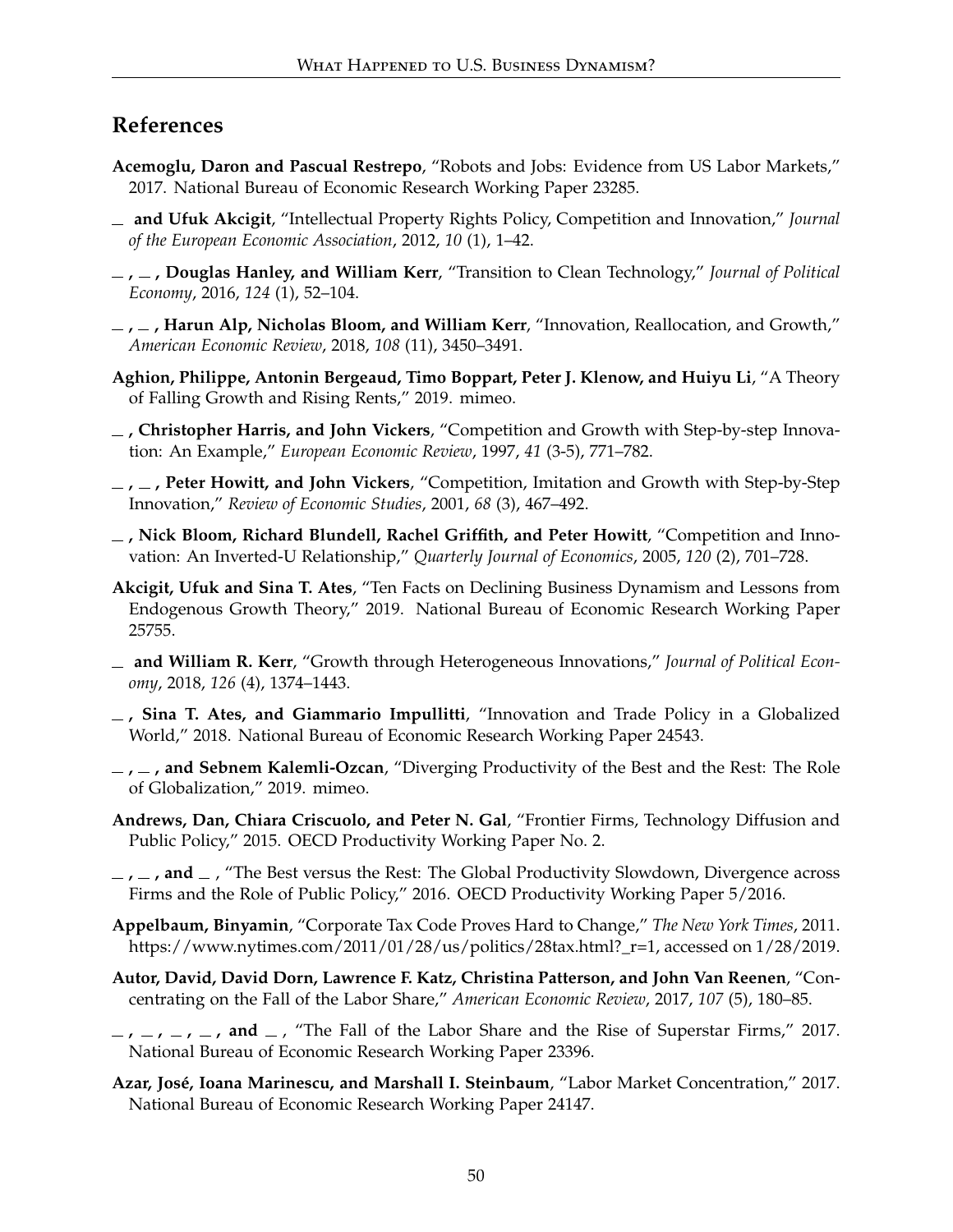## References

**Acemoglu, Daron and Pascual Restrepo**, "Robots and Jobs: Evidence from US Labor Markets," 2017. National Bureau of Economic Research Working Paper 23285.

**_ and Ufuk Akcigit**, "Intellectual Property Rights Policy, Competition and Innovation," *Journal of the European Economic Association*, 2012, *10* (1), 1–42.

**_ , _ , Douglas Hanley, and William Kerr**, "Transition to Clean Technology," *Journal of Political Economy*, 2016, *124* (1), 52–104.

**_ , _ , Harun Alp, Nicholas Bloom, and William Kerr**, "Innovation, Reallocation, and Growth," *American Economic Review*, 2018, *108* (11), 3450–3491.

**Aghion, Philippe, Antonin Bergeaud, Timo Boppart, Peter J. Klenow, and Huiyu Li**, "A Theory of Falling Growth and Rising Rents," 2019. mimeo.

**_ , Christopher Harris, and John Vickers**, "Competition and Growth with Step-by-step Innovation: An Example," *European Economic Review*, 1997, *41* (3-5), 771–782.

**_ , _ , Peter Howitt, and John Vickers**, "Competition, Imitation and Growth with Step-by-Step Innovation," *Review of Economic Studies*, 2001, *68* (3), 467–492.

**_ , Nick Bloom, Richard Blundell, Rachel Griffith, and Peter Howitt**, "Competition and Innovation: An Inverted-U Relationship," *Quarterly Journal of Economics*, 2005, *120* (2), 701–728.

**Akcigit, Ufuk and Sina T. Ates**, "Ten Facts on Declining Business Dynamism and Lessons from Endogenous Growth Theory," 2019. National Bureau of Economic Research Working Paper 25755.

**_ and William R. Kerr**, "Growth through Heterogeneous Innovations," *Journal of Political Economy*, 2018, *126* (4), 1374–1443.

**_ , Sina T. Ates, and Giammario Impullitti**, "Innovation and Trade Policy in a Globalized World," 2018. National Bureau of Economic Research Working Paper 24543.

**_ , _ , and Sebnem Kalemli-Ozcan**, "Diverging Productivity of the Best and the Rest: The Role of Globalization," 2019. mimeo.

**Andrews, Dan, Chiara Criscuolo, and Peter N. Gal**, "Frontier Firms, Technology Diffusion and Public Policy," 2015. OECD Productivity Working Paper No. 2.

**_ , _ , and _** , "The Best versus the Rest: The Global Productivity Slowdown, Divergence across Firms and the Role of Public Policy," 2016. OECD Productivity Working Paper 5/2016.

**Appelbaum, Binyamin**, "Corporate Tax Code Proves Hard to Change," *The New York Times*, 2011. https://www.nytimes.com/2011/01/28/us/politics/28tax.html?_r=1, accessed on 1/28/2019.

**Autor, David, David Dorn, Lawrence F. Katz, Christina Patterson, and John Van Reenen**, "Concentrating on the Fall of the Labor Share," *American Economic Review*, 2017, *107* (5), 180–85.

**_ , _ , _ , _ , and _** , "The Fall of the Labor Share and the Rise of Superstar Firms," 2017. National Bureau of Economic Research Working Paper 23396.

**Azar, José, Ioana Marinescu, and Marshall I. Steinbaum**, "Labor Market Concentration," 2017. National Bureau of Economic Research Working Paper 24147.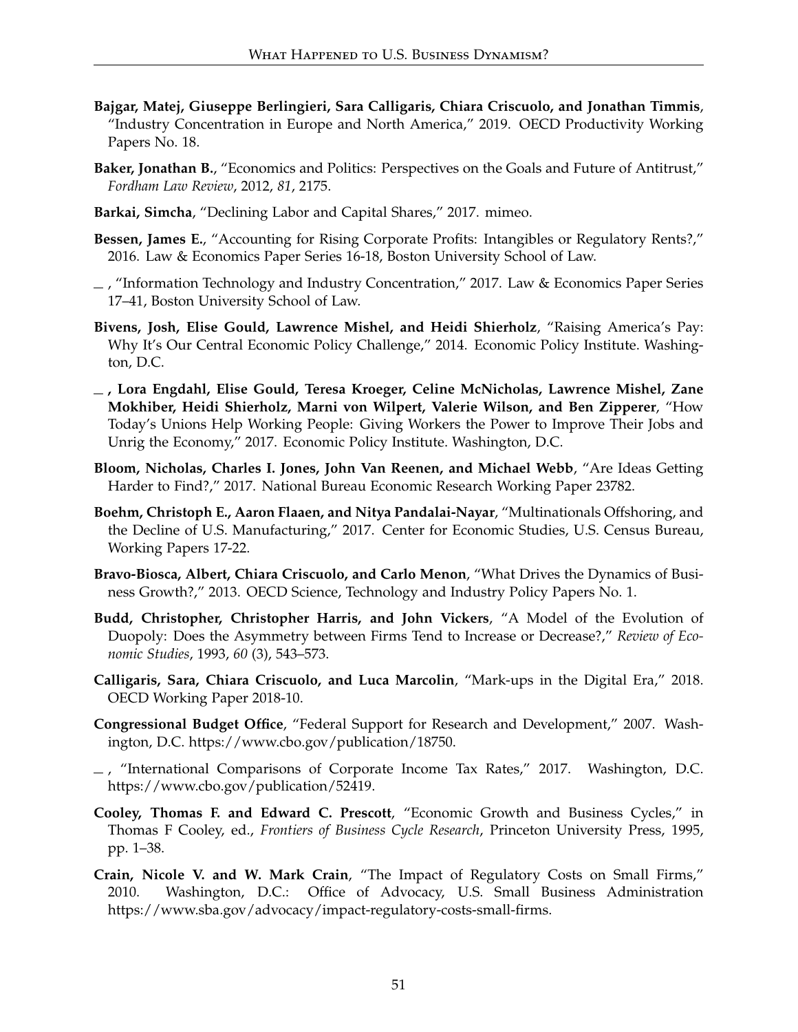**Bajgar, Matej, Giuseppe Berlingieri, Sara Calligaris, Chiara Criscuolo, and Jonathan Timmis**, "Industry Concentration in Europe and North America," 2019. OECD Productivity Working Papers No. 18.

**Baker, Jonathan B.**, "Economics and Politics: Perspectives on the Goals and Future of Antitrust," *Fordham Law Review*, 2012, *81*, 2175.

**Barkai, Simcha**, "Declining Labor and Capital Shares," 2017. mimeo.

**Bessen, James E.**, "Accounting for Rising Corporate Profits: Intangibles or Regulatory Rents?," 2016. Law & Economics Paper Series 16-18, Boston University School of Law.

_ , "Information Technology and Industry Concentration," 2017. Law & Economics Paper Series 17–41, Boston University School of Law.

**Bivens, Josh, Elise Gould, Lawrence Mishel, and Heidi Shierholz**, "Raising America's Pay: Why It's Our Central Economic Policy Challenge," 2014. Economic Policy Institute. Washington, D.C.

**_ , Lora Engdahl, Elise Gould, Teresa Kroeger, Celine McNicholas, Lawrence Mishel, Zane Mokhiber, Heidi Shierholz, Marni von Wilpert, Valerie Wilson, and Ben Zipperer**, "How Today's Unions Help Working People: Giving Workers the Power to Improve Their Jobs and Unrig the Economy," 2017. Economic Policy Institute. Washington, D.C.

**Bloom, Nicholas, Charles I. Jones, John Van Reenen, and Michael Webb**, "Are Ideas Getting Harder to Find?," 2017. National Bureau Economic Research Working Paper 23782.

**Boehm, Christoph E., Aaron Flaaen, and Nitya Pandalai-Nayar**, "Multinationals Offshoring, and the Decline of U.S. Manufacturing," 2017. Center for Economic Studies, U.S. Census Bureau, Working Papers 17-22.

**Bravo-Biosca, Albert, Chiara Criscuolo, and Carlo Menon**, "What Drives the Dynamics of Business Growth?," 2013. OECD Science, Technology and Industry Policy Papers No. 1.

**Budd, Christopher, Christopher Harris, and John Vickers**, "A Model of the Evolution of Duopoly: Does the Asymmetry between Firms Tend to Increase or Decrease?," *Review of Economic Studies*, 1993, *60* (3), 543–573.

**Calligaris, Sara, Chiara Criscuolo, and Luca Marcolin**, "Mark-ups in the Digital Era," 2018. OECD Working Paper 2018-10.

**Congressional Budget Office**, "Federal Support for Research and Development," 2007. Washington, D.C. https://www.cbo.gov/publication/18750.

_ , "International Comparisons of Corporate Income Tax Rates," 2017. Washington, D.C. https://www.cbo.gov/publication/52419.

**Cooley, Thomas F. and Edward C. Prescott**, "Economic Growth and Business Cycles," in Thomas F Cooley, ed., *Frontiers of Business Cycle Research*, Princeton University Press, 1995, pp. 1–38.

**Crain, Nicole V. and W. Mark Crain**, "The Impact of Regulatory Costs on Small Firms," 2010. Washington, D.C.: Office of Advocacy, U.S. Small Business Administration https://www.sba.gov/advocacy/impact-regulatory-costs-small-firms.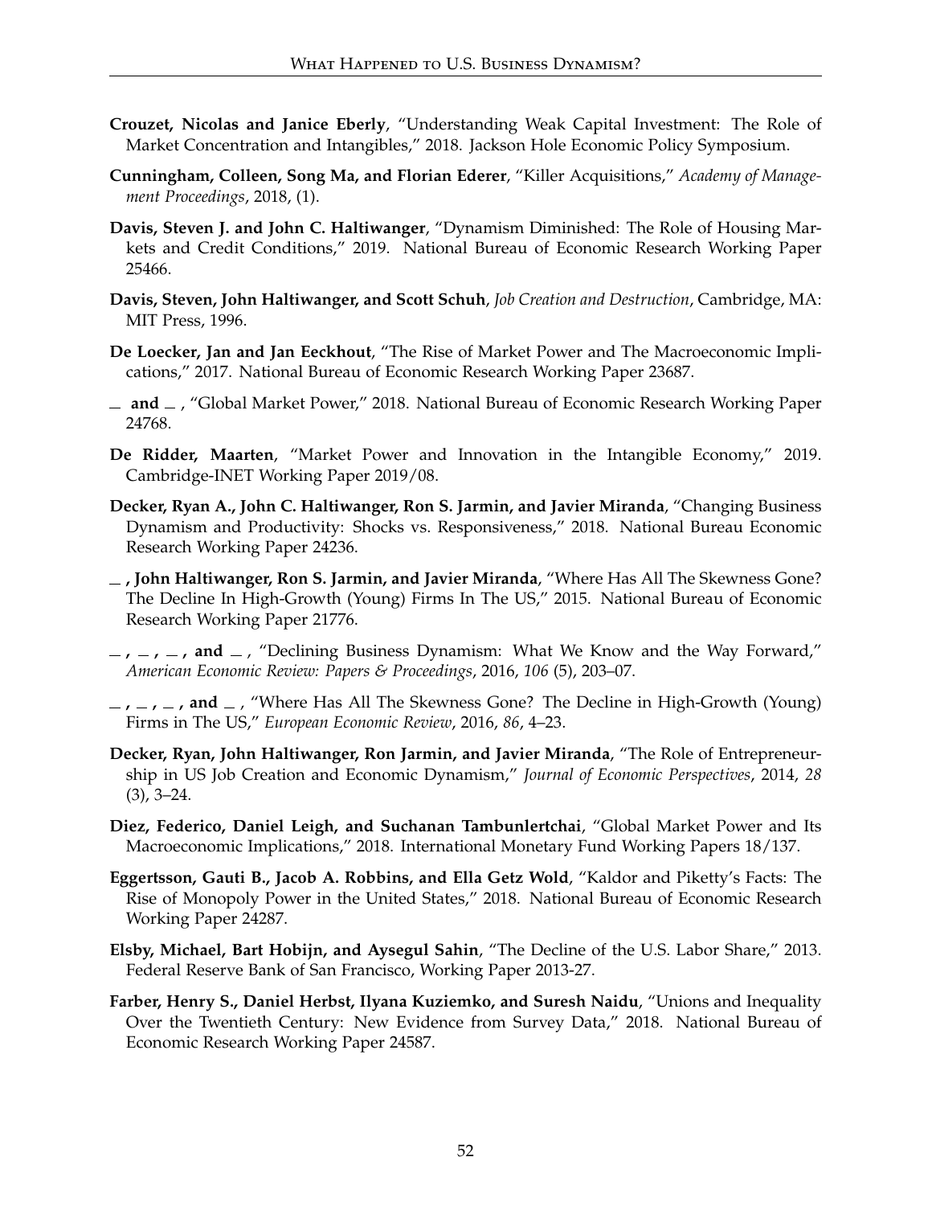**Crouzet, Nicolas and Janice Eberly**, "Understanding Weak Capital Investment: The Role of Market Concentration and Intangibles," 2018. Jackson Hole Economic Policy Symposium.

**Cunningham, Colleen, Song Ma, and Florian Ederer**, "Killer Acquisitions," *Academy of Management Proceedings*, 2018, (1).

**Davis, Steven J. and John C. Haltiwanger**, "Dynamism Diminished: The Role of Housing Markets and Credit Conditions," 2019. National Bureau of Economic Research Working Paper 25466.

**Davis, Steven, John Haltiwanger, and Scott Schuh**, *Job Creation and Destruction*, Cambridge, MA: MIT Press, 1996.

**De Loecker, Jan and Jan Eeckhout**, "The Rise of Market Power and The Macroeconomic Implications," 2017. National Bureau of Economic Research Working Paper 23687.

**_ and _** , "Global Market Power," 2018. National Bureau of Economic Research Working Paper 24768.

**De Ridder, Maarten**, "Market Power and Innovation in the Intangible Economy," 2019. Cambridge-INET Working Paper 2019/08.

**Decker, Ryan A., John C. Haltiwanger, Ron S. Jarmin, and Javier Miranda**, "Changing Business Dynamism and Productivity: Shocks vs. Responsiveness," 2018. National Bureau Economic Research Working Paper 24236.

**_ , John Haltiwanger, Ron S. Jarmin, and Javier Miranda**, "Where Has All The Skewness Gone? The Decline In High-Growth (Young) Firms In The US," 2015. National Bureau of Economic Research Working Paper 21776.

**_ , _ , _ , and _** , "Declining Business Dynamism: What We Know and the Way Forward," *American Economic Review: Papers & Proceedings*, 2016, *106* (5), 203–07.

**_ , _ , _ , and _** , "Where Has All The Skewness Gone? The Decline in High-Growth (Young) Firms in The US," *European Economic Review*, 2016, *86*, 4–23.

**Decker, Ryan, John Haltiwanger, Ron Jarmin, and Javier Miranda**, "The Role of Entrepreneurship in US Job Creation and Economic Dynamism," *Journal of Economic Perspectives*, 2014, *28* (3), 3–24.

**Diez, Federico, Daniel Leigh, and Suchanan Tambunlertchai**, "Global Market Power and Its Macroeconomic Implications," 2018. International Monetary Fund Working Papers 18/137.

**Eggertsson, Gauti B., Jacob A. Robbins, and Ella Getz Wold**, "Kaldor and Piketty's Facts: The Rise of Monopoly Power in the United States," 2018. National Bureau of Economic Research Working Paper 24287.

**Elsby, Michael, Bart Hobijn, and Aysegul Sahin**, "The Decline of the U.S. Labor Share," 2013. Federal Reserve Bank of San Francisco, Working Paper 2013-27.

**Farber, Henry S., Daniel Herbst, Ilyana Kuziemko, and Suresh Naidu**, "Unions and Inequality Over the Twentieth Century: New Evidence from Survey Data," 2018. National Bureau of Economic Research Working Paper 24587.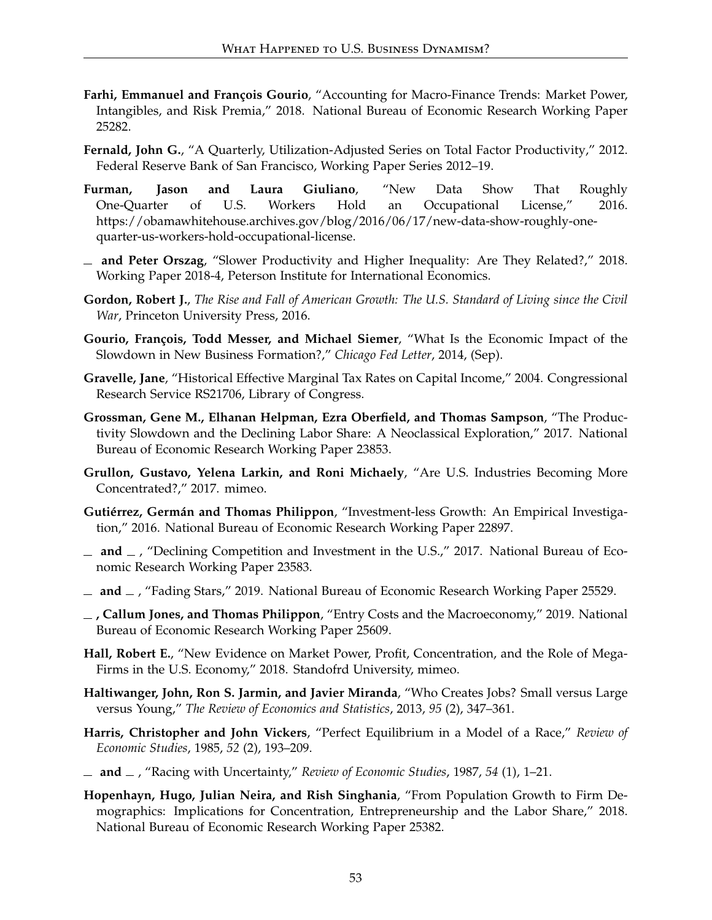**Farhi, Emmanuel and François Gourio**, "Accounting for Macro-Finance Trends: Market Power, Intangibles, and Risk Premia," 2018. National Bureau of Economic Research Working Paper 25282.

**Fernald, John G.**, "A Quarterly, Utilization-Adjusted Series on Total Factor Productivity," 2012. Federal Reserve Bank of San Francisco, Working Paper Series 2012–19.

**Furman, Jason and Laura Giuliano**, "New Data Show That Roughly One-Quarter of U.S. Workers Hold an Occupational License," 2016. https://obamawhitehouse.archives.gov/blog/2016/06/17/new-data-show-roughly-one-quarter-us-workers-hold-occupational-license.

— **and Peter Orszag**, "Slower Productivity and Higher Inequality: Are They Related?," 2018. Working Paper 2018-4, Peterson Institute for International Economics.

**Gordon, Robert J.**, *The Rise and Fall of American Growth: The U.S. Standard of Living since the Civil War*, Princeton University Press, 2016.

**Gourio, François, Todd Messer, and Michael Siemer**, "What Is the Economic Impact of the Slowdown in New Business Formation?," *Chicago Fed Letter*, 2014, (Sep).

**Gravelle, Jane**, "Historical Effective Marginal Tax Rates on Capital Income," 2004. Congressional Research Service RS21706, Library of Congress.

**Grossman, Gene M., Elhanan Helpman, Ezra Oberfield, and Thomas Sampson**, "The Productivity Slowdown and the Declining Labor Share: A Neoclassical Exploration," 2017. National Bureau of Economic Research Working Paper 23853.

**Grullon, Gustavo, Yelena Larkin, and Roni Michaely**, "Are U.S. Industries Becoming More Concentrated?," 2017. mimeo.

**Gutiérrez, Germán and Thomas Philippon**, "Investment-less Growth: An Empirical Investigation," 2016. National Bureau of Economic Research Working Paper 22897.

— **and** — , "Declining Competition and Investment in the U.S.," 2017. National Bureau of Economic Research Working Paper 23583.

— **and** — , "Fading Stars," 2019. National Bureau of Economic Research Working Paper 25529.

— **, Callum Jones, and Thomas Philippon**, "Entry Costs and the Macroeconomy," 2019. National Bureau of Economic Research Working Paper 25609.

**Hall, Robert E.**, "New Evidence on Market Power, Profit, Concentration, and the Role of Mega-Firms in the U.S. Economy," 2018. Standofrd University, mimeo.

**Haltiwanger, John, Ron S. Jarmin, and Javier Miranda**, "Who Creates Jobs? Small versus Large versus Young," *The Review of Economics and Statistics*, 2013, *95* (2), 347–361.

**Harris, Christopher and John Vickers**, "Perfect Equilibrium in a Model of a Race," *Review of Economic Studies*, 1985, *52* (2), 193–209.

— **and** — , "Racing with Uncertainty," *Review of Economic Studies*, 1987, *54* (1), 1–21.

**Hopenhayn, Hugo, Julian Neira, and Rish Singhania**, "From Population Growth to Firm Demographics: Implications for Concentration, Entrepreneurship and the Labor Share," 2018. National Bureau of Economic Research Working Paper 25382.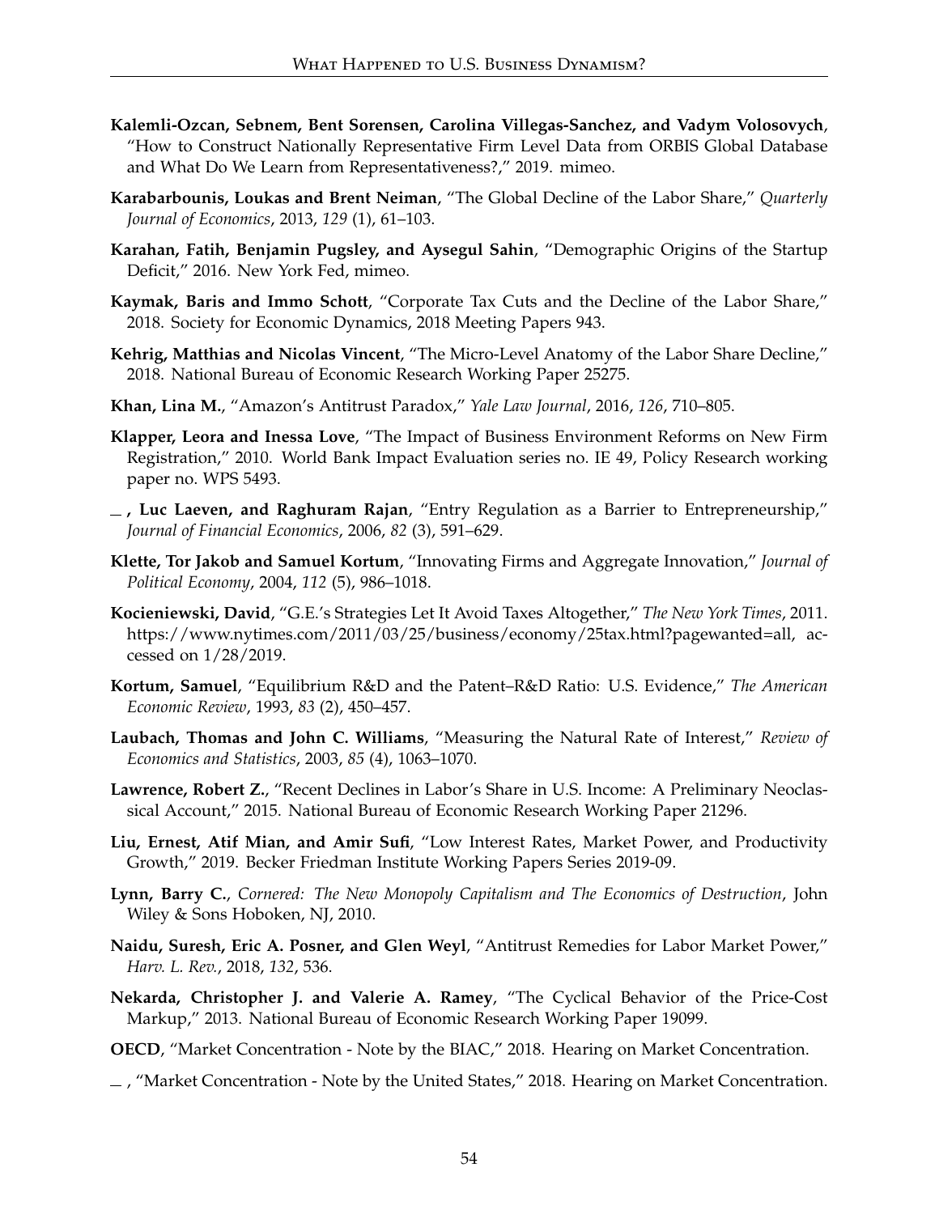**Kalemli-Ozcan, Sebnem, Bent Sorensen, Carolina Villegas-Sanchez, and Vadym Volosovych**, "How to Construct Nationally Representative Firm Level Data from ORBIS Global Database and What Do We Learn from Representativeness?," 2019. mimeo.

**Karabarbounis, Loukas and Brent Neiman**, "The Global Decline of the Labor Share," *Quarterly Journal of Economics*, 2013, *129* (1), 61–103.

**Karahan, Fatih, Benjamin Pugsley, and Aysegul Sahin**, "Demographic Origins of the Startup Deficit," 2016. New York Fed, mimeo.

**Kaymak, Baris and Immo Schott**, "Corporate Tax Cuts and the Decline of the Labor Share," 2018. Society for Economic Dynamics, 2018 Meeting Papers 943.

**Kehrig, Matthias and Nicolas Vincent**, "The Micro-Level Anatomy of the Labor Share Decline," 2018. National Bureau of Economic Research Working Paper 25275.

**Khan, Lina M.**, "Amazon's Antitrust Paradox," *Yale Law Journal*, 2016, *126*, 710–805.

**Klapper, Leora and Inessa Love**, "The Impact of Business Environment Reforms on New Firm Registration," 2010. World Bank Impact Evaluation series no. IE 49, Policy Research working paper no. WPS 5493.

**\_ , Luc Laeven, and Raghuram Rajan**, "Entry Regulation as a Barrier to Entrepreneurship," *Journal of Financial Economics*, 2006, *82* (3), 591–629.

**Klette, Tor Jakob and Samuel Kortum**, "Innovating Firms and Aggregate Innovation," *Journal of Political Economy*, 2004, *112* (5), 986–1018.

**Kocieniewski, David**, "G.E.'s Strategies Let It Avoid Taxes Altogether," *The New York Times*, 2011. https://www.nytimes.com/2011/03/25/business/economy/25tax.html?pagewanted=all, accessed on 1/28/2019.

**Kortum, Samuel**, "Equilibrium R&D and the Patent–R&D Ratio: U.S. Evidence," *The American Economic Review*, 1993, *83* (2), 450–457.

**Laubach, Thomas and John C. Williams**, "Measuring the Natural Rate of Interest," *Review of Economics and Statistics*, 2003, *85* (4), 1063–1070.

**Lawrence, Robert Z.**, "Recent Declines in Labor's Share in U.S. Income: A Preliminary Neoclassical Account," 2015. National Bureau of Economic Research Working Paper 21296.

**Liu, Ernest, Atif Mian, and Amir Sufi**, "Low Interest Rates, Market Power, and Productivity Growth," 2019. Becker Friedman Institute Working Papers Series 2019-09.

**Lynn, Barry C.**, *Cornered: The New Monopoly Capitalism and The Economics of Destruction*, John Wiley & Sons Hoboken, NJ, 2010.

**Naidu, Suresh, Eric A. Posner, and Glen Weyl**, "Antitrust Remedies for Labor Market Power," *Harv. L. Rev.*, 2018, *132*, 536.

**Nekarda, Christopher J. and Valerie A. Ramey**, "The Cyclical Behavior of the Price-Cost Markup," 2013. National Bureau of Economic Research Working Paper 19099.

**OECD**, "Market Concentration - Note by the BIAC," 2018. Hearing on Market Concentration.

\_ , "Market Concentration - Note by the United States," 2018. Hearing on Market Concentration.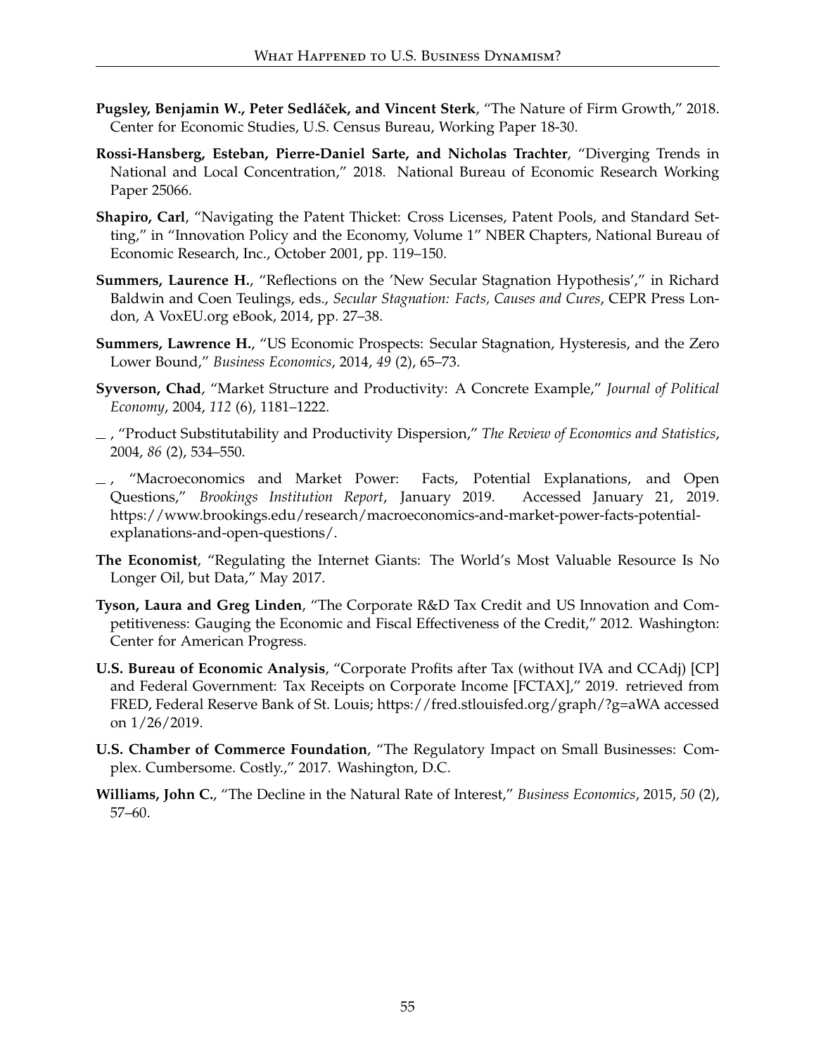**Pugsley, Benjamin W., Peter Sedláček, and Vincent Sterk**, "The Nature of Firm Growth," 2018. Center for Economic Studies, U.S. Census Bureau, Working Paper 18-30.

**Rossi-Hansberg, Esteban, Pierre-Daniel Sarte, and Nicholas Trachter**, "Diverging Trends in National and Local Concentration," 2018. National Bureau of Economic Research Working Paper 25066.

**Shapiro, Carl**, "Navigating the Patent Thicket: Cross Licenses, Patent Pools, and Standard Setting," in "Innovation Policy and the Economy, Volume 1" NBER Chapters, National Bureau of Economic Research, Inc., October 2001, pp. 119–150.

**Summers, Laurence H.**, "Reflections on the 'New Secular Stagnation Hypothesis'," in Richard Baldwin and Coen Teulings, eds., *Secular Stagnation: Facts, Causes and Cures*, CEPR Press London, A VoxEU.org eBook, 2014, pp. 27–38.

**Summers, Lawrence H.**, "US Economic Prospects: Secular Stagnation, Hysteresis, and the Zero Lower Bound," *Business Economics*, 2014, *49* (2), 65–73.

**Syverson, Chad**, "Market Structure and Productivity: A Concrete Example," *Journal of Political Economy*, 2004, *112* (6), 1181–1222.

_ , "Product Substitutability and Productivity Dispersion," *The Review of Economics and Statistics*, 2004, *86* (2), 534–550.

_ , "Macroeconomics and Market Power: Facts, Potential Explanations, and Open Questions," *Brookings Institution Report*, January 2019. Accessed January 21, 2019. https://www.brookings.edu/research/macroeconomics-and-market-power-facts-potential-explanations-and-open-questions/.

**The Economist**, "Regulating the Internet Giants: The World's Most Valuable Resource Is No Longer Oil, but Data," May 2017.

**Tyson, Laura and Greg Linden**, "The Corporate R&D Tax Credit and US Innovation and Competitiveness: Gauging the Economic and Fiscal Effectiveness of the Credit," 2012. Washington: Center for American Progress.

**U.S. Bureau of Economic Analysis**, "Corporate Profits after Tax (without IVA and CCAdj) [CP] and Federal Government: Tax Receipts on Corporate Income [FCTAX]," 2019. retrieved from FRED, Federal Reserve Bank of St. Louis; https://fred.stlouisfed.org/graph/?g=aWA accessed on 1/26/2019.

**U.S. Chamber of Commerce Foundation**, "The Regulatory Impact on Small Businesses: Complex. Cumbersome. Costly.," 2017. Washington, D.C.

**Williams, John C.**, "The Decline in the Natural Rate of Interest," *Business Economics*, 2015, *50* (2), 57–60.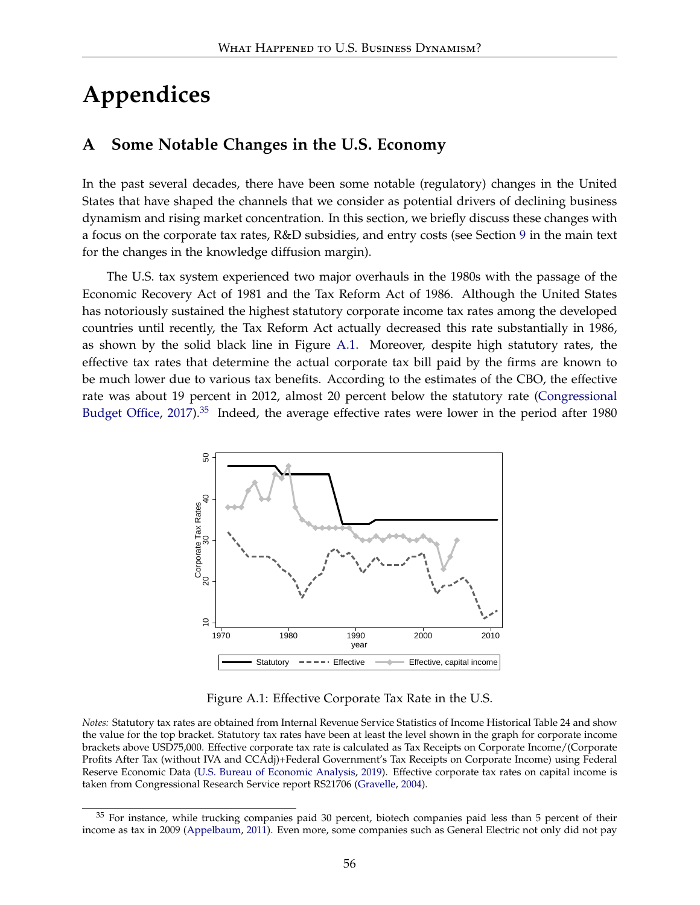# Appendices

## A Some Notable Changes in the U.S. Economy

In the past several decades, there have been some notable (regulatory) changes in the United States that have shaped the channels that we consider as potential drivers of declining business dynamism and rising market concentration. In this section, we briefly discuss these changes with a focus on the corporate tax rates, R&D subsidies, and entry costs (see Section 9 in the main text for the changes in the knowledge diffusion margin).

The U.S. tax system experienced two major overhauls in the 1980s with the passage of the Economic Recovery Act of 1981 and the Tax Reform Act of 1986. Although the United States has notoriously sustained the highest statutory corporate income tax rates among the developed countries until recently, the Tax Reform Act actually decreased this rate substantially in 1986, as shown by the solid black line in Figure A.1. Moreover, despite high statutory rates, the effective tax rates that determine the actual corporate tax bill paid by the firms are known to be much lower due to various tax benefits. According to the estimates of the CBO, the effective rate was about 19 percent in 2012, almost 20 percent below the statutory rate (Congressional Budget Office, 2017).[35] Indeed, the average effective rates were lower in the period after 1980

Figure A.1: Effective Corporate Tax Rate in the U.S.

*Notes:* Statutory tax rates are obtained from Internal Revenue Service Statistics of Income Historical Table 24 and show the value for the top bracket. Statutory tax rates have been at least the level shown in the graph for corporate income brackets above USD75,000. Effective corporate tax rate is calculated as Tax Receipts on Corporate Income/(Corporate Profits After Tax (without IVA and CCAdj)+Federal Government's Tax Receipts on Corporate Income) using Federal Reserve Economic Data (U.S. Bureau of Economic Analysis, 2019). Effective corporate tax rates on capital income is taken from Congressional Research Service report RS21706 (Gravelle, 2004).

[35] For instance, while trucking companies paid 30 percent, biotech companies paid less than 5 percent of their income as tax in 2009 (Appelbaum, 2011). Even more, some companies such as General Electric not only did not pay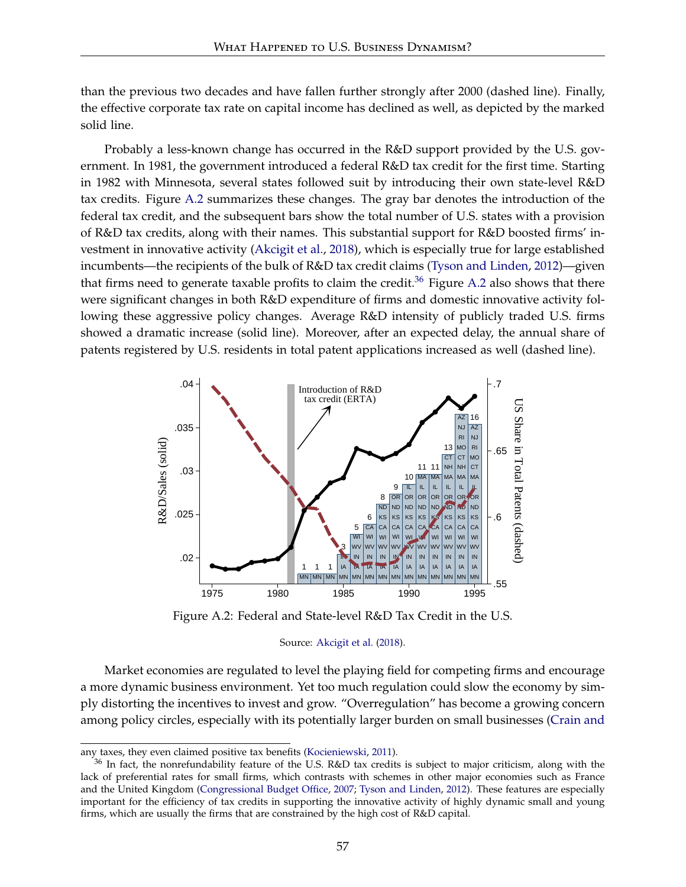than the previous two decades and have fallen further strongly after 2000 (dashed line). Finally, the effective corporate tax rate on capital income has declined as well, as depicted by the marked solid line.

Probably a less-known change has occurred in the R&D support provided by the U.S. government. In 1981, the government introduced a federal R&D tax credit for the first time. Starting in 1982 with Minnesota, several states followed suit by introducing their own state-level R&D tax credits. Figure A.2 summarizes these changes. The gray bar denotes the introduction of the federal tax credit, and the subsequent bars show the total number of U.S. states with a provision of R&D tax credits, along with their names. This substantial support for R&D boosted firms' investment in innovative activity (Akcigit et al., 2018), which is especially true for large established incumbents—the recipients of the bulk of R&D tax credit claims (Tyson and Linden, 2012)—given that firms need to generate taxable profits to claim the credit.[36] Figure A.2 also shows that there were significant changes in both R&D expenditure of firms and domestic innovative activity following these aggressive policy changes. Average R&D intensity of publicly traded U.S. firms showed a dramatic increase (solid line). Moreover, after an expected delay, the annual share of patents registered by U.S. residents in total patent applications increased as well (dashed line).

R&D/Sales (solid)
US Share in Total Patents (dashed)
Introduction of R&D tax credit (ERTA)
.04
.035
.03
.025
.02
.7
.65
.6
.55
1975
1980
1985
1990
1995
1 1 1 3 5 6 8 9 10 11 11 13 16
MN IA IN WV WI CA KS ND OR IL MA NH CT MO RI NJ AZ

Figure A.2: Federal and State-level R&D Tax Credit in the U.S.

Source: Akcigit et al. (2018).

Market economies are regulated to level the playing field for competing firms and encourage a more dynamic business environment. Yet too much regulation could slow the economy by simply distorting the incentives to invest and grow. "Overregulation" has become a growing concern among policy circles, especially with its potentially larger burden on small businesses (Crain and

any taxes, they even claimed positive tax benefits (Kocieniewski, 2011).

[36] In fact, the nonrefundability feature of the U.S. R&D tax credits is subject to major criticism, along with the lack of preferential rates for small firms, which contrasts with schemes in other major economies such as France and the United Kingdom (Congressional Budget Office, 2007; Tyson and Linden, 2012). These features are especially important for the efficiency of tax credits in supporting the innovative activity of highly dynamic small and young firms, which are usually the firms that are constrained by the high cost of R&D capital.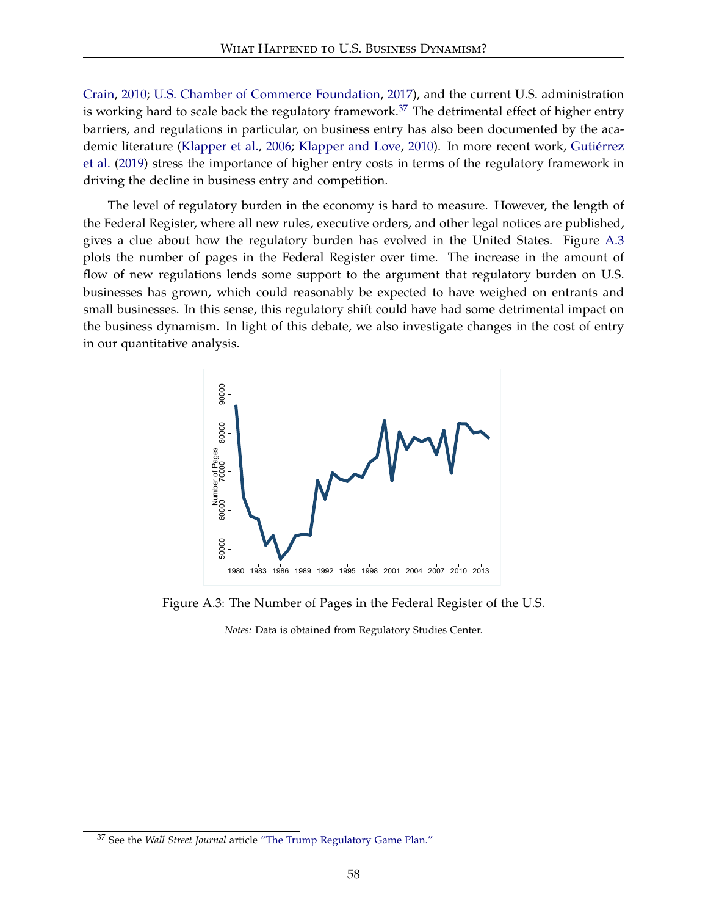Crain, 2010; U.S. Chamber of Commerce Foundation, 2017), and the current U.S. administration is working hard to scale back the regulatory framework.[37] The detrimental effect of higher entry barriers, and regulations in particular, on business entry has also been documented by the academic literature (Klapper et al., 2006; Klapper and Love, 2010). In more recent work, Gutiérrez et al. (2019) stress the importance of higher entry costs in terms of the regulatory framework in driving the decline in business entry and competition.

The level of regulatory burden in the economy is hard to measure. However, the length of the Federal Register, where all new rules, executive orders, and other legal notices are published, gives a clue about how the regulatory burden has evolved in the United States. Figure A.3 plots the number of pages in the Federal Register over time. The increase in the amount of flow of new regulations lends some support to the argument that regulatory burden on U.S. businesses has grown, which could reasonably be expected to have weighed on entrants and small businesses. In this sense, this regulatory shift could have had some detrimental impact on the business dynamism. In light of this debate, we also investigate changes in the cost of entry in our quantitative analysis.

Number of Pages
90000
80000
70000
60000
50000
1980 1983 1986 1989 1992 1995 1998 2001 2004 2007 2010 2013

Figure A.3: The Number of Pages in the Federal Register of the U.S.

*Notes:* Data is obtained from Regulatory Studies Center.

[37] See the *Wall Street Journal* article "The Trump Regulatory Game Plan."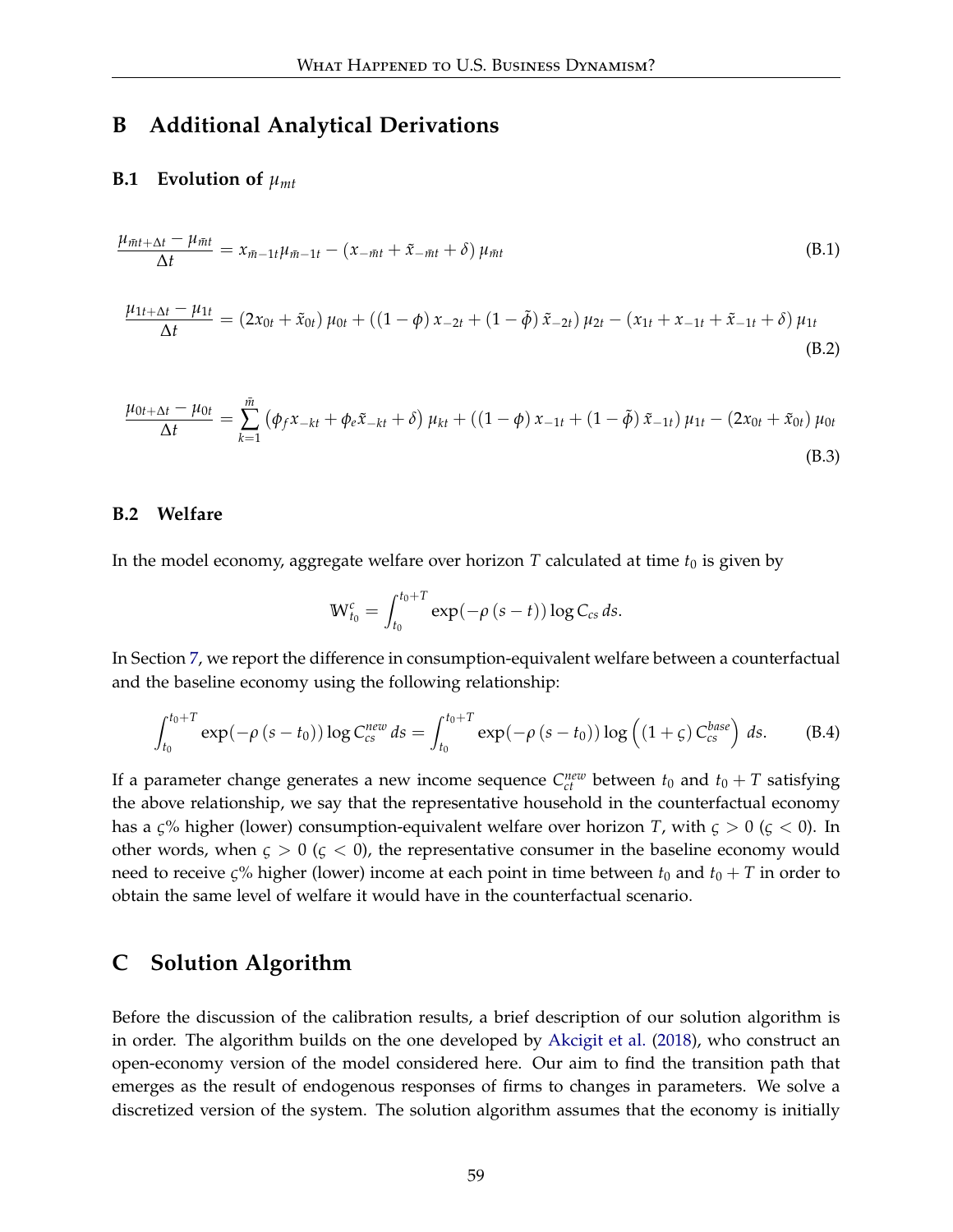## B Additional Analytical Derivations

### B.1 Evolution of $\mu_{mt}$

$$\frac{\mu_{\bar{m}t+\Delta t}-\mu_{\bar{m}t}}{\Delta t}=x_{\bar{m}-1t}\mu_{\bar{m}-1t}-\left(x_{-\bar{m}t}+\tilde{x}_{-\bar{m}t}+\delta\right)\mu_{\bar{m}t} \tag{B.1}$$

$$\frac{\mu_{1t+\Delta t}-\mu_{1t}}{\Delta t}=\left(2x_{0t}+\tilde{x}_{0t}\right)\mu_{0t}+\left(\left(1-\phi\right)x_{-2t}+\left(1-\tilde{\phi}\right)\tilde{x}_{-2t}\right)\mu_{2t}-\left(x_{1t}+x_{-1t}+\tilde{x}_{-1t}+\delta\right)\mu_{1t} \tag{B.2}$$

$$\frac{\mu_{0t+\Delta t}-\mu_{0t}}{\Delta t}=\sum_{k=1}^{\bar{m}}\left(\phi_f x_{-kt}+\phi_e\tilde{x}_{-kt}+\delta\right)\mu_{kt}+\left(\left(1-\phi\right)x_{-1t}+\left(1-\tilde{\phi}\right)\tilde{x}_{-1t}\right)\mu_{1t}-\left(2x_{0t}+\tilde{x}_{0t}\right)\mu_{0t} \tag{B.3}$$

### B.2 Welfare

In the model economy, aggregate welfare over horizon $T$ calculated at time $t_0$ is given by

$$\mathbb{W}^c_{t_0}=\int_{t_0}^{t_0+T}\exp(-\rho\left(s-t\right))\log C_{cs}\,ds.$$

In Section 7, we report the difference in consumption-equivalent welfare between a counterfactual and the baseline economy using the following relationship:

$$\int_{t_0}^{t_0+T}\exp(-\rho\left(s-t_0\right))\log C^{new}_{cs}\,ds=\int_{t_0}^{t_0+T}\exp(-\rho\left(s-t_0\right))\log\left(\left(1+\varsigma\right)C^{base}_{cs}\right)\,ds. \tag{B.4}$$

If a parameter change generates a new income sequence $C^{new}_{ct}$ between $t_0$ and $t_0+T$ satisfying the above relationship, we say that the representative household in the counterfactual economy has a $\varsigma$% higher (lower) consumption-equivalent welfare over horizon $T$, with $\varsigma>0$ ($\varsigma<0$). In other words, when $\varsigma>0$ ($\varsigma<0$), the representative consumer in the baseline economy would need to receive $\varsigma$% higher (lower) income at each point in time between $t_0$ and $t_0+T$ in order to obtain the same level of welfare it would have in the counterfactual scenario.

## C Solution Algorithm

Before the discussion of the calibration results, a brief description of our solution algorithm is in order. The algorithm builds on the one developed by Akcigit et al. (2018), who construct an open-economy version of the model considered here. Our aim to find the transition path that emerges as the result of endogenous responses of firms to changes in parameters. We solve a discretized version of the system. The solution algorithm assumes that the economy is initially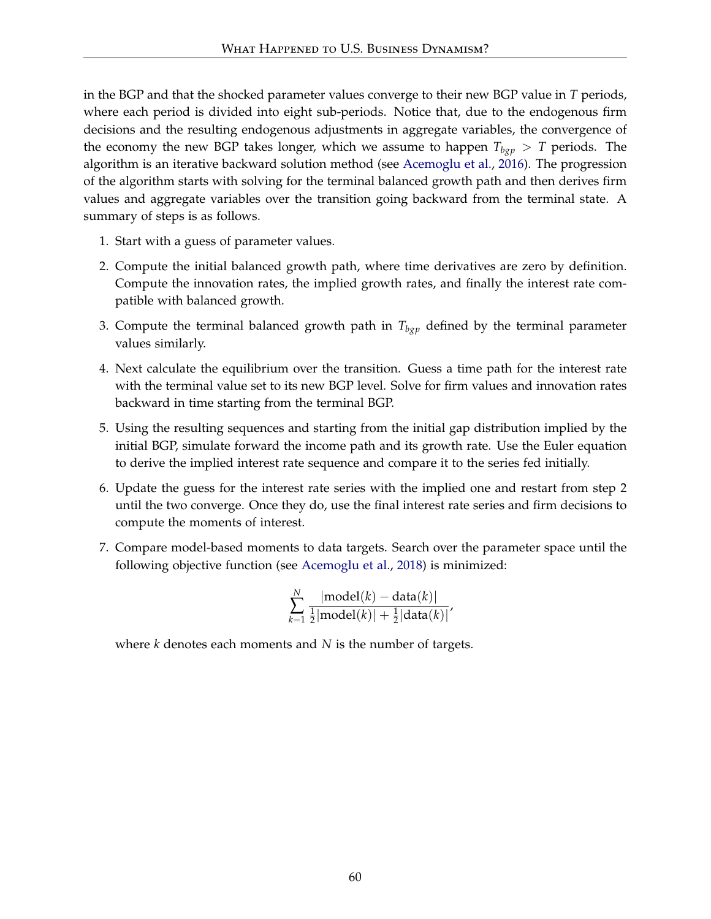in the BGP and that the shocked parameter values converge to their new BGP value in $T$ periods, where each period is divided into eight sub-periods. Notice that, due to the endogenous firm decisions and the resulting endogenous adjustments in aggregate variables, the convergence of the economy the new BGP takes longer, which we assume to happen $T_{bgp} > T$ periods. The algorithm is an iterative backward solution method (see Acemoglu et al., 2016). The progression of the algorithm starts with solving for the terminal balanced growth path and then derives firm values and aggregate variables over the transition going backward from the terminal state. A summary of steps is as follows.

1. Start with a guess of parameter values.
2. Compute the initial balanced growth path, where time derivatives are zero by definition. Compute the innovation rates, the implied growth rates, and finally the interest rate compatible with balanced growth.
3. Compute the terminal balanced growth path in $T_{bgp}$ defined by the terminal parameter values similarly.
4. Next calculate the equilibrium over the transition. Guess a time path for the interest rate with the terminal value set to its new BGP level. Solve for firm values and innovation rates backward in time starting from the terminal BGP.
5. Using the resulting sequences and starting from the initial gap distribution implied by the initial BGP, simulate forward the income path and its growth rate. Use the Euler equation to derive the implied interest rate sequence and compare it to the series fed initially.
6. Update the guess for the interest rate series with the implied one and restart from step 2 until the two converge. Once they do, use the final interest rate series and firm decisions to compute the moments of interest.
7. Compare model-based moments to data targets. Search over the parameter space until the following objective function (see Acemoglu et al., 2018) is minimized:

$$\sum_{k=1}^{N} \frac{|\text{model}(k) - \text{data}(k)|}{\frac{1}{2}|\text{model}(k)| + \frac{1}{2}|\text{data}(k)|},$$

   where $k$ denotes each moments and $N$ is the number of targets.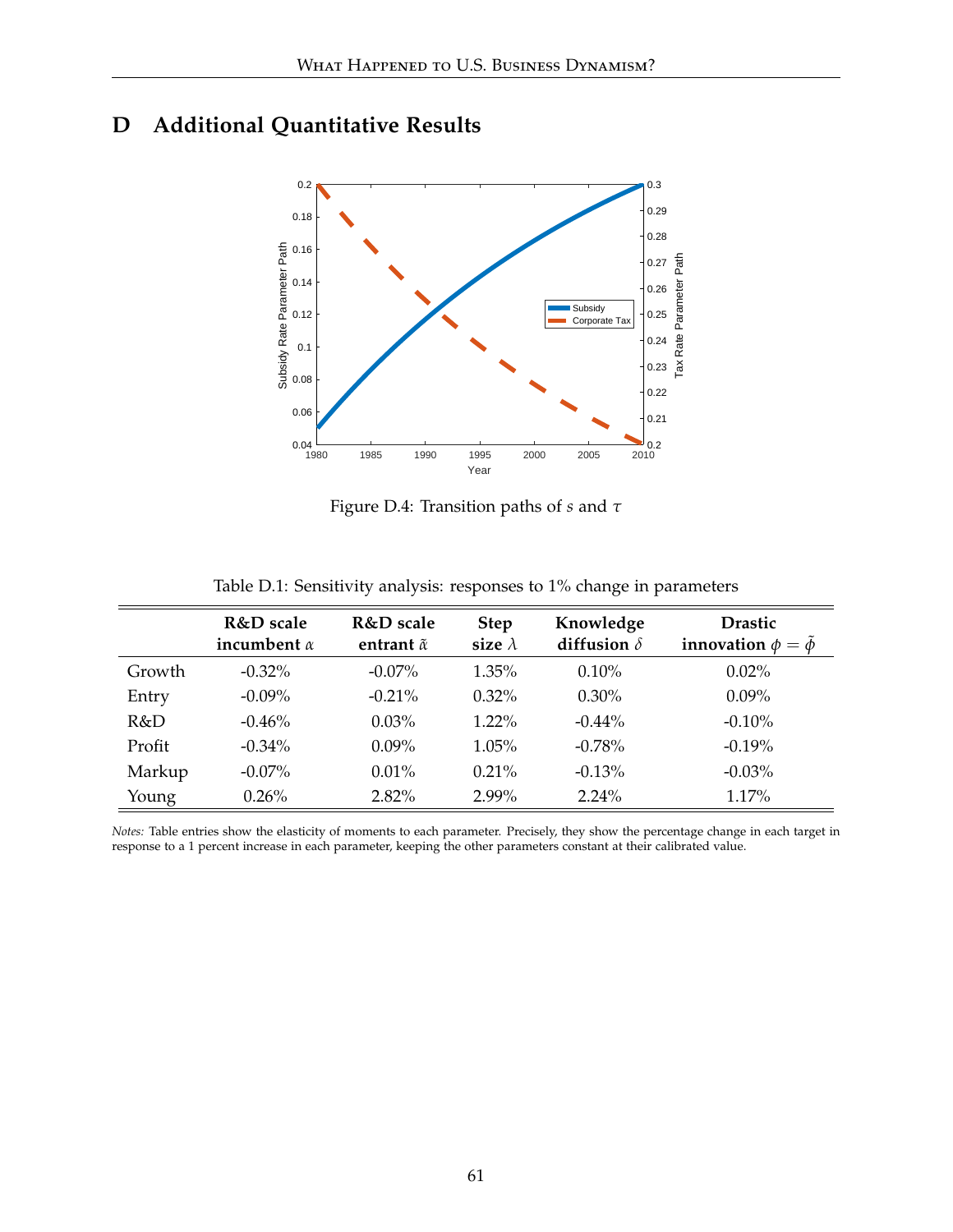# D Additional Quantitative Results

0.2
0.18
0.16
0.14
0.12
0.1
0.08
0.06
0.04
Subsidy Rate Parameter Path
0.3
0.29
0.28
0.27
0.26
0.25
0.24
0.23
0.22
0.21
0.2
Tax Rate Parameter Path
1980 1985 1990 1995 2000 2005 2010
Year
Subsidy
Corporate Tax

Figure D.4: Transition paths of $s$ and $\tau$

Table D.1: Sensitivity analysis: responses to 1% change in parameters

| | **R&D scale incumbent** $\alpha$ | **R&D scale entrant** $\tilde{\alpha}$ | **Step size** $\lambda$ | **Knowledge diffusion** $\delta$ | **Drastic innovation** $\phi = \tilde{\phi}$ |
|---|---|---|---|---|---|
| Growth | -0.32% | -0.07% | 1.35% | 0.10% | 0.02% |
| Entry | -0.09% | -0.21% | 0.32% | 0.30% | 0.09% |
| R&D | -0.46% | 0.03% | 1.22% | -0.44% | -0.10% |
| Profit | -0.34% | 0.09% | 1.05% | -0.78% | -0.19% |
| Markup | -0.07% | 0.01% | 0.21% | -0.13% | -0.03% |
| Young | 0.26% | 2.82% | 2.99% | 2.24% | 1.17% |

*Notes:* Table entries show the elasticity of moments to each parameter. Precisely, they show the percentage change in each target in response to a 1 percent increase in each parameter, keeping the other parameters constant at their calibrated value.